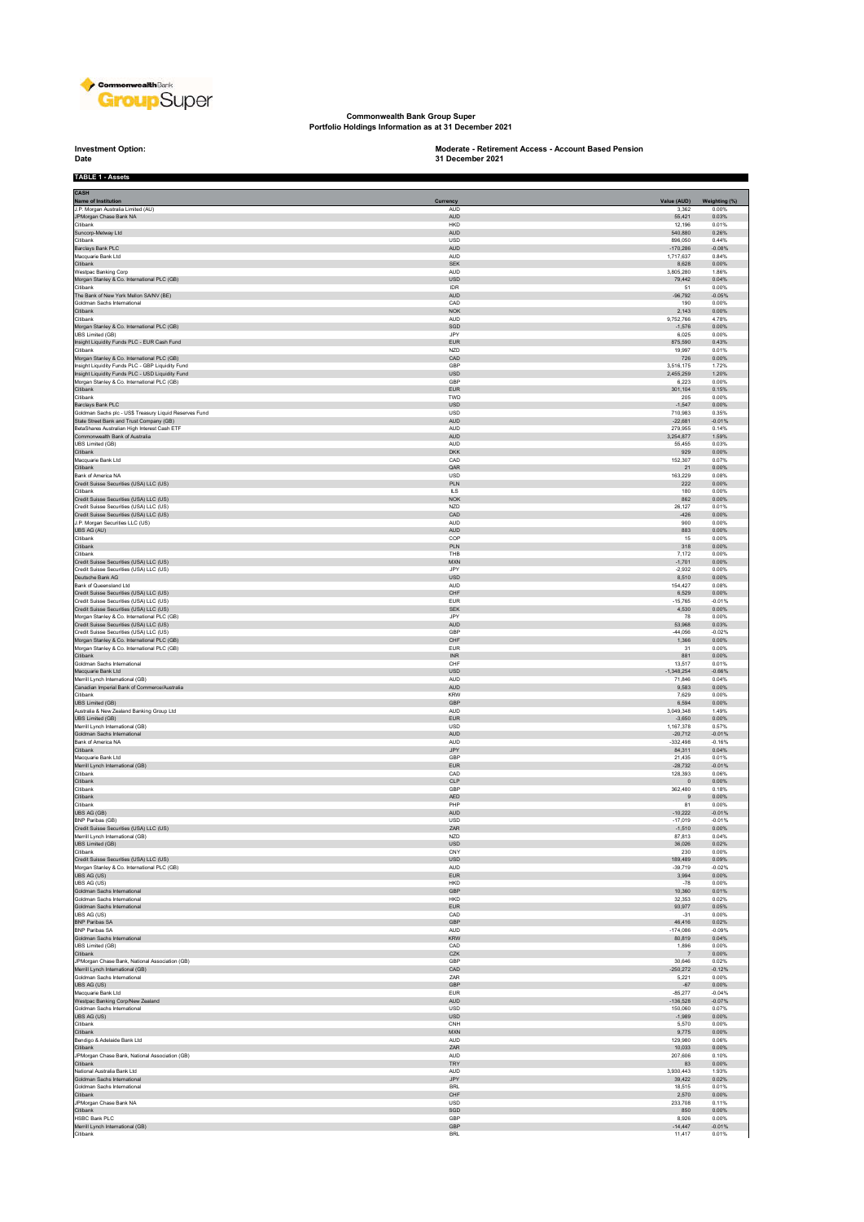# Commonwealth Bank Group Super
## Portfolio Holdings Information as at 31 December 2021

**Investment Option:** Moderate - Retirement Access - Account Based Pension
**Date** 31 December 2021

**TABLE 1 - Assets**

**CASH**

| Name of Institution | Currency | Value (AUD) | Weighting (%) |
|---|---|---|---|
| J.P. Morgan Australia Limited (AU) | AUD | 3,362 | 0.00% |
| JPMorgan Chase Bank NA | AUD | 55,421 | 0.03% |
| Citibank | HKD | 12,196 | 0.01% |
| Suncorp-Metway Ltd | AUD | 540,880 | 0.26% |
| Citibank | USD | 896,050 | 0.44% |
| Barclays Bank PLC | AUD | -170,286 | -0.08% |
| Macquarie Bank Ltd | AUD | 1,717,637 | 0.84% |
| Citibank | SEK | 8,628 | 0.00% |
| Westpac Banking Corp | AUD | 3,805,280 | 1.86% |
| Morgan Stanley & Co. International PLC (GB) | USD | 79,442 | 0.04% |
| Citibank | IDR | 51 | 0.00% |
| The Bank of New York Mellon SA/NV (BE) | AUD | -96,792 | -0.05% |
| Goldman Sachs International | CAD | 190 | 0.00% |
| Citibank | NOK | 2,143 | 0.00% |
| Citibank | AUD | 9,752,766 | 4.78% |
| Morgan Stanley & Co. International PLC (GB) | SGD | -1,576 | 0.00% |
| UBS Limited (GB) | JPY | 6,025 | 0.00% |
| Insight Liquidity Funds PLC - EUR Cash Fund | EUR | 875,590 | 0.43% |
| Citibank | NZD | 19,997 | 0.01% |
| Morgan Stanley & Co. International PLC (GB) | CAD | 726 | 0.00% |
| Insight Liquidity Funds PLC - GBP Liquidity Fund | GBP | 3,516,175 | 1.72% |
| Insight Liquidity Funds PLC - USD Liquidity Fund | USD | 2,455,259 | 1.20% |
| Morgan Stanley & Co. International PLC (GB) | GBP | 6,223 | 0.00% |
| Citibank | EUR | 301,104 | 0.15% |
| Citibank | TWD | 205 | 0.00% |
| Barclays Bank PLC | USD | -1,547 | 0.00% |
| Goldman Sachs plc - US$ Treasury Liquid Reserves Fund | USD | 710,983 | 0.35% |
| State Street Bank and Trust Company (GB) | AUD | -22,681 | -0.01% |
| BetaShares Australian High Interest Cash ETF | AUD | 279,955 | 0.14% |
| Commonwealth Bank of Australia | AUD | 3,254,877 | 1.59% |
| UBS Limited (GB) | AUD | 55,455 | 0.03% |
| Citibank | DKK | 929 | 0.00% |
| Macquarie Bank Ltd | CAD | 152,307 | 0.07% |
| Citibank | QAR | 21 | 0.00% |
| Bank of America NA | USD | 163,229 | 0.08% |
| Credit Suisse Securities (USA) LLC (US) | PLN | 222 | 0.00% |
| Citibank | ILS | 180 | 0.00% |
| Credit Suisse Securities (USA) LLC (US) | NOK | 862 | 0.00% |
| Credit Suisse Securities (USA) LLC (US) | NZD | 26,127 | 0.01% |
| Credit Suisse Securities (USA) LLC (US) | CAD | -426 | 0.00% |
| J.P. Morgan Securities LLC (US) | AUD | 900 | 0.00% |
| UBS AG (AU) | AUD | 883 | 0.00% |
| Citibank | COP | 15 | 0.00% |
| Citibank | PLN | 318 | 0.00% |
| Citibank | THB | 7,172 | 0.00% |
| Credit Suisse Securities (USA) LLC (US) | MXN | -1,701 | 0.00% |
| Credit Suisse Securities (USA) LLC (US) | JPY | -2,932 | 0.00% |
| Deutsche Bank AG | USD | 8,510 | 0.00% |
| Bank of Queensland Ltd | AUD | 154,427 | 0.08% |
| Credit Suisse Securities (USA) LLC (US) | CHF | 6,529 | 0.00% |
| Credit Suisse Securities (USA) LLC (US) | EUR | -15,765 | -0.01% |
| Credit Suisse Securities (USA) LLC (US) | SEK | 4,530 | 0.00% |
| Morgan Stanley & Co. International PLC (GB) | JPY | 78 | 0.00% |
| Credit Suisse Securities (USA) LLC (US) | AUD | 53,968 | 0.03% |
| Credit Suisse Securities (USA) LLC (US) | GBP | -44,056 | -0.02% |
| Morgan Stanley & Co. International PLC (GB) | CHF | 1,366 | 0.00% |
| Morgan Stanley & Co. International PLC (GB) | EUR | 31 | 0.00% |
| Citibank | INR | 881 | 0.00% |
| Goldman Sachs International | CHF | 13,517 | 0.01% |
| Macquarie Bank Ltd | USD | -1,348,254 | -0.66% |
| Merrill Lynch International (GB) | AUD | 71,846 | 0.04% |
| Canadian Imperial Bank of Commerce/Australia | AUD | 9,583 | 0.00% |
| Citibank | KRW | 7,629 | 0.00% |
| UBS Limited (GB) | GBP | 6,594 | 0.00% |
| Australia & New Zealand Banking Group Ltd | AUD | 3,049,348 | 1.49% |
| UBS Limited (GB) | EUR | -3,650 | 0.00% |
| Merrill Lynch International (GB) | USD | 1,167,378 | 0.57% |
| Goldman Sachs International | AUD | -20,712 | -0.01% |
| Bank of America NA | AUD | -332,498 | -0.16% |
| Citibank | JPY | 84,311 | 0.04% |
| Macquarie Bank Ltd | GBP | 21,435 | 0.01% |
| Merrill Lynch International (GB) | EUR | -28,732 | -0.01% |
| Citibank | CAD | 128,393 | 0.06% |
| Citibank | CLP | 0 | 0.00% |
| Citibank | GBP | 362,480 | 0.18% |
| Citibank | AED | 9 | 0.00% |
| Citibank | PHP | 81 | 0.00% |
| UBS AG (GB) | AUD | -10,222 | -0.01% |
| BNP Paribas (GB) | USD | -17,019 | -0.01% |
| Credit Suisse Securities (USA) LLC (US) | ZAR | -1,510 | 0.00% |
| Merrill Lynch International (GB) | NZD | 87,813 | 0.04% |
| UBS Limited (GB) | USD | 36,026 | 0.02% |
| Citibank | CNY | 230 | 0.00% |
| Credit Suisse Securities (USA) LLC (US) | USD | 189,489 | 0.09% |
| Morgan Stanley & Co. International PLC (GB) | AUD | -39,719 | -0.02% |
| UBS AG (US) | EUR | 3,994 | 0.00% |
| UBS AG (US) | HKD | -78 | 0.00% |
| Goldman Sachs International | GBP | 10,360 | 0.01% |
| Goldman Sachs International | HKD | 32,353 | 0.02% |
| Goldman Sachs International | EUR | 93,977 | 0.05% |
| UBS AG (US) | CAD | -31 | 0.00% |
| BNP Paribas SA | GBP | 46,416 | 0.02% |
| BNP Paribas SA | AUD | -174,086 | -0.09% |
| Goldman Sachs International | KRW | 80,819 | 0.04% |
| UBS Limited (GB) | CAD | 1,896 | 0.00% |
| Citibank | CZK | 7 | 0.00% |
| JPMorgan Chase Bank, National Association (GB) | GBP | 30,646 | 0.02% |
| Merrill Lynch International (GB) | CAD | -250,272 | -0.12% |
| Goldman Sachs International | ZAR | 5,221 | 0.00% |
| UBS AG (US) | GBP | -67 | 0.00% |
| Macquarie Bank Ltd | EUR | -85,277 | -0.04% |
| Westpac Banking Corp/New Zealand | AUD | -136,528 | -0.07% |
| Goldman Sachs International | USD | 150,060 | 0.07% |
| UBS AG (US) | USD | -1,989 | 0.00% |
| Citibank | CNH | 5,570 | 0.00% |
| Citibank | MXN | 9,775 | 0.00% |
| Bendigo & Adelaide Bank Ltd | AUD | 129,980 | 0.06% |
| Citibank | ZAR | 10,033 | 0.00% |
| JPMorgan Chase Bank, National Association (GB) | AUD | 207,606 | 0.10% |
| Citibank | TRY | 83 | 0.00% |
| National Australia Bank Ltd | AUD | 3,930,443 | 1.93% |
| Goldman Sachs International | JPY | 39,422 | 0.02% |
| Goldman Sachs International | BRL | 18,515 | 0.01% |
| Citibank | CHF | 2,570 | 0.00% |
| JPMorgan Chase Bank NA | USD | 233,708 | 0.11% |
| Citibank | SGD | 850 | 0.00% |
| HSBC Bank PLC | GBP | 8,926 | 0.00% |
| Merrill Lynch International (GB) | GBP | -14,447 | -0.01% |
| Citibank | BRL | 11,417 | 0.01% |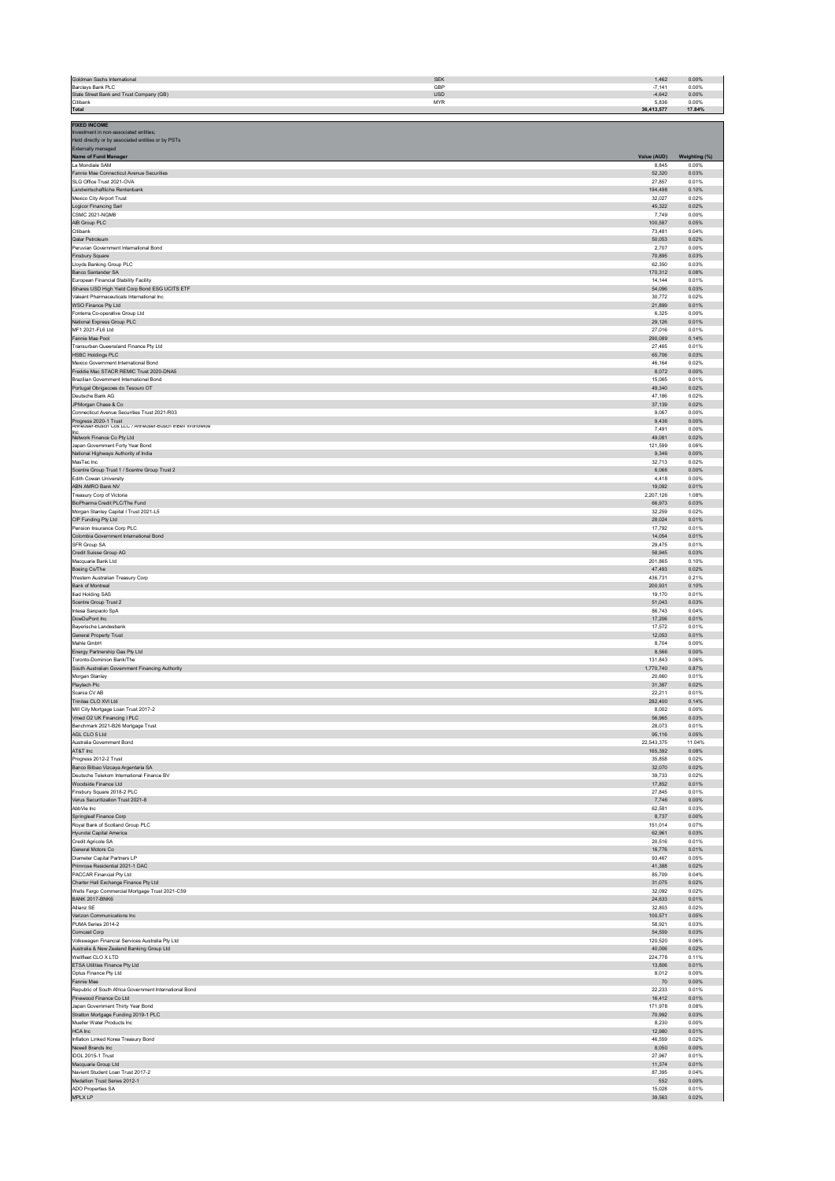| | | | |
|---|---|---|---|
| Goldman Sachs International | SEK | 1,462 | 0.00% |
| Barclays Bank PLC | GBP | -7,141 | 0.00% |
| State Street Bank and Trust Company (GB) | USD | -4,642 | 0.00% |
| Citibank | MYR | 5,836 | 0.00% |
| **Total** | | **36,413,577** | **17.84%** |

**FIXED INCOME**
Investment in non-associated entities;
Held directly or by associated entities or by PSTs
Externally managed

| Name of Fund Manager | Value (AUD) | Weighting (%) |
|---|---|---|
| La Mondiale SAM | 8,845 | 0.00% |
| Fannie Mae Connecticut Avenue Securities | 52,320 | 0.03% |
| SLG Office Trust 2021-OVA | 27,857 | 0.01% |
| Landwirtschaftliche Rentenbank | 194,498 | 0.10% |
| Mexico City Airport Trust | 32,027 | 0.02% |
| Logicor Financing Sarl | 45,322 | 0.02% |
| CSMC 2021-NQM8 | 7,749 | 0.00% |
| AIB Group PLC | 100,587 | 0.05% |
| Citibank | 73,481 | 0.04% |
| Qatar Petroleum | 50,053 | 0.02% |
| Peruvian Government International Bond | 2,707 | 0.00% |
| Finsbury Square | 70,895 | 0.03% |
| Lloyds Banking Group PLC | 62,350 | 0.03% |
| Banco Santander SA | 170,312 | 0.08% |
| European Financial Stability Facility | 14,144 | 0.01% |
| iShares USD High Yield Corp Bond ESG UCITS ETF | 54,096 | 0.03% |
| Valeant Pharmaceuticals International Inc | 30,772 | 0.02% |
| WSO Finance Pty Ltd | 21,899 | 0.01% |
| Fonterra Co-operative Group Ltd | 6,325 | 0.00% |
| National Express Group PLC | 29,126 | 0.01% |
| MF1 2021-FL6 Ltd | 27,016 | 0.01% |
| Fannie Mae Pool | 290,089 | 0.14% |
| Transurban Queensland Finance Pty Ltd | 27,465 | 0.01% |
| HSBC Holdings PLC | 65,706 | 0.03% |
| Mexico Government International Bond | 46,164 | 0.02% |
| Freddie Mac STACR REMIC Trust 2020-DNA5 | 8,072 | 0.00% |
| Brazilian Government International Bond | 15,065 | 0.01% |
| Portugal Obrigacoes do Tesouro OT | 49,340 | 0.02% |
| Deutsche Bank AG | 47,186 | 0.02% |
| JPMorgan Chase & Co | 37,139 | 0.02% |
| Connecticut Avenue Securities Trust 2021-R03 | 9,067 | 0.00% |
| Progress 2020-1 Trust | 9,436 | 0.00% |
| Anheuser-Busch Cos LLC / Anheuser-Busch InBev Worldwide Inc | 7,491 | 0.00% |
| Network Finance Co Pty Ltd | 49,081 | 0.02% |
| Japan Government Forty Year Bond | 121,599 | 0.06% |
| National Highways Authority of India | 9,346 | 0.00% |
| MasTec Inc | 32,713 | 0.02% |
| Scentre Group Trust 1 / Scentre Group Trust 2 | 6,066 | 0.00% |
| Edith Cowan University | 4,418 | 0.00% |
| ABN AMRO Bank NV | 19,092 | 0.01% |
| Treasury Corp of Victoria | 2,207,126 | 1.08% |
| BioPharma Credit PLC/The Fund | 66,973 | 0.03% |
| Morgan Stanley Capital I Trust 2021-L5 | 32,259 | 0.02% |
| CIP Funding Pty Ltd | 28,024 | 0.01% |
| Pension Insurance Corp PLC | 17,792 | 0.01% |
| Colombia Government International Bond | 14,054 | 0.01% |
| SFR Group SA | 29,475 | 0.01% |
| Credit Suisse Group AG | 58,945 | 0.03% |
| Macquarie Bank Ltd | 201,865 | 0.10% |
| Boeing Co/The | 47,493 | 0.02% |
| Western Australian Treasury Corp | 436,731 | 0.21% |
| Bank of Montreal | 200,931 | 0.10% |
| Iliad Holding SAS | 19,170 | 0.01% |
| Scentre Group Trust 2 | 51,043 | 0.03% |
| Intesa Sanpaolo SpA | 86,743 | 0.04% |
| DowDuPont Inc | 17,206 | 0.01% |
| Bayerische Landesbank | 17,572 | 0.01% |
| General Property Trust | 12,053 | 0.01% |
| Mahle GmbH | 8,704 | 0.00% |
| Energy Partnership Gas Pty Ltd | 8,566 | 0.00% |
| Toronto-Dominion Bank/The | 131,843 | 0.06% |
| South Australian Government Financing Authority | 1,770,740 | 0.87% |
| Morgan Stanley | 20,660 | 0.01% |
| Playtech Plc | 31,387 | 0.02% |
| Scania CV AB | 22,211 | 0.01% |
| Trinitas CLO XVI Ltd | 282,400 | 0.14% |
| Mill City Mortgage Loan Trust 2017-2 | 8,002 | 0.00% |
| Vmed O2 UK Financing I PLC | 56,965 | 0.03% |
| Benchmark 2021-B26 Mortgage Trust | 28,073 | 0.01% |
| AGL CLO 5 Ltd | 95,116 | 0.05% |
| Australia Government Bond | 22,543,375 | 11.04% |
| AT&T Inc | 165,392 | 0.08% |
| Progress 2012-2 Trust | 35,858 | 0.02% |
| Banco Bilbao Vizcaya Argentaria SA | 32,070 | 0.02% |
| Deutsche Telekom International Finance BV | 39,733 | 0.02% |
| Woodside Finance Ltd | 17,852 | 0.01% |
| Finsbury Square 2018-2 PLC | 27,845 | 0.01% |
| Verus Securitization Trust 2021-8 | 7,746 | 0.00% |
| AbbVie Inc | 62,581 | 0.03% |
| Springleaf Finance Corp | 8,737 | 0.00% |
| Royal Bank of Scotland Group PLC | 151,014 | 0.07% |
| Hyundai Capital America | 62,961 | 0.03% |
| Credit Agricole SA | 20,516 | 0.01% |
| General Motors Co | 16,776 | 0.01% |
| Diameter Capital Partners LP | 93,467 | 0.05% |
| Primrose Residential 2021-1 DAC | 41,388 | 0.02% |
| PACCAR Financial Pty Ltd | 85,709 | 0.04% |
| Charter Hall Exchange Finance Pty Ltd | 31,075 | 0.02% |
| Wells Fargo Commercial Mortgage Trust 2021-C59 | 32,092 | 0.02% |
| BANK 2017-BNK6 | 24,633 | 0.01% |
| Allianz SE | 32,803 | 0.02% |
| Verizon Communications Inc | 100,571 | 0.05% |
| PUMA Series 2014-2 | 58,921 | 0.03% |
| Comcast Corp | 54,559 | 0.03% |
| Volkswagen Financial Services Australia Pty Ltd | 120,520 | 0.06% |
| Australia & New Zealand Banking Group Ltd | 40,006 | 0.02% |
| Wellfleet CLO X LTD | 224,778 | 0.11% |
| ETSA Utilities Finance Pty Ltd | 13,806 | 0.01% |
| Optus Finance Pty Ltd | 8,012 | 0.00% |
| Fannie Mae | 70 | 0.00% |
| Republic of South Africa Government International Bond | 22,233 | 0.01% |
| Pinewood Finance Co Ltd | 16,412 | 0.01% |
| Japan Government Thirty Year Bond | 171,978 | 0.08% |
| Stratton Mortgage Funding 2019-1 PLC | 70,992 | 0.03% |
| Mueller Water Products Inc | 8,230 | 0.00% |
| HCA Inc | 12,980 | 0.01% |
| Inflation Linked Korea Treasury Bond | 46,559 | 0.02% |
| Newell Brands Inc | 8,050 | 0.00% |
| IDOL 2015-1 Trust | 27,967 | 0.01% |
| Macquarie Group Ltd | 11,374 | 0.01% |
| Navient Student Loan Trust 2017-2 | 87,395 | 0.04% |
| Medallion Trust Series 2012-1 | 552 | 0.00% |
| ADO Properties SA | 15,028 | 0.01% |
| MPLX LP | 39,563 | 0.02% |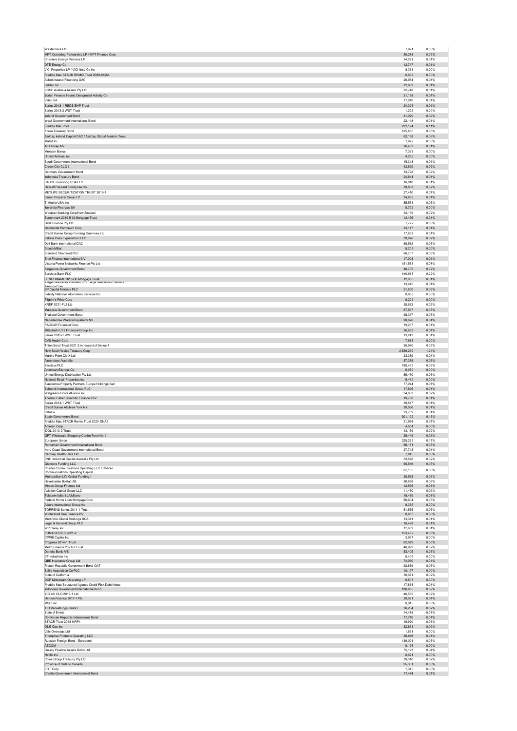| | | |
|---|---|---|
| Wesfarmers Ltd | 7,921 | 0.00% |
| MPT Operating Partnership LP / MPT Finance Corp | 50,275 | 0.02% |
| Cheniere Energy Partners LP | 14,221 | 0.01% |
| DTE Energy Co | 12,747 | 0.01% |
| VICI Properties LP / VICI Note Co Inc | 8,361 | 0.00% |
| Freddie Mac STACR REMIC Trust 2020-HQA4 | 6,652 | 0.00% |
| Abbott Ireland Financing DAC | 26,964 | 0.01% |
| Belden Inc | 22,969 | 0.01% |
| SGSP Australia Assets Pty Ltd | 22,748 | 0.01% |
| Zurich Finance Ireland Designated Activity Co | 21,158 | 0.01% |
| Valeo SA | 17,240 | 0.01% |
| Series 2018-1 REDS EHP Trust | 24,394 | 0.01% |
| Series 2013-2 WST Trust | 1,292 | 0.00% |
| Ireland Government Bond | 41,020 | 0.02% |
| Israel Government International Bond | 22,148 | 0.01% |
| Freddie Mac Pool | 222,194 | 0.11% |
| Korea Treasury Bond | 125,866 | 0.06% |
| AerCap Ireland Capital DAC / AerCap Global Aviation Trust | 62,138 | 0.03% |
| Mattel Inc | 7,929 | 0.00% |
| ING Groep NV | 26,482 | 0.01% |
| Mexican Bonos | 7,333 | 0.00% |
| United Airlines Inc | 4,258 | 0.00% |
| Saudi Government International Bond | 15,348 | 0.01% |
| Crown City CLO II | 42,899 | 0.02% |
| Denmark Government Bond | 33,728 | 0.02% |
| Indonesia Treasury Bond | 24,844 | 0.01% |
| SASOL Financing USA LLC | 16,810 | 0.01% |
| Hewlett Packard Enterprise Co | 38,833 | 0.02% |
| METLIFE SECURITIZATION TRUST 2019-1 | 27,410 | 0.01% |
| Simon Property Group LP | 14,905 | 0.01% |
| T-Mobile USA Inc | 55,561 | 0.03% |
| Iberdrola Finanzas SA | 8,792 | 0.00% |
| Westpac Banking Corp/New Zealand | 33,139 | 0.02% |
| Benchmark 2019-B13 Mortgage Trust | 13,436 | 0.01% |
| Llitst Finance Pty Ltd | 7,722 | 0.00% |
| Occidental Petroleum Corp | 23,147 | 0.01% |
| Credit Suisse Group Funding Guernsey Ltd | 17,832 | 0.01% |
| Sabine Pass Liquefaction LLC | 39,076 | 0.02% |
| Dell Bank International DAC | 58,582 | 0.03% |
| ArcelorMittal | 8,205 | 0.00% |
| Standard Chartered PLC | 60,707 | 0.03% |
| Enel Finance International NV | 17,003 | 0.01% |
| Victoria Power Networks Finance Pty Ltd | 151,585 | 0.07% |
| Singapore Government Bond | 46,705 | 0.02% |
| Barclays Bank PLC | 440,913 | 0.22% |
| BENCHMARK 2018-B6 Mortgage Trust | 12,055 | 0.01% |
| Targa Resources Partners LP / Targa Resources Partners Finance Corp | 13,245 | 0.01% |
| BP Capital Markets PLC | 51,800 | 0.03% |
| Fidelity National Information Services Inc | 8,938 | 0.00% |
| Pilgrim's Pride Corp | 8,204 | 0.00% |
| KREF 2021-FL2 Ltd | 38,682 | 0.02% |
| Malaysia Government Bond | 67,547 | 0.03% |
| Thailand Government Bond | 98,317 | 0.05% |
| Nederlandse Waterschapsbank NV | 90,676 | 0.04% |
| PACCAR Financial Corp | 19,267 | 0.01% |
| Mitsubishi UFJ Financial Group Inc | 26,682 | 0.01% |
| Series 2015-1 WST Trust | 13,243 | 0.01% |
| CVS Health Corp | 7,688 | 0.00% |
| Triton Bond Trust 2021-2 in respect of Series 1 | 95,980 | 0.05% |
| New South Wales Treasury Corp | 2,539,232 | 1.24% |
| Marble Point Clo X Ltd | 23,389 | 0.01% |
| Airservices Australia | 57,378 | 0.03% |
| Barclays PLC | 180,459 | 0.09% |
| American Express Co | 6,059 | 0.00% |
| United Energy Distribution Pty Ltd | 56,470 | 0.03% |
| National Retail Properties Inc | 9,419 | 0.00% |
| Blackstone Property Partners Europe Holdings Sarl | 77,044 | 0.04% |
| Babcock International Group PLC | 17,896 | 0.01% |
| Walgreens Boots Alliance Inc | 34,853 | 0.02% |
| Thermo Fisher Scientific Finance I BV | 19,730 | 0.01% |
| Series 2014-1 WST Trust | 29,547 | 0.01% |
| Credit Suisse AG/New York NY | 28,556 | 0.01% |
| Patrizia | 23,709 | 0.01% |
| Spain Government Bond | 301,122 | 0.15% |
| Freddie Mac STACR Remic Trust 2020-DNA2 | 21,568 | 0.01% |
| Ameren Corp | 4,004 | 0.00% |
| IDOL 2013-2 Trust | 43,139 | 0.02% |
| GPT Wholesale Shopping Centre Fund No 1 | 29,449 | 0.01% |
| European Union | 225,265 | 0.11% |
| Romanian Government International Bond | 66,161 | 0.03% |
| Ivory Coast Government International Bond | 27,743 | 0.01% |
| Ramsay Health Care Ltd | 7,845 | 0.00% |
| CNH Industrial Capital Australia Pty Ltd | 33,678 | 0.02% |
| Glencore Funding LLC | 95,546 | 0.05% |
| Charter Communications Operating LLC / Charter Communications Operating Capital | 61,105 | 0.03% |
| Metropolitan Life Global Funding I | 30,568 | 0.01% |
| Heimstaden Bostad AB | 98,556 | 0.05% |
| Minvac Group Finance Ltd | 12,565 | 0.01% |
| Aviation Capital Group LLC | 11,430 | 0.01% |
| Telecom Italia SpA/Milano | 16,459 | 0.01% |
| Federal Home Loan Mortgage Corp | 66,604 | 0.03% |
| Allcore International Group Inc | 8,366 | 0.00% |
| TORRENS Series 2014-1 Trust | 51,535 | 0.03% |
| Wintershall Dea Finance BV | 8,953 | 0.00% |
| Medtronic Global Holdings SCA | 13,311 | 0.01% |
| Legal & General Group PLC | 16,498 | 0.01% |
| WP Carey Inc | 11,669 | 0.01% |
| PUMA SERIES 2021-2 | 153,452 | 0.08% |
| CPPIB Capital Inc | 3,937 | 0.00% |
| Progress 2014-1 Trust | 62,029 | 0.03% |
| Metro Finance 2021-1 Trust | 40,999 | 0.02% |
| Danske Bank A/S | 53,405 | 0.03% |
| CF Industries Inc | 8,406 | 0.00% |
| QBE Insurance Group Ltd | 74,080 | 0.04% |
| French Republic Government Bond OAT | 92,889 | 0.05% |
| Bellis Acquisition Co PLC | 10,197 | 0.00% |
| State of California | 39,071 | 0.02% |
| DCP Midstream Operating LP | 8,503 | 0.00% |
| Freddie Mac Structured Agency Credit Risk Debt Notes | 17,884 | 0.01% |
| Indonesia Government International Bond | 188,850 | 0.09% |
| ICG US CLO 2017-1 Ltd | 46,565 | 0.02% |
| Harben Finance 2017-1 Plc | 28,061 | 0.01% |
| MSCI Inc | 8,015 | 0.00% |
| IHO Verwaltungs GmbH | 36,234 | 0.02% |
| State of Illinois | 14,475 | 0.01% |
| Dominican Republic International Bond | 17,710 | 0.01% |
| STACR Trust 2018-HRP1 | 19,920 | 0.01% |
| ONE Gas Inc | 32,831 | 0.02% |
| Vale Overseas Ltd | 1,831 | 0.00% |
| Enterprise Products Operating LLC | 20,846 | 0.01% |
| Russian Foreign Bond - Eurobond | 136,091 | 0.07% |
| AECOM | 8,126 | 0.00% |
| Galaxy Pipeline Assets Bidco Ltd | 75,123 | 0.04% |
| Netflix Inc | 8,021 | 0.00% |
| Coles Group Treasury Pty Ltd | 39,310 | 0.02% |
| Province of Ontario Canada | 95,351 | 0.05% |
| EQT Corp | 1,345 | 0.00% |
| Croatia Government International Bond | 17,474 | 0.01% |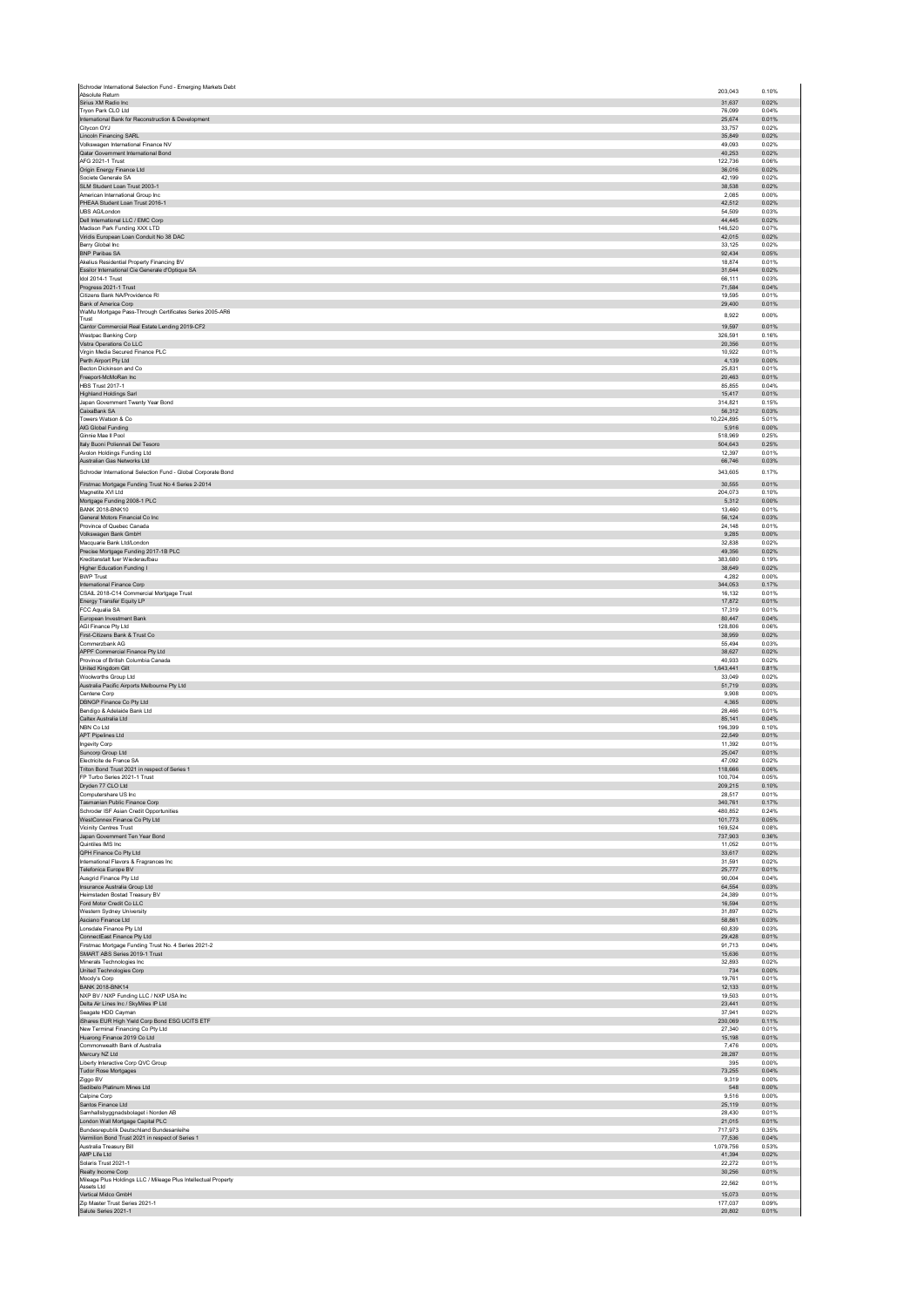| | | |
|---|---|---|
| Schroder International Selection Fund - Emerging Markets Debt Absolute Return | 203,043 | 0.10% |
| Sirius XM Radio Inc | 31,637 | 0.02% |
| Tryon Park CLO Ltd | 76,099 | 0.04% |
| International Bank for Reconstruction & Development | 25,674 | 0.01% |
| Citycon OYJ | 33,757 | 0.02% |
| Lincoln Financing SARL | 35,849 | 0.02% |
| Volkswagen International Finance NV | 49,093 | 0.02% |
| Qatar Government International Bond | 40,253 | 0.02% |
| AFG 2021-1 Trust | 122,736 | 0.06% |
| Origin Energy Finance Ltd | 36,016 | 0.02% |
| Societe Generale SA | 42,199 | 0.02% |
| SLM Student Loan Trust 2003-1 | 38,538 | 0.02% |
| American International Group Inc | 2,085 | 0.00% |
| PHEAA Student Loan Trust 2016-1 | 42,512 | 0.02% |
| UBS AG/London | 54,509 | 0.03% |
| Dell International LLC / EMC Corp | 44,445 | 0.02% |
| Madison Park Funding XXX LTD | 146,520 | 0.07% |
| Viridis European Loan Conduit No 38 DAC | 42,015 | 0.02% |
| Berry Global Inc | 33,125 | 0.02% |
| BNP Paribas SA | 92,434 | 0.05% |
| Akelius Residential Property Financing BV | 18,874 | 0.01% |
| Essilor International Cie Generale d'Optique SA | 31,644 | 0.02% |
| Idol 2014-1 Trust | 66,111 | 0.03% |
| Progress 2021-1 Trust | 71,584 | 0.04% |
| Citizens Bank NA/Providence RI | 19,595 | 0.01% |
| Bank of America Corp | 29,400 | 0.01% |
| WaMu Mortgage Pass-Through Certificates Series 2005-AR6 Trust | 8,922 | 0.00% |
| Cantor Commercial Real Estate Lending 2019-CF2 | 19,597 | 0.01% |
| Westpac Banking Corp | 326,591 | 0.16% |
| Vistra Operations Co LLC | 20,356 | 0.01% |
| Virgin Media Secured Finance PLC | 10,922 | 0.01% |
| Perth Airport Pty Ltd | 4,139 | 0.00% |
| Becton Dickinson and Co | 25,831 | 0.01% |
| Freeport-McMoRan Inc | 20,463 | 0.01% |
| HBS Trust 2017-1 | 85,855 | 0.04% |
| Highland Holdings Sarl | 15,417 | 0.01% |
| Japan Government Twenty Year Bond | 314,821 | 0.15% |
| CaixaBank SA | 56,312 | 0.03% |
| Towers Watson & Co | 10,224,895 | 5.01% |
| AIG Global Funding | 5,916 | 0.00% |
| Ginnie Mae II Pool | 518,969 | 0.25% |
| Italy Buoni Poliennali Del Tesoro | 504,643 | 0.25% |
| Avolon Holdings Funding Ltd | 12,397 | 0.01% |
| Australian Gas Networks Ltd | 66,746 | 0.03% |
| Schroder International Selection Fund - Global Corporate Bond | 343,605 | 0.17% |
| Firstmac Mortgage Funding Trust No 4 Series 2-2014 | 30,555 | 0.01% |
| Magnetite XVI Ltd | 204,073 | 0.10% |
| Mortgage Funding 2008-1 PLC | 5,312 | 0.00% |
| BANK 2018-BNK10 | 13,460 | 0.01% |
| General Motors Financial Co Inc | 56,124 | 0.03% |
| Province of Quebec Canada | 24,148 | 0.01% |
| Volkswagen Bank GmbH | 9,285 | 0.00% |
| Macquarie Bank Ltd/London | 32,838 | 0.02% |
| Precise Mortgage Funding 2017-1B PLC | 49,356 | 0.02% |
| Kreditanstalt fuer Wiederaufbau | 383,680 | 0.19% |
| Higher Education Funding I | 38,649 | 0.02% |
| BWP Trust | 4,282 | 0.00% |
| International Finance Corp | 344,053 | 0.17% |
| CSAIL 2018-C14 Commercial Mortgage Trust | 16,132 | 0.01% |
| Energy Transfer Equity LP | 17,872 | 0.01% |
| FCC Aqualia SA | 17,319 | 0.01% |
| European Investment Bank | 80,447 | 0.04% |
| AGI Finance Pty Ltd | 128,806 | 0.06% |
| First-Citizens Bank & Trust Co | 38,959 | 0.02% |
| Commerzbank AG | 55,494 | 0.03% |
| APPF Commercial Finance Pty Ltd | 38,627 | 0.02% |
| Province of British Columbia Canada | 40,933 | 0.02% |
| United Kingdom Gilt | 1,643,441 | 0.81% |
| Woolworths Group Ltd | 33,049 | 0.02% |
| Australia Pacific Airports Melbourne Pty Ltd | 51,719 | 0.03% |
| Centene Corp | 9,908 | 0.00% |
| DBNGP Finance Co Pty Ltd | 4,365 | 0.00% |
| Bendigo & Adelaide Bank Ltd | 28,466 | 0.01% |
| Caltex Australia Ltd | 85,141 | 0.04% |
| NBN Co Ltd | 196,399 | 0.10% |
| APT Pipelines Ltd | 22,549 | 0.01% |
| Ingevity Corp | 11,392 | 0.01% |
| Suncorp Group Ltd | 25,047 | 0.01% |
| Electricite de France SA | 47,092 | 0.02% |
| Triton Bond Trust 2021 in respect of Series 1 | 118,666 | 0.06% |
| FP Turbo Series 2021-1 Trust | 100,704 | 0.05% |
| Dryden 77 CLO Ltd | 209,215 | 0.10% |
| Computershare US Inc | 28,517 | 0.01% |
| Tasmanian Public Finance Corp | 340,761 | 0.17% |
| Schroder ISF Asian Credit Opportunities | 480,852 | 0.24% |
| WestConnex Finance Co Pty Ltd | 101,773 | 0.05% |
| Vicinity Centres Trust | 169,524 | 0.08% |
| Japan Government Ten Year Bond | 737,903 | 0.36% |
| Quintiles IMS Inc | 11,052 | 0.01% |
| QPH Finance Co Pty Ltd | 33,617 | 0.02% |
| International Flavors & Fragrances Inc | 31,591 | 0.02% |
| Telefonica Europe BV | 25,777 | 0.01% |
| Ausgrid Finance Pty Ltd | 90,004 | 0.04% |
| Insurance Australia Group Ltd | 64,554 | 0.03% |
| Heimstaden Bostad Treasury BV | 24,389 | 0.01% |
| Ford Motor Credit Co LLC | 16,594 | 0.01% |
| Western Sydney University | 31,897 | 0.02% |
| Asciano Finance Ltd | 58,861 | 0.03% |
| Lonsdale Finance Pty Ltd | 60,839 | 0.03% |
| ConnectEast Finance Pty Ltd | 29,428 | 0.01% |
| Firstmac Mortgage Funding Trust No. 4 Series 2021-2 | 91,713 | 0.04% |
| SMART ABS Series 2019-1 Trust | 15,636 | 0.01% |
| Minerals Technologies Inc | 32,893 | 0.02% |
| United Technologies Corp | 734 | 0.00% |
| Moody's Corp | 19,761 | 0.01% |
| BANK 2018-BNK14 | 12,133 | 0.01% |
| NXP BV / NXP Funding LLC / NXP USA Inc | 19,503 | 0.01% |
| Delta Air Lines Inc / SkyMiles IP Ltd | 23,441 | 0.01% |
| Seagate HDD Cayman | 37,941 | 0.02% |
| iShares EUR High Yield Corp Bond ESG UCITS ETF | 230,069 | 0.11% |
| New Terminal Financing Co Pty Ltd | 27,340 | 0.01% |
| Huarong Finance 2019 Co Ltd | 15,198 | 0.01% |
| Commonwealth Bank of Australia | 7,476 | 0.00% |
| Mercury NZ Ltd | 28,287 | 0.01% |
| Liberty Interactive Corp QVC Group | 395 | 0.00% |
| Tudor Rose Mortgages | 73,255 | 0.04% |
| Ziggo BV | 9,319 | 0.00% |
| Sedibelo Platinum Mines Ltd | 548 | 0.00% |
| Calpine Corp | 9,516 | 0.00% |
| Santos Finance Ltd | 25,119 | 0.01% |
| Samhallsbyggnadsbolaget i Norden AB | 28,430 | 0.01% |
| London Wall Mortgage Capital PLC | 21,015 | 0.01% |
| Bundesrepublik Deutschland Bundesanleihe | 717,973 | 0.35% |
| Vermilion Bond Trust 2021 in respect of Series 1 | 77,536 | 0.04% |
| Australia Treasury Bill | 1,079,756 | 0.53% |
| AMP Life Ltd | 41,394 | 0.02% |
| Solaris Trust 2021-1 | 22,272 | 0.01% |
| Realty Income Corp | 30,256 | 0.01% |
| Mileage Plus Holdings LLC / Mileage Plus Intellectual Property Assets Ltd | 22,562 | 0.01% |
| Vertical Midco GmbH | 15,073 | 0.01% |
| Zip Master Trust Series 2021-1 | 177,037 | 0.09% |
| Salute Series 2021-1 | 20,802 | 0.01% |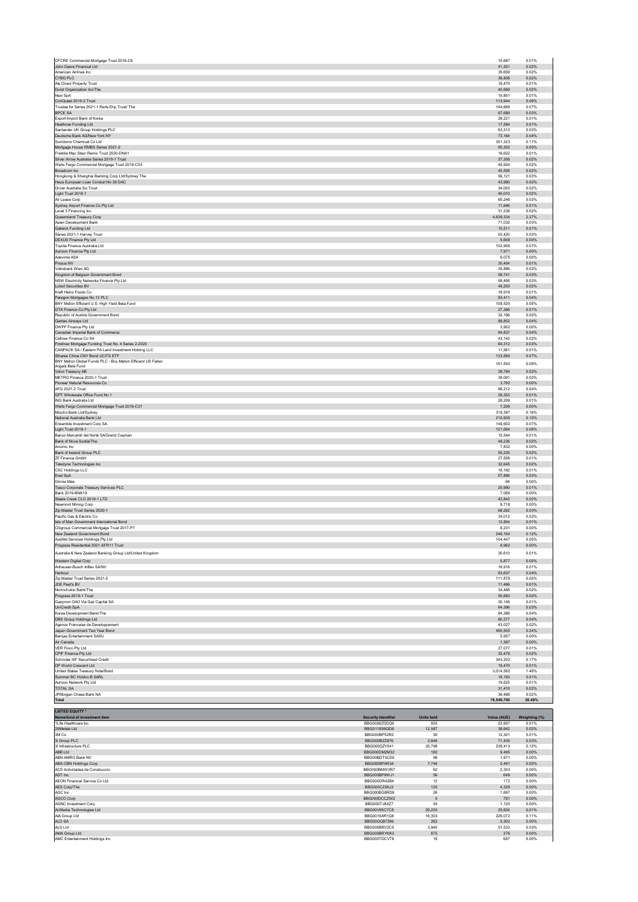| | | | | |
|---|---|---|---|---|
| CFCRE Commercial Mortgage Trust 2016-C6 | | | 10,667 | 0.01% |
| John Deere Financial Ltd | | | 41,201 | 0.02% |
| American Airlines Inc | | | 35,659 | 0.02% |
| CYBG PLC | | | 36,808 | 0.02% |
| Ale Direct Property Trust | | | 16,470 | 0.01% |
| Durst Organization Inc/The | | | 40,669 | 0.02% |
| Nexi SpA | | | 10,851 | 0.01% |
| ConQuest 2019-2 Trust | | | 113,944 | 0.06% |
| Trustee for Series 2021-1 Reds Ehp Trust/ The | | | 144,668 | 0.07% |
| BPCE SA | | | 67,689 | 0.03% |
| Export-Import Bank of Korea | | | 28,221 | 0.01% |
| Heathrow Funding Ltd | | | 17,584 | 0.01% |
| Santander UK Group Holdings PLC | | | 63,313 | 0.03% |
| Deutsche Bank AG/New York NY | | | 73,164 | 0.04% |
| Sumitomo Chemical Co Ltd | | | 351,323 | 0.17% |
| Mortgage House RMBS Series 2021-2 | | | 95,202 | 0.05% |
| Freddie Mac Stacr Remic Trust 2020-DNA1 | | | 16,622 | 0.01% |
| Silver Arrow Australia Series 2019-1 Trust | | | 37,308 | 0.02% |
| Wells Fargo Commercial Mortgage Trust 2019-C53 | | | 40,924 | 0.02% |
| Broadcom Inc | | | 45,558 | 0.02% |
| Hongkong & Shanghai Banking Corp Ltd/Sydney The | | | 56,121 | 0.03% |
| Haus European Loan Conduit No 39 DAC | | | 43,980 | 0.02% |
| Driver Australia Six Trust | | | 34,053 | 0.02% |
| Light Trust 2018-1 | | | 40,010 | 0.02% |
| Air Lease Corp | | | 65,246 | 0.03% |
| Sydney Airport Finance Co Pty Ltd | | | 11,946 | 0.01% |
| Level 3 Financing Inc | | | 31,238 | 0.02% |
| Queensland Treasury Corp | | | 4,639,334 | 2.27% |
| Asian Development Bank | | | 71,032 | 0.03% |
| Gatwick Funding Ltd | | | 10,511 | 0.01% |
| Series 2021-1 Harvey Trust | | | 52,420 | 0.03% |
| DEXUS Finance Pty Ltd | | | 5,608 | 0.00% |
| Toyota Finance Australia Ltd | | | 152,956 | 0.07% |
| Aurizon Finance Pty Ltd | | | 7,971 | 0.00% |
| Adevinta ASA | | | 9,075 | 0.00% |
| Prosus NV | | | 30,404 | 0.01% |
| Volksbank Wien AG | | | 35,886 | 0.02% |
| Kingdom of Belgium Government Bond | | | 58,741 | 0.03% |
| NSW Electricity Networks Finance Pty Ltd | | | 58,495 | 0.03% |
| Lukoil Securities BV | | | 49,203 | 0.02% |
| Kraft Heinz Foods Co | | | 18,919 | 0.01% |
| Paragon Mortgages No 12 PLC | | | 83,411 | 0.04% |
| BNY Mellon Efficient U.S. High Yield Beta Fund | | | 108,520 | 0.05% |
| GTA Finance Co Pty Ltd | | | 27,366 | 0.01% |
| Republic of Austria Government Bond | | | 32,196 | 0.02% |
| Qantas Airways Ltd | | | 89,852 | 0.04% |
| DWPF Finance Pty Ltd | | | 3,902 | 0.00% |
| Canadian Imperial Bank of Commerce | | | 84,837 | 0.04% |
| Cellnex Finance Co SA | | | 43,142 | 0.02% |
| Firstmac Mortgage Funding Trust No. 4 Series 2-2020 | | | 64,312 | 0.03% |
| CANPACK SA / Eastern PA Land Investment Holding LLC | | | 11,561 | 0.01% |
| iShares China CNY Bond UCITS ETF | | | 133,595 | 0.07% |
| BNY Mellon Global Funds PLC - Bny Mellon Efficient US Fallen Angels Beta Fund | | | 161,550 | 0.08% |
| Volvo Treasury AB | | | 39,784 | 0.02% |
| METRO Finance 2020-1 Trust | | | 39,091 | 0.02% |
| Pioneer Natural Resources Co | | | 3,782 | 0.00% |
| AFG 2021-2 Trust | | | 86,212 | 0.04% |
| GPT Wholesale Office Fund No 1 | | | 29,353 | 0.01% |
| ING Bank Australia Ltd | | | 28,209 | 0.01% |
| Wells Fargo Commercial Mortgage Trust 2016-C37 | | | 7,206 | 0.00% |
| Mizuho Bank Ltd/Sydney | | | 319,397 | 0.16% |
| National Australia Bank Ltd | | | 210,935 | 0.10% |
| Ensemble Investment Corp SA | | | 148,602 | 0.07% |
| Light Trust 2019-1 | | | 121,694 | 0.06% |
| Banco Mercantil del Norte SA/Grand Cayman | | | 15,544 | 0.01% |
| Bank of Nova Scotia/The | | | 49,236 | 0.02% |
| Arconic Inc | | | 7,832 | 0.00% |
| Bank of Ireland Group PLC | | | 50,230 | 0.02% |
| ZF Finance GmbH | | | 27,508 | 0.01% |
| Teledyne Technologies Inc | | | 32,645 | 0.02% |
| CSC Holdings LLC | | | 16,192 | 0.01% |
| Enel SpA | | | 57,886 | 0.03% |
| Ginnie Mae | | | -94 | 0.00% |
| Tesco Corporate Treasury Services PLC | | | 25,990 | 0.01% |
| Bank 2019-BNK19 | | | 7,066 | 0.00% |
| Steele Creek CLO 2019-1 LTD | | | 42,843 | 0.02% |
| Newmont Mining Corp | | | 9,718 | 0.00% |
| Zip Master Trust Series 2020-1 | | | 68,292 | 0.03% |
| Pacific Gas & Electric Co | | | 34,012 | 0.02% |
| Isle of Man Government International Bond | | | 12,854 | 0.01% |
| Citigroup Commercial Mortgage Trust 2017-P7 | | | 8,231 | 0.00% |
| New Zealand Government Bond | | | 246,154 | 0.12% |
| AusNet Services Holdings Pty Ltd | | | 104,447 | 0.05% |
| Progress Residential 2021-SFR11 Trust | | | 9,962 | 0.00% |
| Australia & New Zealand Banking Group Ltd/United Kingdom | | | 30,610 | 0.01% |
| Western Digital Corp | | | 5,877 | 0.00% |
| Anheuser-Busch InBev SA/NV | | | 16,916 | 0.01% |
| Harbour | | | 83,637 | 0.04% |
| Zip Master Trust Series 2021-2 | | | 111,878 | 0.05% |
| JDE Peet's BV | | | 11,496 | 0.01% |
| Norinchukin Bank/The | | | 34,468 | 0.02% |
| Progress 2019-1 Trust | | | 50,683 | 0.02% |
| Gazprom OAO Via Gaz Capital SA | | | 30,149 | 0.01% |
| UniCredit SpA | | | 64,396 | 0.03% |
| Korea Development Bank/The | | | 84,386 | 0.04% |
| DBS Group Holdings Ltd | | | 80,377 | 0.04% |
| Agence Francaise de Developpement | | | 43,027 | 0.02% |
| Japan Government Two Year Bond | | | 495,505 | 0.24% |
| Banijay Entertainment SASU | | | 5,957 | 0.00% |
| Air Canada | | | 1,387 | 0.00% |
| VER Finco Pty Ltd | | | 27,077 | 0.01% |
| CPIF Finance Pty Ltd | | | 32,479 | 0.02% |
| Schroder ISF Securitised Credit | | | 343,202 | 0.17% |
| DP World Crescent Ltd | | | 18,470 | 0.01% |
| United States Treasury Note/Bond | | | 3,014,582 | 1.48% |
| Summer BC Holdco B SARL | | | 18,193 | 0.01% |
| Aurizon Network Pty Ltd | | | 19,625 | 0.01% |
| TOTAL SA | | | 31,410 | 0.02% |
| JPMorgan Chase Bank NA | | | 36,488 | 0.02% |
| **Total** | | | **78,549,700** | **38.48%** |

**LISTED EQUITY ***

| Name/kind of investment item | Security Identifier | Units held | Value (AUD) | Weighting (%) |
|---|---|---|---|---|
| 1Life Healthcare Inc | BBG0026ZDDQ0 | 935 | 22,607 | 0.01% |
| 29Metals Ltd | BBG0118S6QD8 | 12,587 | 38,642 | 0.02% |
| 3M Co | BBG000BP52R2 | 50 | 12,301 | 0.01% |
| 3i Group PLC | BBG000BZZ876 | 2,646 | 71,435 | 0.03% |
| 3i Infrastructure PLC | BBG000QZY041 | 35,798 | 236,413 | 0.12% |
| ABB Ltd | BBG000DM2M32 | 180 | 9,495 | 0.00% |
| ABN AMRO Bank NV | BBG00BDTXC59 | 98 | 1,971 | 0.00% |
| ABS-CBN Holdings Corp | BBG000BF6R34 | 7,746 | 2,491 | 0.00% |
| ACS Actividades de Construccio | BBG000BMW3R7 | 62 | 2,303 | 0.00% |
| ADT Inc | BBG000BP9WJ1 | 56 | 649 | 0.00% |
| AEON Financial Service Co Ltd | BBG000DR42B4 | 12 | 172 | 0.00% |
| AES Corp/The | BBG000C23KJ3 | 130 | 4,329 | 0.00% |
| AGC Inc | BBG000BG8RD9 | 26 | 1,697 | 0.00% |
| AGCO Corp | BBG000DCCZW2 | 5 | 781 | 0.00% |
| AGNC Investment Corp | BBG000TJ8XZ7 | 54 | 1,120 | 0.00% |
| AI-Media Technologies Ltd | BBG00V95C7C8 | 29,253 | 20,624 | 0.01% |
| AIA Group Ltd | BBG0016XR1Q8 | 16,303 | 226,072 | 0.11% |
| ALD SA | BBG00GQ97286 | 262 | 5,302 | 0.00% |
| ALS Ltd | BBG000BRV2C5 | 3,940 | 51,533 | 0.03% |
| AMA Group Ltd | BBG000BRYKK3 | 875 | 376 | 0.00% |
| AMC Entertainment Holdings Inc | BBG000TDCVT6 | 18 | 687 | 0.00% |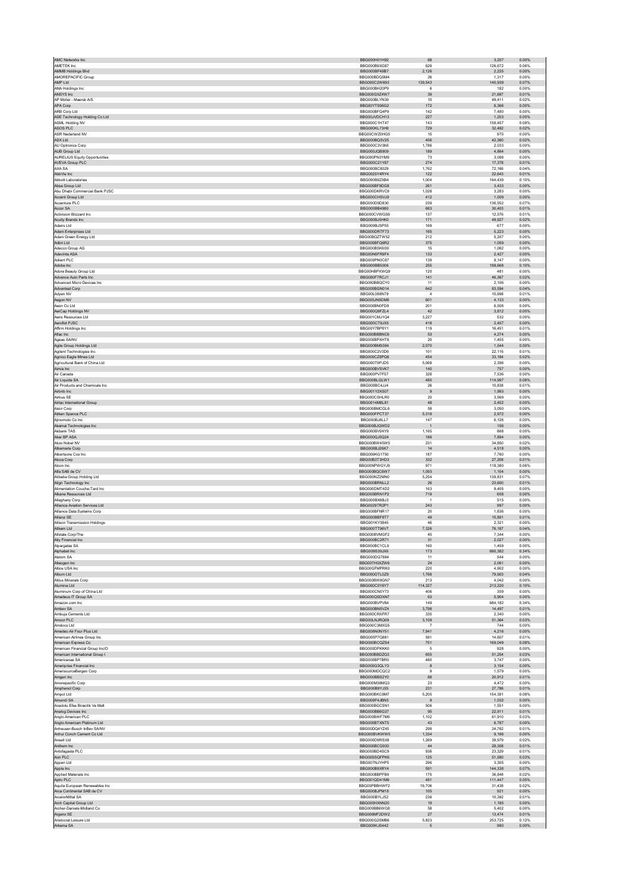| | | | | |
|---|---|---|---|---|
| AMC Networks Inc | BBG000H01H92 | 68 | 3,207 | 0.00% |
| AMETEK Inc | BBG000B9XG87 | 626 | 126,672 | 0.06% |
| AMMB Holdings Bhd | BBG000BF49B7 | 2,126 | 2,225 | 0.00% |
| AMOREPACIFIC Group | BBG000BDQ5M4 | 26 | 1,317 | 0.00% |
| AMP Ltd | BBG000C2W693 | 139,543 | 140,939 | 0.07% |
| ANA Holdings Inc | BBG000BH20P9 | 6 | 182 | 0.00% |
| ANSYS Inc | BBG000GXZ4W7 | 39 | 21,687 | 0.01% |
| AP Moller - Maersk A/S | BBG000BLYN39 | 10 | 49,411 | 0.02% |
| APA Corp | BBG00YTS96G2 | 172 | 6,366 | 0.00% |
| ARB Corp Ltd | BBG000BFQ4P9 | 142 | 7,480 | 0.00% |
| ASE Technology Holding Co Ltd | BBG00JVDCH13 | 227 | 1,203 | 0.00% |
| ASML Holding NV | BBG000C1HT47 | 143 | 158,457 | 0.08% |
| ASOS PLC | BBG000KL73H8 | 729 | 32,482 | 0.02% |
| ASR Nederland NV | BBG00CWZ0HG5 | 15 | 970 | 0.00% |
| ASX Ltd | BBG000BQ3V25 | 456 | 42,360 | 0.02% |
| AU Optronics Corp | BBG000C3V3K6 | 1,786 | 2,033 | 0.00% |
| AUB Group Ltd | BBG000JQB909 | 189 | 4,864 | 0.00% |
| AURELIUS Equity Opportunities | BBG000PN3YM9 | 73 | 3,098 | 0.00% |
| AVEVA Group PLC | BBG000C21Y87 | 274 | 17,378 | 0.01% |
| AXA SA | BBG000BC8029 | 1,762 | 72,166 | 0.04% |
| AbbVie Inc | BBG0025Y4RY4 | 122 | 22,643 | 0.01% |
| Abbott Laboratories | BBG000B9ZXB4 | 1,004 | 194,439 | 0.10% |
| Absa Group Ltd | BBG000BF9DG8 | 261 | 3,433 | 0.00% |
| Abu Dhabi Commercial Bank PJSC | BBG000DKRVC9 | 1,028 | 3,283 | 0.00% |
| Accent Group Ltd | BBG000CHSVJ9 | 412 | 1,009 | 0.00% |
| Accenture PLC | BBG000D9D830 | 239 | 136,552 | 0.07% |
| Accor SA | BBG000BB4980 | 683 | 30,403 | 0.01% |
| Activision Blizzard Inc | BBG000CVWGS6 | 137 | 12,576 | 0.01% |
| Acuity Brands Inc | BBG000BJ5HK0 | 171 | 49,927 | 0.02% |
| Adairs Ltd | BBG009BJSP55 | 169 | 677 | 0.00% |
| Adani Enterprises Ltd | BBG000DRTF73 | 165 | 5,223 | 0.00% |
| Adani Green Energy Ltd | BBG00BQZTW52 | 212 | 5,207 | 0.00% |
| Adbri Ltd | BBG000BFQ6R2 | 375 | 1,059 | 0.00% |
| Adecco Group AG | BBG000BSK6S9 | 15 | 1,082 | 0.00% |
| Adevinta ASA | BBG00N6FR9F4 | 133 | 2,427 | 0.00% |
| Adient PLC | BBG009PN0C87 | 139 | 9,147 | 0.00% |
| Adobe Inc | BBG000BB5006 | 255 | 198,668 | 0.10% |
| Adore Beauty Group Ltd | BBG00HBPXWQ9 | 120 | 481 | 0.00% |
| Advance Auto Parts Inc | BBG000F7RCJ1 | 141 | 46,367 | 0.02% |
| Advanced Micro Devices Inc | BBG000BBQCY0 | 11 | 2,106 | 0.00% |
| Advantest Corp | BBG000BGN014 | 642 | 83,594 | 0.04% |
| Adyen NV | BBG00L088N79 | 4 | 15,698 | 0.01% |
| Aegon NV | BBG000JN9DM6 | 601 | 4,133 | 0.00% |
| Aeon Co Ltd | BBG000BN0FD8 | 201 | 6,508 | 0.00% |
| AerCap Holdings NV | BBG000Q9FZL4 | 42 | 3,812 | 0.00% |
| Aeris Resources Ltd | BBG001CMJ1Q4 | 3,227 | 532 | 0.00% |
| Aeroflot PJSC | BBG000CT9JX5 | 418 | 2,407 | 0.00% |
| Affirm Holdings Inc | BBG00Y7BP8Y1 | 119 | 16,451 | 0.01% |
| Aflac Inc | BBG000BBBNC6 | 53 | 4,274 | 0.00% |
| Ageas SA/NV | BBG000BPXHT6 | 20 | 1,455 | 0.00% |
| Agile Group Holdings Ltd | BBG000BM9384 | 2,070 | 1,544 | 0.00% |
| Agilent Technologies Inc | BBG000C2V3D6 | 101 | 22,116 | 0.01% |
| Agnico Eagle Mines Ltd | BBG000CZ8PQ6 | 454 | 33,184 | 0.02% |
| Agricultural Bank of China Ltd | BBG000T9PJD5 | 5,068 | 2,396 | 0.00% |
| Aimia Inc | BBG000BVSVK7 | 140 | 757 | 0.00% |
| Air Canada | BBG000PV7F57 | 328 | 7,536 | 0.00% |
| Air Liquide SA | BBG000BLGLW1 | 480 | 114,997 | 0.06% |
| Air Products and Chemicals Inc | BBG000BC4JJ4 | 26 | 10,838 | 0.01% |
| Airbnb Inc | BBG001Y2XS07 | 9 | 1,993 | 0.00% |
| Airbus SE | BBG000CSHLR0 | 20 | 3,569 | 0.00% |
| Airtac International Group | BBG0014M8L81 | 48 | 2,452 | 0.00% |
| Aisin Corp | BBG000BMCGL6 | 58 | 3,050 | 0.00% |
| Aitken Spence PLC | BBG000FPCT37 | 5,318 | 2,972 | 0.00% |
| Ajinomoto Co Inc | BBG000BJ8LL7 | 147 | 6,126 | 0.00% |
| Akamai Technologies Inc | BBG000BJQWD2 | 1 | 156 | 0.00% |
| Akbank TAS | BBG000BV9XY9 | 1,165 | 868 | 0.00% |
| Aker BP ASA | BBG000QJ5Q24 | 186 | 7,894 | 0.00% |
| Akzo Nobel NV | BBG000BW45W5 | 231 | 34,850 | 0.02% |
| Albemarle Corp | BBG000BJ26K7 | 14 | 4,518 | 0.00% |
| Albertsons Cos Inc | BBG009KG1750 | 187 | 7,760 | 0.00% |
| Alcoa Corp | BBG00B3T3HD3 | 332 | 27,208 | 0.01% |
| Alcon Inc | BBG00NPWGYJ9 | 971 | 118,380 | 0.06% |
| Alfa SAB de CV | BBG000BQC6W7 | 1,093 | 1,104 | 0.00% |
| Alibaba Group Holding Ltd | BBG000NZ2MN0 | 5,254 | 139,831 | 0.07% |
| Align Technology Inc | BBG000BRNLL2 | 26 | 23,600 | 0.01% |
| Alimentation Couche-Tard Inc | BBG000DMT4D2 | 163 | 9,405 | 0.00% |
| Alkane Resources Ltd | BBG000BRN1P2 | 719 | 658 | 0.00% |
| Alleghany Corp | BBG000BX6BJ3 | 1 | 515 | 0.00% |
| Alliance Aviation Services Ltd | BBG0029TR2P1 | 243 | 997 | 0.00% |
| Alliance Data Systems Corp | BBG000BFNR17 | 20 | 1,836 | 0.00% |
| Allianz SE | BBG000BBF8T7 | 49 | 15,891 | 0.01% |
| Allison Transmission Holdings | BBG001KY3845 | 46 | 2,321 | 0.00% |
| Allkem Ltd | BBG000TT96V7 | 7,326 | 76,187 | 0.04% |
| Allstate Corp/The | BBG000BVMGF2 | 45 | 7,344 | 0.00% |
| Ally Financial Inc | BBG000BC2R71 | 31 | 2,027 | 0.00% |
| Alpargatas SA | BBG000BC1CL9 | 160 | 1,459 | 0.00% |
| Alphabet Inc | BBG009S39JX6 | 173 | 690,382 | 0.34% |
| Alstom SA | BBG000DQ7884 | 11 | 544 | 0.00% |
| Alteogen Inc | BBG007H0XZW6 | 24 | 2,061 | 0.00% |
| Altice USA Inc | BBG00GFMPRK0 | 220 | 4,902 | 0.00% |
| Altium Ltd | BBG000DTL0Z9 | 1,768 | 79,903 | 0.04% |
| Altius Minerals Corp | BBG000BW8GN7 | 213 | 4,042 | 0.00% |
| Alumina Ltd | BBG000C0Y6Y7 | 114,327 | 213,220 | 0.10% |
| Aluminum Corp of China Ltd | BBG000CN0Y73 | 406 | 309 | 0.00% |
| Amadeus IT Group SA | BBG000QSDXN7 | 63 | 5,904 | 0.00% |
| Amazon.com Inc | BBG000BVPV84 | 149 | 684,182 | 0.34% |
| Ambev SA | BBG000BN5VZ4 | 3,798 | 14,497 | 0.01% |
| Ambuja Cements Ltd | BBG000CRXFR7 | 335 | 2,340 | 0.00% |
| Amcor PLC | BBG00LNJRQ09 | 3,109 | 51,364 | 0.03% |
| Amdocs Ltd | BBG000C3MXG5 | 7 | 744 | 0.00% |
| Amedeo Air Four Plus Ltd | BBG008N0NY51 | 7,941 | 4,216 | 0.00% |
| American Airlines Group Inc | BBG005P7Q881 | 591 | 14,607 | 0.01% |
| American Express Co | BBG000BCQZS4 | 751 | 169,049 | 0.08% |
| American Financial Group Inc/O | BBG000DPKKK0 | 5 | 928 | 0.00% |
| American International Group I | BBG000BBDZG3 | 655 | 51,254 | 0.03% |
| Americanas SA | BBG000BP7BR0 | 480 | 3,747 | 0.00% |
| Ameriprise Financial Inc | BBG000G3QLY3 | 8 | 3,154 | 0.00% |
| AmerisourceBergen Corp | BBG000MDCQC2 | 9 | 1,579 | 0.00% |
| Amgen Inc | BBG000BBS2Y0 | 68 | 20,912 | 0.01% |
| Amorepacific Corp | BBG000M38MQ3 | 23 | 4,472 | 0.00% |
| Amphenol Corp | BBG000B9YJ35 | 231 | 27,796 | 0.01% |
| Ampol Ltd | BBG000BKC8M7 | 5,205 | 154,391 | 0.08% |
| Amundi SA | BBG009F4JBN5 | 9 | 1,032 | 0.00% |
| Anadolu Efes Biracilik Ve Malt | BBG000BGCSN1 | 506 | 1,551 | 0.00% |
| Analog Devices Inc | BBG000BB6G37 | 95 | 22,911 | 0.01% |
| Anglo American PLC | BBG000BWF7M0 | 1,102 | 61,910 | 0.03% |
| Anglo American Platinum Ltd | BBG000BTXNT5 | 43 | 6,787 | 0.00% |
| Anheuser-Busch InBev SA/NV | BBG00DQ4YZ45 | 298 | 24,762 | 0.01% |
| Anhui Conch Cement Co Ltd | BBG000BVKWW0 | 1,334 | 9,166 | 0.00% |
| Ansell Ltd | BBG000D9RSX8 | 1,269 | 39,979 | 0.02% |
| Anthem Inc | BBG000BCG930 | 44 | 28,308 | 0.01% |
| Antofagasta PLC | BBG000BD4SC9 | 936 | 23,329 | 0.01% |
| Aon PLC | BBG00SSQFPK6 | 125 | 51,580 | 0.03% |
| Appen Ltd | BBG007NJYHP5 | 296 | 3,305 | 0.00% |
| Apple Inc | BBG000B9XRY4 | 591 | 144,338 | 0.07% |
| Applied Materials Inc | BBG000BBPFB9 | 170 | 36,848 | 0.02% |
| Aptiv PLC | BBG001QD41M9 | 491 | 111,447 | 0.05% |
| Aquila European Renewables Inc | BBG00PBBHWF2 | 19,706 | 31,438 | 0.02% |
| Arca Continental SAB de CV | BBG000BJPM18 | 105 | 921 | 0.00% |
| ArcelorMittal SA | BBG000BYLJ52 | 236 | 10,392 | 0.01% |
| Arch Capital Group Ltd | BBG000HXNN20 | 19 | 1,185 | 0.00% |
| Archer-Daniels-Midland Co | BBG000BB6WG8 | 58 | 5,402 | 0.00% |
| Argenx SE | BBG006MF2DW2 | 27 | 13,474 | 0.01% |
| Aristocrat Leisure Ltd | BBG000G25MB6 | 5,823 | 253,725 | 0.12% |
| Arkema SA | BBG000KJS442 | 5 | 980 | 0.00% |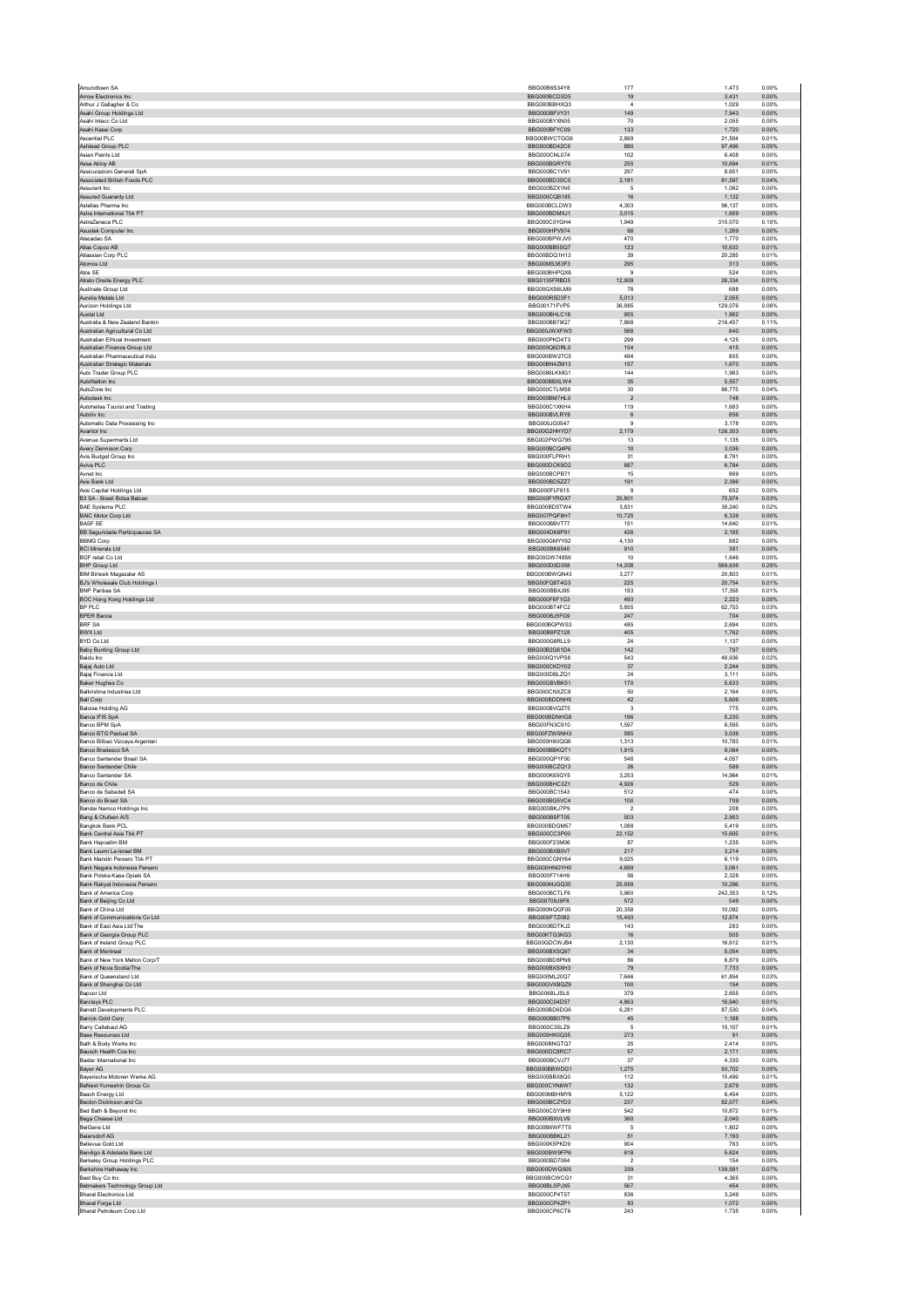| | | | | |
|---|---|---|---|---|
| Aroundtown SA | BBG00B6S34Y8 | 177 | 1,473 | 0.00% |
| Arrow Electronics Inc | BBG000BCD3D5 | 19 | 3,431 | 0.00% |
| Arthur J Gallagher & Co | BBG000BBHXQ3 | 4 | 1,029 | 0.00% |
| Asahi Group Holdings Ltd | BBG000BFVY31 | 149 | 7,943 | 0.00% |
| Asahi Intecc Co Ltd | BBG000BYXN05 | 70 | 2,055 | 0.00% |
| Asahi Kasei Corp | BBG000BFYC09 | 133 | 1,720 | 0.00% |
| Ascential PLC | BBG00BWCTGG9 | 2,869 | 21,504 | 0.01% |
| Ashtead Group PLC | BBG000BD42C6 | 880 | 97,406 | 0.05% |
| Asian Paints Ltd | BBG000CNL074 | 102 | 6,408 | 0.00% |
| Assa Abloy AB | BBG000BGRY70 | 255 | 10,694 | 0.01% |
| Assicurazioni Generali SpA | BBG000BC1V91 | 297 | 8,651 | 0.00% |
| Associated British Foods PLC | BBG000BD3SC0 | 2,181 | 81,597 | 0.04% |
| Assurant Inc | BBG000BZX1N5 | 5 | 1,062 | 0.00% |
| Assured Guaranty Ltd | BBG000CQB185 | 16 | 1,132 | 0.00% |
| Astellas Pharma Inc | BBG000BCLDW3 | 4,303 | 96,137 | 0.05% |
| Astra International Tbk PT | BBG000BDMXJ1 | 3,015 | 1,659 | 0.00% |
| AstraZeneca PLC | BBG000C0YGH4 | 1,949 | 315,070 | 0.15% |
| Asustek Computer Inc | BBG000HPV974 | 68 | 1,269 | 0.00% |
| Atacadao SA | BBG000BPWJV0 | 470 | 1,770 | 0.00% |
| Atlas Copco AB | BBG000BB5SQ7 | 123 | 10,633 | 0.01% |
| Atlassian Corp PLC | BBG00BDQ1H13 | 39 | 20,285 | 0.01% |
| Atomos Ltd | BBG00MS383F3 | 295 | 313 | 0.00% |
| Atos SE | BBG000BHPQX8 | 9 | 524 | 0.00% |
| Atrato Onsite Energy PLC | BBG0135FRBD5 | 12,909 | 26,334 | 0.01% |
| Audinate Group Ltd | BBG00GXS6LM9 | 78 | 688 | 0.00% |
| Aurelia Metals Ltd | BBG000R5D3F1 | 5,013 | 2,055 | 0.00% |
| Aurizon Holdings Ltd | BBG00171FVP5 | 36,985 | 129,078 | 0.06% |
| Austal Ltd | BBG000BHLC18 | 955 | 1,862 | 0.00% |
| Australia & New Zealand Bankin | BBG000BB79Q7 | 7,868 | 216,457 | 0.11% |
| Australian Agricultural Co Ltd | BBG000JWXFW3 | 568 | 840 | 0.00% |
| Australian Ethical Investment | BBG000PKD4T3 | 299 | 4,125 | 0.00% |
| Australian Finance Group Ltd | BBG000Q6DRL0 | 154 | 415 | 0.00% |
| Australian Pharmaceutical Indu | BBG000BW27C5 | 494 | 855 | 0.00% |
| Australian Strategic Materials | BBG00BN4ZM13 | 157 | 1,670 | 0.00% |
| Auto Trader Group PLC | BBG0086LKMG1 | 144 | 1,983 | 0.00% |
| AutoNation Inc | BBG000BBXLW4 | 35 | 5,557 | 0.00% |
| AutoZone Inc | BBG000C7LMS8 | 30 | 86,775 | 0.04% |
| Autodesk Inc | BBG000BM7HL0 | 2 | 748 | 0.00% |
| Autohellas Tourist and Trading | BBG000C1XKH4 | 119 | 1,683 | 0.00% |
| Autoliv Inc | BBG000BVLRY8 | 6 | 856 | 0.00% |
| Automatic Data Processing Inc | BBG000JG0547 | 9 | 3,178 | 0.00% |
| Avantor Inc | BBG00G2HHYD7 | 2,179 | 126,303 | 0.06% |
| Avenue Supermarts Ltd | BBG002PWG795 | 13 | 1,135 | 0.00% |
| Avery Dennison Corp | BBG000BCQ4P6 | 10 | 3,036 | 0.00% |
| Avis Budget Group Inc | BBG000FLPRH1 | 31 | 8,791 | 0.00% |
| Aviva PLC | BBG000DCK9D2 | 887 | 6,784 | 0.00% |
| Avnet Inc | BBG000BCPB71 | 15 | 869 | 0.00% |
| Axis Bank Ltd | BBG000BD5Z27 | 191 | 2,396 | 0.00% |
| Axis Capital Holdings Ltd | BBG000FLF615 | 9 | 652 | 0.00% |
| B3 SA - Brasil Bolsa Balcao | BBG000FYRGX7 | 25,801 | 70,974 | 0.03% |
| BAE Systems PLC | BBG000BD5TW4 | 3,831 | 39,240 | 0.02% |
| BAIC Motor Corp Ltd | BBG007PQF8H7 | 10,725 | 6,339 | 0.00% |
| BASF SE | BBG000BBVT77 | 151 | 14,640 | 0.01% |
| BB Seguridade Participacoes SA | BBG004DK8P91 | 426 | 2,185 | 0.00% |
| BBMG Corp | BBG000GMYY92 | 4,130 | 882 | 0.00% |
| BCI Minerals Ltd | BBG000BK6540 | 910 | 391 | 0.00% |
| BGF retail Co Ltd | BBG00GW74856 | 10 | 1,646 | 0.00% |
| BHP Group Ltd | BBG000D0D358 | 14,208 | 589,636 | 0.29% |
| BIM Birlesik Magazalar AS | BBG000BWQN43 | 3,277 | 20,803 | 0.01% |
| BJ's Wholesale Club Holdings I | BBG00FQ8T4G3 | 225 | 20,754 | 0.01% |
| BNP Paribas SA | BBG000BBXJ95 | 183 | 17,368 | 0.01% |
| BOC Hong Kong Holdings Ltd | BBG000F6F1G3 | 493 | 2,223 | 0.00% |
| BP PLC | BBG000BT4FC2 | 5,855 | 62,753 | 0.03% |
| BPER Banca | BBG000BJ5FG9 | 247 | 704 | 0.00% |
| BRF SA | BBG000BGPWS3 | 485 | 2,694 | 0.00% |
| BWX Ltd | BBG00B8PZ128 | 405 | 1,762 | 0.00% |
| BYD Co Ltd | BBG000G6RLL9 | 24 | 1,137 | 0.00% |
| Baby Bunting Group Ltd | BBG00B2G61D4 | 142 | 797 | 0.00% |
| Baidu Inc | BBG000Q1VPS8 | 543 | 48,936 | 0.02% |
| Bajaj Auto Ltd | BBG000CKDY02 | 37 | 2,244 | 0.00% |
| Bajaj Finance Ltd | BBG000DBLZQ1 | 24 | 3,111 | 0.00% |
| Baker Hughes Co | BBG00GBVBK51 | 170 | 5,633 | 0.00% |
| Balkrishna Industries Ltd | BBG000CNXZC8 | 50 | 2,164 | 0.00% |
| Ball Corp | BBG000BDDNH5 | 42 | 5,606 | 0.00% |
| Baloise Holding AG | BBG000BVQZ75 | 3 | 775 | 0.00% |
| Banca IFIS SpA | BBG000BDNHG8 | 196 | 5,230 | 0.00% |
| Banco BPM SpA | BBG00FN3C910 | 1,597 | 6,595 | 0.00% |
| Banco BTG Pactual SA | BBG00FZW5NH3 | 585 | 3,036 | 0.00% |
| Banco Bilbao Vizcaya Argentari | BBG000H90QG6 | 1,313 | 10,783 | 0.01% |
| Banco Bradesco SA | BBG000BBKQT1 | 1,915 | 9,084 | 0.00% |
| Banco Santander Brasil SA | BBG000QP1F00 | 548 | 4,057 | 0.00% |
| Banco Santander Chile | BBG000BCZQ13 | 26 | 589 | 0.00% |
| Banco Santander SA | BBG000K65GY5 | 3,253 | 14,964 | 0.01% |
| Banco de Chile | BBG000BHC3Z1 | 4,926 | 529 | 0.00% |
| Banco de Sabadell SA | BBG000BC1543 | 512 | 474 | 0.00% |
| Banco do Brasil SA | BBG000BG5VC4 | 100 | 709 | 0.00% |
| Bandai Namco Holdings Inc | BBG000BKJ7P9 | 2 | 208 | 0.00% |
| Bang & Olufsen A/S | BBG000BSFT05 | 503 | 2,953 | 0.00% |
| Bangkok Bank PCL | BBG000BDQM57 | 1,088 | 5,419 | 0.00% |
| Bank Central Asia Tbk PT | BBG000CC3P00 | 22,152 | 15,605 | 0.01% |
| Bank Hapoalim BM | BBG000F23M06 | 87 | 1,235 | 0.00% |
| Bank Leumi Le-Israel BM | BBG000BXB0V7 | 217 | 3,214 | 0.00% |
| Bank Mandiri Persero Tbk PT | BBG000CGNY64 | 9,025 | 6,119 | 0.00% |
| Bank Negara Indonesia Persero | BBG000HNGYH0 | 4,699 | 3,061 | 0.00% |
| Bank Polska Kasa Opieki SA | BBG000F714H9 | 56 | 2,328 | 0.00% |
| Bank Rakyat Indonesia Persero | BBG000MJGQ35 | 25,959 | 10,296 | 0.01% |
| Bank of America Corp | BBG000BCTLF6 | 3,960 | 242,353 | 0.12% |
| Bank of Beijing Co Ltd | BBG00709J9F8 | 572 | 549 | 0.00% |
| Bank of China Ltd | BBG000NQGF05 | 20,358 | 10,092 | 0.00% |
| Bank of Communications Co Ltd | BBG000FTZ082 | 15,493 | 12,874 | 0.01% |
| Bank of East Asia Ltd/The | BBG000BDTKJ2 | 143 | 283 | 0.00% |
| Bank of Georgia Group PLC | BBG00KTG3KG3 | 16 | 505 | 0.00% |
| Bank of Ireland Group PLC | BBG00GDCWJB4 | 2,130 | 16,612 | 0.01% |
| Bank of Montreal | BBG000BXSQ97 | 34 | 5,054 | 0.00% |
| Bank of New York Mellon Corp/T | BBG000BD8PN9 | 86 | 6,879 | 0.00% |
| Bank of Nova Scotia/The | BBG000BXSXH3 | 79 | 7,733 | 0.00% |
| Bank of Queensland Ltd | BBG000ML20Q7 | 7,646 | 61,854 | 0.03% |
| Bank of Shanghai Co Ltd | BBG00GVXBQZ9 | 100 | 154 | 0.00% |
| Bapcor Ltd | BBG0068LJSL6 | 379 | 2,655 | 0.00% |
| Barclays PLC | BBG000C04D57 | 4,863 | 16,940 | 0.01% |
| Barratt Developments PLC | BBG000BD6DG6 | 6,281 | 87,530 | 0.04% |
| Barrick Gold Corp | BBG000BB07P9 | 45 | 1,188 | 0.00% |
| Barry Callebaut AG | BBG000C35LZ9 | 5 | 15,107 | 0.01% |
| Base Resources Ltd | BBG000HK0Q35 | 273 | 91 | 0.00% |
| Bath & Body Works Inc | BBG000BNGTQ7 | 25 | 2,414 | 0.00% |
| Bausch Health Cos Inc | BBG000DC8RC7 | 57 | 2,171 | 0.00% |
| Baxter International Inc | BBG000BCVJ77 | 37 | 4,330 | 0.00% |
| Bayer AG | BBG000BBWDG1 | 1,275 | 93,702 | 0.05% |
| Bayerische Motoren Werke AG | BBG000BBX8Q0 | 112 | 15,499 | 0.01% |
| BeNext-Yumeshin Group Co | BBG000CYN6W7 | 132 | 2,679 | 0.00% |
| Beach Energy Ltd | BBG000MBHMY6 | 5,122 | 6,454 | 0.00% |
| Becton Dickinson and Co | BBG000BCZYD3 | 237 | 82,077 | 0.04% |
| Bed Bath & Beyond Inc | BBG000CSY9H9 | 542 | 10,872 | 0.01% |
| Bega Cheese Ltd | BBG000BXVLV9 | 360 | 2,040 | 0.00% |
| BeiGene Ltd | BBG00B6WF7T5 | 5 | 1,802 | 0.00% |
| Beiersdorf AG | BBG000BBKL21 | 51 | 7,193 | 0.00% |
| Bellevue Gold Ltd | BBG000K5PKD9 | 904 | 763 | 0.00% |
| Bendigo & Adelaide Bank Ltd | BBG000BW9FP6 | 618 | 5,624 | 0.00% |
| Berkeley Group Holdings PLC | BBG000BD7064 | 2 | 154 | 0.00% |
| Berkshire Hathaway Inc | BBG000DWG505 | 339 | 139,591 | 0.07% |
| Best Buy Co Inc | BBG000BCWCG1 | 31 | 4,365 | 0.00% |
| Betmakers Technology Group Ltd | BBG00BLSPJX5 | 567 | 454 | 0.00% |
| Bharat Electronics Ltd | BBG000CP4T57 | 836 | 3,249 | 0.00% |
| Bharat Forge Ltd | BBG000CP4ZP1 | 83 | 1,072 | 0.00% |
| Bharat Petroleum Corp Ltd | BBG000CP6CT6 | 243 | 1,735 | 0.00% |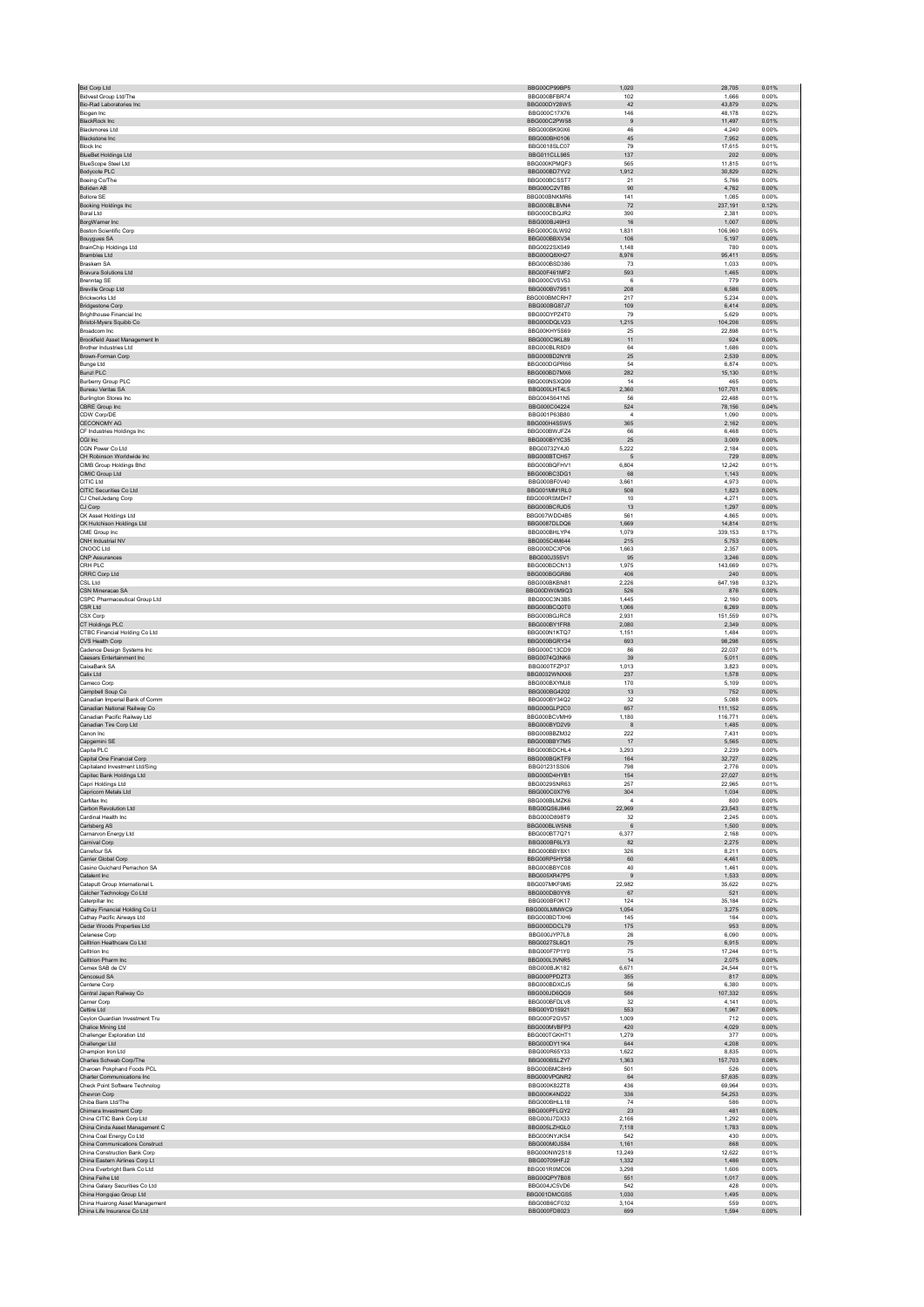| | | | | |
|---|---|---|---|---|
| Bid Corp Ltd | BBG00CP99BP5 | 1,020 | 28,705 | 0.01% |
| Bidvest Group Ltd/The | BBG000BFBR74 | 102 | 1,666 | 0.00% |
| Bio-Rad Laboratories Inc | BBG000DY28W5 | 42 | 43,879 | 0.02% |
| Biogen Inc | BBG000C17X76 | 146 | 48,178 | 0.02% |
| BlackRock Inc | BBG000C2PW58 | 9 | 11,497 | 0.01% |
| Blackmores Ltd | BBG000BK9OX6 | 46 | 4,240 | 0.00% |
| Blackstone Inc | BBG000BH0106 | 45 | 7,952 | 0.00% |
| Block Inc | BBG0018SLC07 | 79 | 17,615 | 0.01% |
| BlueBet Holdings Ltd | BBG011CLL985 | 137 | 202 | 0.00% |
| BlueScope Steel Ltd | BBG000KPMQF3 | 565 | 11,815 | 0.01% |
| Bodycote PLC | BBG000BD7YV2 | 1,912 | 30,829 | 0.02% |
| Boeing Co/The | BBG000BCSST7 | 21 | 5,766 | 0.00% |
| Boliden AB | BBG000C2VT85 | 90 | 4,762 | 0.00% |
| Bollore SE | BBG000BNKMR6 | 141 | 1,085 | 0.00% |
| Booking Holdings Inc | BBG000BLBVN4 | 72 | 237,191 | 0.12% |
| Boral Ltd | BBG000CBQJR2 | 390 | 2,381 | 0.00% |
| BorgWarner Inc | BBG000BJ49H3 | 16 | 1,007 | 0.00% |
| Boston Scientific Corp | BBG000C0LW92 | 1,831 | 106,960 | 0.05% |
| Bouygues SA | BBG000BBXV34 | 106 | 5,197 | 0.00% |
| BrainChip Holdings Ltd | BBG0022SXS49 | 1,148 | 780 | 0.00% |
| Brambles Ltd | BBG000Q8XH27 | 8,976 | 95,411 | 0.05% |
| Braskem SA | BBG000BSD386 | 73 | 1,033 | 0.00% |
| Bravura Solutions Ltd | BBG00F461MF2 | 593 | 1,465 | 0.00% |
| Brenntag SE | BBG000CVSV53 | 6 | 779 | 0.00% |
| Breville Group Ltd | BBG000BV79S1 | 208 | 6,586 | 0.00% |
| Brickworks Ltd | BBG000BMCRH7 | 217 | 5,234 | 0.00% |
| Bridgestone Corp | BBG000BG87J7 | 109 | 6,414 | 0.00% |
| Brighthouse Financial Inc | BBG00DYPZ4T0 | 79 | 5,629 | 0.00% |
| Bristol-Myers Squibb Co | BBG000DQLV23 | 1,215 | 104,206 | 0.05% |
| Broadcom Inc | BBG00KHY5S69 | 25 | 22,898 | 0.01% |
| Brookfield Asset Management In | BBG000C9KL89 | 11 | 924 | 0.00% |
| Brother Industries Ltd | BBG000BLR8D9 | 64 | 1,686 | 0.00% |
| Brown-Forman Corp | BBG000BD2NY8 | 25 | 2,539 | 0.00% |
| Bunge Ltd | BBG000DGPR66 | 54 | 6,874 | 0.00% |
| Bunzl PLC | BBG000BD7MX6 | 282 | 15,130 | 0.01% |
| Burberry Group PLC | BBG000NSXQ99 | 14 | 465 | 0.00% |
| Bureau Veritas SA | BBG000LHT4L5 | 2,360 | 107,701 | 0.05% |
| Burlington Stores Inc | BBG004S641N5 | 56 | 22,488 | 0.01% |
| CBRE Group Inc | BBG000C04224 | 524 | 78,156 | 0.04% |
| CDW Corp/DE | BBG001P63B80 | 4 | 1,090 | 0.00% |
| CECONOMY AG | BBG000H4S5W5 | 365 | 2,162 | 0.00% |
| CF Industries Holdings Inc | BBG000BWJFZ4 | 66 | 6,468 | 0.00% |
| CGI Inc | BBG000BYYC35 | 25 | 3,009 | 0.00% |
| CGN Power Co Ltd | BBG00732Y4J0 | 5,222 | 2,184 | 0.00% |
| CH Robinson Worldwide Inc | BBG000BTCH57 | 5 | 729 | 0.00% |
| CIMB Group Holdings Bhd | BBG000BQFHV1 | 6,804 | 12,242 | 0.01% |
| CIMIC Group Ltd | BBG000BC3DG1 | 68 | 1,143 | 0.00% |
| CITIC Ltd | BBG000BF0V40 | 3,661 | 4,973 | 0.00% |
| CITIC Securities Co Ltd | BBG001MM1RL0 | 508 | 1,823 | 0.00% |
| CJ CheilJedang Corp | BBG000RSMDH7 | 10 | 4,271 | 0.00% |
| CJ Corp | BBG000BCRJD5 | 13 | 1,297 | 0.00% |
| CK Asset Holdings Ltd | BBG007WDD4B5 | 561 | 4,865 | 0.00% |
| CK Hutchison Holdings Ltd | BBG0087DLDQ6 | 1,669 | 14,814 | 0.01% |
| CME Group Inc | BBG000BHLYP4 | 1,079 | 339,153 | 0.17% |
| CNH Industrial NV | BBG005C4M644 | 215 | 5,753 | 0.00% |
| CNOOC Ltd | BBG000DCXP06 | 1,663 | 2,357 | 0.00% |
| CNP Assurances | BBG000J355V1 | 95 | 3,246 | 0.00% |
| CRH PLC | BBG000BDCN13 | 1,975 | 143,669 | 0.07% |
| CRRC Corp Ltd | BBG000BGGR86 | 406 | 240 | 0.00% |
| CSL Ltd | BBG000BKBN81 | 2,226 | 647,198 | 0.32% |
| CSN Mineracao SA | BBG00DW0M8Q3 | 526 | 876 | 0.00% |
| CSPC Pharmaceutical Group Ltd | BBG000C3N3B5 | 1,445 | 2,160 | 0.00% |
| CSR Ltd | BBG000BCQ0T0 | 1,066 | 6,269 | 0.00% |
| CSX Corp | BBG000BGJRC8 | 2,931 | 151,559 | 0.07% |
| CT Holdings PLC | BBG000BY1FR8 | 2,080 | 2,349 | 0.00% |
| CTBC Financial Holding Co Ltd | BBG000N1KTQ7 | 1,151 | 1,484 | 0.00% |
| CVS Health Corp | BBG000BGRY34 | 693 | 98,298 | 0.05% |
| Cadence Design Systems Inc | BBG000C13CD9 | 86 | 22,037 | 0.01% |
| Caesars Entertainment Inc | BBG0074Q3NK6 | 39 | 5,011 | 0.00% |
| CaixaBank SA | BBG000TFZP37 | 1,013 | 3,823 | 0.00% |
| Calix Ltd | BBG0032WNXX6 | 237 | 1,578 | 0.00% |
| Cameco Corp | BBG000BXYMJ8 | 170 | 5,109 | 0.00% |
| Campbell Soup Co | BBG000BG4202 | 13 | 752 | 0.00% |
| Canadian Imperial Bank of Comm | BBG000BY34Q2 | 32 | 5,088 | 0.00% |
| Canadian National Railway Co | BBG000GLP2C0 | 657 | 111,152 | 0.05% |
| Canadian Pacific Railway Ltd | BBG000BCVMH9 | 1,180 | 116,771 | 0.06% |
| Canadian Tire Corp Ltd | BBG000BYD2V9 | 8 | 1,485 | 0.00% |
| Canon Inc | BBG000BBZM32 | 222 | 7,431 | 0.00% |
| Capgemini SE | BBG000BBY7M5 | 17 | 5,565 | 0.00% |
| Capita PLC | BBG000BDCHL4 | 3,293 | 2,239 | 0.00% |
| Capital One Financial Corp | BBG000BGKTF9 | 164 | 32,727 | 0.02% |
| Capitaland Investment Ltd/Sing | BBG01231SS06 | 798 | 2,776 | 0.00% |
| Capitec Bank Holdings Ltd | BBG000D4HYB1 | 154 | 27,027 | 0.01% |
| Capri Holdings Ltd | BBG0029SNR63 | 257 | 22,965 | 0.01% |
| Capricorn Metals Ltd | BBG000C0X7Y6 | 304 | 1,034 | 0.00% |
| CarMax Inc | BBG000BLMZK6 | 4 | 800 | 0.00% |
| Carbon Revolution Ltd | BBG00QS6J846 | 22,969 | 23,543 | 0.01% |
| Cardinal Health Inc | BBG000D898T9 | 32 | 2,245 | 0.00% |
| Carlsberg AS | BBG000BLW5N8 | 6 | 1,500 | 0.00% |
| Carnarvon Energy Ltd | BBG000BT7Q71 | 6,377 | 2,168 | 0.00% |
| Carnival Corp | BBG000BF6LY3 | 82 | 2,275 | 0.00% |
| Carrefour SA | BBG000BBY8X1 | 326 | 8,211 | 0.00% |
| Carrier Global Corp | BBG00RP5HYS8 | 60 | 4,461 | 0.00% |
| Casino Guichard Perrachon SA | BBG000BBYC08 | 40 | 1,461 | 0.00% |
| Catalent Inc | BBG005XR47P5 | 9 | 1,533 | 0.00% |
| Catapult Group International L | BBG007MKF9M5 | 22,982 | 35,622 | 0.02% |
| Catcher Technology Co Ltd | BBG000DB0YY8 | 67 | 521 | 0.00% |
| Caterpillar Inc | BBG000BF0K17 | 124 | 35,184 | 0.02% |
| Cathay Financial Holding Co Lt | BBG000LMMWC9 | 1,054 | 3,275 | 0.00% |
| Cathay Pacific Airways Ltd | BBG000BDTXH6 | 145 | 164 | 0.00% |
| Cedar Woods Properties Ltd | BBG000DDCL79 | 175 | 953 | 0.00% |
| Celanese Corp | BBG000JYP7L8 | 26 | 6,090 | 0.00% |
| Celltrion Healthcare Co Ltd | BBG0027SL6Q1 | 75 | 6,915 | 0.00% |
| Celltrion Inc | BBG000F7P1Y0 | 75 | 17,244 | 0.01% |
| Celltrion Pharm Inc | BBG000L3VNR5 | 14 | 2,075 | 0.00% |
| Cemex SAB de CV | BBG000BJK182 | 6,671 | 24,544 | 0.01% |
| Cencosud SA | BBG000PPDZT3 | 355 | 817 | 0.00% |
| Centene Corp | BBG000BDXCJ5 | 56 | 6,380 | 0.00% |
| Central Japan Railway Co | BBG000JD6QG9 | 586 | 107,332 | 0.05% |
| Cerner Corp | BBG000BFDLV8 | 32 | 4,141 | 0.00% |
| Ceres Ltd | BBG00YD15921 | 553 | 1,967 | 0.00% |
| Ceylon Guardian Investment Tru | BBG000F2GV57 | 1,009 | 712 | 0.00% |
| Chalice Mining Ltd | BBG000MVBFP3 | 420 | 4,029 | 0.00% |
| Challenger Exploration Ltd | BBG000TGKHT1 | 1,279 | 377 | 0.00% |
| Challenger Ltd | BBG000DY11K4 | 644 | 4,208 | 0.00% |
| Champion Iron Ltd | BBG000R65Y33 | 1,622 | 8,835 | 0.00% |
| Charles Schwab Corp/The | BBG000BSLZY7 | 1,363 | 157,703 | 0.08% |
| Charoen Pokphand Foods PCL | BBG000BMC8H9 | 501 | 526 | 0.00% |
| Charter Communications Inc | BBG000VPGNR2 | 64 | 57,635 | 0.03% |
| Check Point Software Technolog | BBG000K82ZT8 | 436 | 69,964 | 0.03% |
| Chevron Corp | BBG000K4ND22 | 336 | 54,253 | 0.03% |
| Chiba Bank Ltd/The | BBG000BHLL18 | 74 | 586 | 0.00% |
| Chimera Investment Corp | BBG000PFLGY2 | 23 | 481 | 0.00% |
| China CITIC Bank Corp Ltd | BBG000J7DX33 | 2,166 | 1,292 | 0.00% |
| China Cinda Asset Management C | BBG005LZHGL0 | 7,118 | 1,783 | 0.00% |
| China Coal Energy Co Ltd | BBG000NYJKS4 | 542 | 430 | 0.00% |
| China Communications Construct | BBG000M0JS84 | 1,161 | 868 | 0.00% |
| China Construction Bank Corp | BBG000NW2S18 | 13,249 | 12,622 | 0.01% |
| China Eastern Airlines Corp Lt | BBG000709HFJ2 | 1,332 | 1,486 | 0.00% |
| China Everbright Bank Co Ltd | BBG001R0MC06 | 3,298 | 1,606 | 0.00% |
| China Feihe Ltd | BBG00QPY7B08 | 551 | 1,017 | 0.00% |
| China Galaxy Securities Co Ltd | BBG004JC5VD6 | 542 | 428 | 0.00% |
| China Hongqiao Group Ltd | BBG001DMCGS5 | 1,030 | 1,495 | 0.00% |
| China Huarong Asset Management | BBG00B6CF032 | 3,104 | 559 | 0.00% |
| China Life Insurance Co Ltd | BBG000FD8023 | 699 | 1,594 | 0.00% |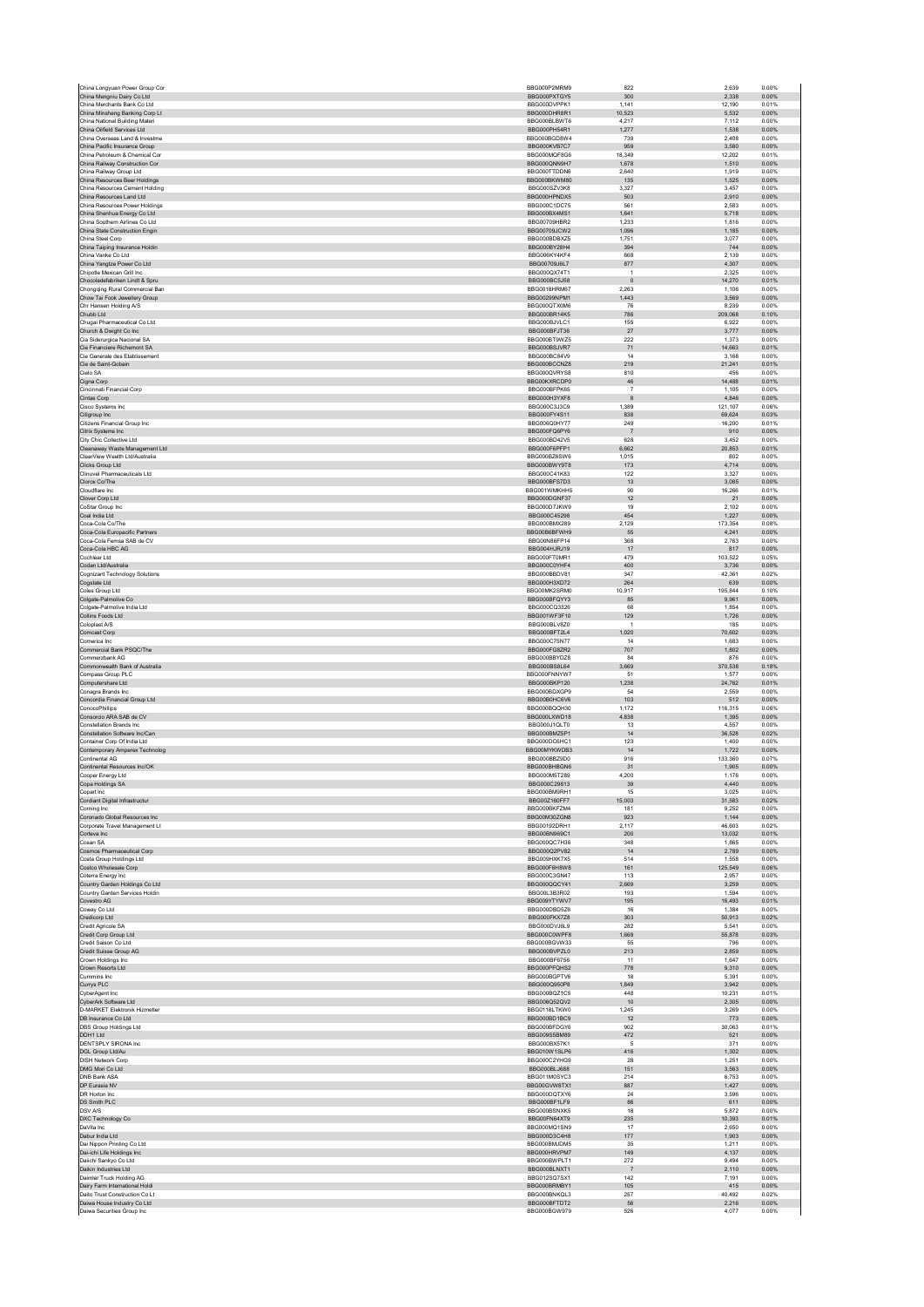| | | | | |
|---|---|---|---|---|
| China Longyuan Power Group Cor | BBG000P2MRM9 | 822 | 2,639 | 0.00% |
| China Mengniu Dairy Co Ltd | BBG000PXTGY5 | 300 | 2,338 | 0.00% |
| China Merchants Bank Co Ltd | BBG000DVPPK1 | 1,141 | 12,190 | 0.01% |
| China Minsheng Banking Corp Lt | BBG000DHR8R1 | 10,523 | 5,532 | 0.00% |
| China National Building Materi | BBG000BLBWT6 | 4,217 | 7,112 | 0.00% |
| China Oilfield Services Ltd | BBG000PH54R1 | 1,277 | 1,538 | 0.00% |
| China Overseas Land & Investme | BBG000BGD8W4 | 739 | 2,408 | 0.00% |
| China Pacific Insurance Group | BBG000KVB7C7 | 959 | 3,580 | 0.00% |
| China Petroleum & Chemical Cor | BBG000MQF8G6 | 18,349 | 12,202 | 0.01% |
| China Railway Construction Cor | BBG000QNN9H7 | 1,678 | 1,510 | 0.00% |
| China Railway Group Ltd | BBG000TTDDN6 | 2,640 | 1,919 | 0.00% |
| China Resources Beer Holdings | BBG000BKWM80 | 135 | 1,525 | 0.00% |
| China Resources Cement Holding | BBG000SZV3K8 | 3,327 | 3,457 | 0.00% |
| China Resources Land Ltd | BBG000HPNDX5 | 503 | 2,910 | 0.00% |
| China Resources Power Holdings | BBG000C1DC75 | 561 | 2,583 | 0.00% |
| China Shenhua Energy Co Ltd | BBG000BX4MS1 | 1,641 | 5,718 | 0.00% |
| China Southern Airlines Co Ltd | BBG00709HBR2 | 1,233 | 1,816 | 0.00% |
| China State Construction Engin | BBG00709JCW2 | 1,096 | 1,185 | 0.00% |
| China Steel Corp | BBG000BDBXZ5 | 1,751 | 3,077 | 0.00% |
| China Taiping Insurance Holdin | BBG000BY28H4 | 394 | 744 | 0.00% |
| China Vanke Co Ltd | BBG006KY4KF4 | 668 | 2,139 | 0.00% |
| China Yangtze Power Co Ltd | BBG00709J6L7 | 877 | 4,307 | 0.00% |
| Chipotle Mexican Grill Inc | BBG000QX74T1 | 1 | 2,325 | 0.00% |
| Chocoladefabriken Lindt & Spru | BBG000BC5J58 | 0 | 14,270 | 0.01% |
| Chongqing Rural Commercial Ban | BBG0018HRM67 | 2,263 | 1,108 | 0.00% |
| Chow Tai Fook Jewellery Group | BBG00299NPM1 | 1,443 | 3,569 | 0.00% |
| Chr Hansen Holding A/S | BBG000QTX0M6 | 76 | 8,239 | 0.00% |
| Chubb Ltd | BBG000BR14K5 | 786 | 209,068 | 0.10% |
| Chugai Pharmaceutical Co Ltd | BBG000BJVLC1 | 155 | 6,922 | 0.00% |
| Church & Dwight Co Inc | BBG000BFJT36 | 27 | 3,777 | 0.00% |
| Cia Siderurgica Nacional SA | BBG000BT9WZ5 | 222 | 1,373 | 0.00% |
| Cie Financiere Richemont SA | BBG000BSJVR7 | 71 | 14,663 | 0.01% |
| Cie Generale des Etablissement | BBG000BC84V9 | 14 | 3,168 | 0.00% |
| Cie de Saint-Gobain | BBG000BCCNZ8 | 219 | 21,241 | 0.01% |
| Cielo SA | BBG000QVRYS8 | 810 | 456 | 0.00% |
| Cigna Corp | BBG00KXRCDP0 | 46 | 14,488 | 0.01% |
| Cincinnati Financial Corp | BBG000BFPK65 | 7 | 1,105 | 0.00% |
| Cintas Corp | BBG000H3YXF8 | 8 | 4,846 | 0.00% |
| Cisco Systems Inc | BBG000C3J3C9 | 1,389 | 121,107 | 0.06% |
| Citigroup Inc | BBG000FY4S11 | 838 | 69,624 | 0.03% |
| Citizens Financial Group Inc | BBG006Q0HY77 | 249 | 16,200 | 0.01% |
| Citrix Systems Inc | BBG000FQ6PY6 | 7 | 910 | 0.00% |
| City Chic Collective Ltd | BBG000BD42V5 | 628 | 3,452 | 0.00% |
| Cleanaway Waste Management Ltd | BBG000F6PFP1 | 6,662 | 20,853 | 0.01% |
| ClearView Wealth Ltd/Australia | BBG000BZ6SW6 | 1,015 | 802 | 0.00% |
| Clicks Group Ltd | BBG000BWY9T8 | 173 | 4,714 | 0.00% |
| Clinuvel Pharmaceuticals Ltd | BBG000C41K83 | 122 | 3,327 | 0.00% |
| Clorox Co/The | BBG000BFS7D3 | 13 | 3,085 | 0.00% |
| Cloudflare Inc | BBG001WMKHH5 | 90 | 16,266 | 0.01% |
| Clover Corp Ltd | BBG000DGNF37 | 12 | 21 | 0.00% |
| CoStar Group Inc | BBG000D7JKW9 | 19 | 2,102 | 0.00% |
| Coal India Ltd | BBG000C45298 | 454 | 1,227 | 0.00% |
| Coca-Cola Co/The | BBG000BMX289 | 2,129 | 173,354 | 0.08% |
| Coca-Cola Europacific Partners | BBG00B6BFWH9 | 55 | 4,241 | 0.00% |
| Coca-Cola Femsa SAB de CV | BBG00N86FP14 | 368 | 2,763 | 0.00% |
| Coca-Cola HBC AG | BBG004HJRJ19 | 17 | 817 | 0.00% |
| Cochlear Ltd | BBG000FT0MR1 | 479 | 103,522 | 0.05% |
| Codan Ltd/Australia | BBG000C0YHF4 | 400 | 3,736 | 0.00% |
| Cognizant Technology Solutions | BBG000BBDV81 | 347 | 42,361 | 0.02% |
| Cogstate Ltd | BBG000H3XD72 | 264 | 639 | 0.00% |
| Coles Group Ltd | BBG00MK2SRM0 | 10,917 | 195,844 | 0.10% |
| Colgate-Palmolive Co | BBG000BFQYY3 | 85 | 9,961 | 0.00% |
| Colgate-Palmolive India Ltd | BBG000CQ3326 | 68 | 1,854 | 0.00% |
| Collins Foods Ltd | BBG001WF3F10 | 129 | 1,726 | 0.00% |
| Coloplast A/S | BBG000BLV8Z0 | 1 | 185 | 0.00% |
| Comcast Corp | BBG000BFT2L4 | 1,020 | 70,602 | 0.03% |
| Comerica Inc | BBG000C75N77 | 14 | 1,683 | 0.00% |
| Commercial Bank PSQC/The | BBG000FG8ZR2 | 707 | 1,802 | 0.00% |
| Commerzbank AG | BBG000BBYDZ8 | 84 | 876 | 0.00% |
| Commonwealth Bank of Australia | BBG000BS8L64 | 3,669 | 370,538 | 0.18% |
| Compass Group PLC | BBG000FNNYW7 | 51 | 1,577 | 0.00% |
| Computershare Ltd | BBG000BKP120 | 1,238 | 24,762 | 0.01% |
| Conagra Brands Inc | BBG000BDXGP9 | 54 | 2,559 | 0.00% |
| Concordia Financial Group Ltd | BBG00B0HC6V6 | 103 | 512 | 0.00% |
| ConocoPhillips | BBG000BQQH30 | 1,172 | 116,315 | 0.06% |
| Consorcio ARA SAB de CV | BBG000LXWD18 | 4,838 | 1,395 | 0.00% |
| Constellation Brands Inc | BBG000J1QLT0 | 13 | 4,557 | 0.00% |
| Constellation Software Inc/Can | BBG000BMZ5P1 | 14 | 36,528 | 0.02% |
| Container Corp Of India Ltd | BBG000DC6HC1 | 123 | 1,400 | 0.00% |
| Contemporary Amperex Technolog | BBG00MYKWDB3 | 14 | 1,722 | 0.00% |
| Continental AG | BBG000BBZ9D0 | 916 | 133,360 | 0.07% |
| Continental Resources Inc/OK | BBG000BHBGN6 | 31 | 1,905 | 0.00% |
| Cooper Energy Ltd | BBG000M5T289 | 4,200 | 1,176 | 0.00% |
| Copa Holdings SA | BBG000C29813 | 39 | 4,440 | 0.00% |
| Copart Inc | BBG000BM9RH1 | 15 | 3,025 | 0.00% |
| Cordiant Digital Infrastructur | BBG00Z160FF7 | 15,003 | 31,583 | 0.02% |
| Corning Inc | BBG000BKFZM4 | 181 | 9,252 | 0.00% |
| Coronado Global Resources Inc | BBG00M30ZGN8 | 923 | 1,144 | 0.00% |
| Corporate Travel Management Lt | BBG00192DRH1 | 2,117 | 46,603 | 0.02% |
| Corteva Inc | BBG00BN969C1 | 200 | 13,032 | 0.01% |
| Cosan SA | BBG000QC7H36 | 348 | 1,865 | 0.00% |
| Cosmos Pharmaceutical Corp | BBG000Q2PV82 | 14 | 2,789 | 0.00% |
| Costa Group Holdings Ltd | BBG009HXK7X5 | 514 | 1,558 | 0.00% |
| Costco Wholesale Corp | BBG000F6H8W8 | 161 | 125,549 | 0.06% |
| Coterra Energy Inc | BBG000C3GN47 | 113 | 2,957 | 0.00% |
| Country Garden Holdings Co Ltd | BBG000QQCY41 | 2,669 | 3,259 | 0.00% |
| Country Garden Services Holdin | BBG00L3B3R02 | 193 | 1,594 | 0.00% |
| Covestro AG | BBG009YTYWV7 | 195 | 16,493 | 0.01% |
| Coway Co Ltd | BBG000DBD5Z6 | 16 | 1,384 | 0.00% |
| Credicorp Ltd | BBG000FKX7Z8 | 303 | 50,913 | 0.02% |
| Credit Agricole SA | BBG000DVJ6L9 | 282 | 5,541 | 0.00% |
| Credit Corp Group Ltd | BBG000C0WPF8 | 1,669 | 55,878 | 0.03% |
| Credit Saison Co Ltd | BBG000BGVW33 | 55 | 796 | 0.00% |
| Credit Suisse Group AG | BBG000BVPZL0 | 213 | 2,859 | 0.00% |
| Crown Holdings Inc | BBG000BF6756 | 11 | 1,647 | 0.00% |
| Crown Resorts Ltd | BBG000PFQHS2 | 778 | 9,310 | 0.00% |
| Cummins Inc | BBG000BGPTV6 | 18 | 5,391 | 0.00% |
| Currys PLC | BBG000Q950P8 | 1,849 | 3,942 | 0.00% |
| CyberAgent Inc | BBG000BQZ1C5 | 448 | 10,231 | 0.01% |
| CyberArk Software Ltd | BBG006Q52QV2 | 10 | 2,305 | 0.00% |
| D-MARKET Elektronik Hizmetler | BBG0118LTKW0 | 1,245 | 3,269 | 0.00% |
| DB Insurance Co Ltd | BBG000BD1BC9 | 12 | 773 | 0.00% |
| DBS Group Holdings Ltd | BBG000BFDGY6 | 902 | 30,063 | 0.01% |
| DDH1 Ltd | BBG00955BM89 | 472 | 521 | 0.00% |
| DENTSPLY SIRONA Inc | BBG000BX57K1 | 5 | 371 | 0.00% |
| DGL Group Ltd/Au | BBG010W1SLP6 | 416 | 1,302 | 0.00% |
| DISH Network Corp | BBG000C2YHG9 | 28 | 1,251 | 0.00% |
| DMG Mori Co Ltd | BBG000BLJ688 | 151 | 3,563 | 0.00% |
| DNB Bank ASA | BBG011M0SYC3 | 214 | 6,753 | 0.00% |
| DP Eurasia NV | BBG00DVW8TX1 | 887 | 1,427 | 0.00% |
| DR Horton Inc | BBG000DQTXY6 | 24 | 3,596 | 0.00% |
| DS Smith PLC | BBG000BF1LF9 | 86 | 611 | 0.00% |
| DSV A/S | BBG000BSNXK5 | 18 | 5,872 | 0.00% |
| DXC Technology Co | BBG00FN64XT9 | 235 | 10,393 | 0.01% |
| DaVita Inc | BBG000MQ1SN9 | 17 | 2,650 | 0.00% |
| Dabur India Ltd | BBG000D3C4H8 | 177 | 1,903 | 0.00% |
| Dai Nippon Printing Co Ltd | BBG000BMJDM5 | 35 | 1,211 | 0.00% |
| Dai-ichi Life Holdings Inc | BBG000HRVPM7 | 149 | 4,137 | 0.00% |
| Daiichi Sankyo Co Ltd | BBG000BWPLT1 | 272 | 9,494 | 0.00% |
| Daikin Industries Ltd | BBG000BLNXT1 | 7 | 2,110 | 0.00% |
| Daimler Truck Holding AG | BBG012SQ7SX1 | 142 | 7,191 | 0.00% |
| Dairy Farm International Holdi | BBG000BRMBY1 | 105 | 415 | 0.00% |
| Daito Trust Construction Co Lt | BBG000BNKQL3 | 257 | 40,492 | 0.02% |
| Daiwa House Industry Co Ltd | BBG000BFTDT2 | 56 | 2,216 | 0.00% |
| Daiwa Securities Group Inc | BBG000BGW979 | 526 | 4,077 | 0.00% |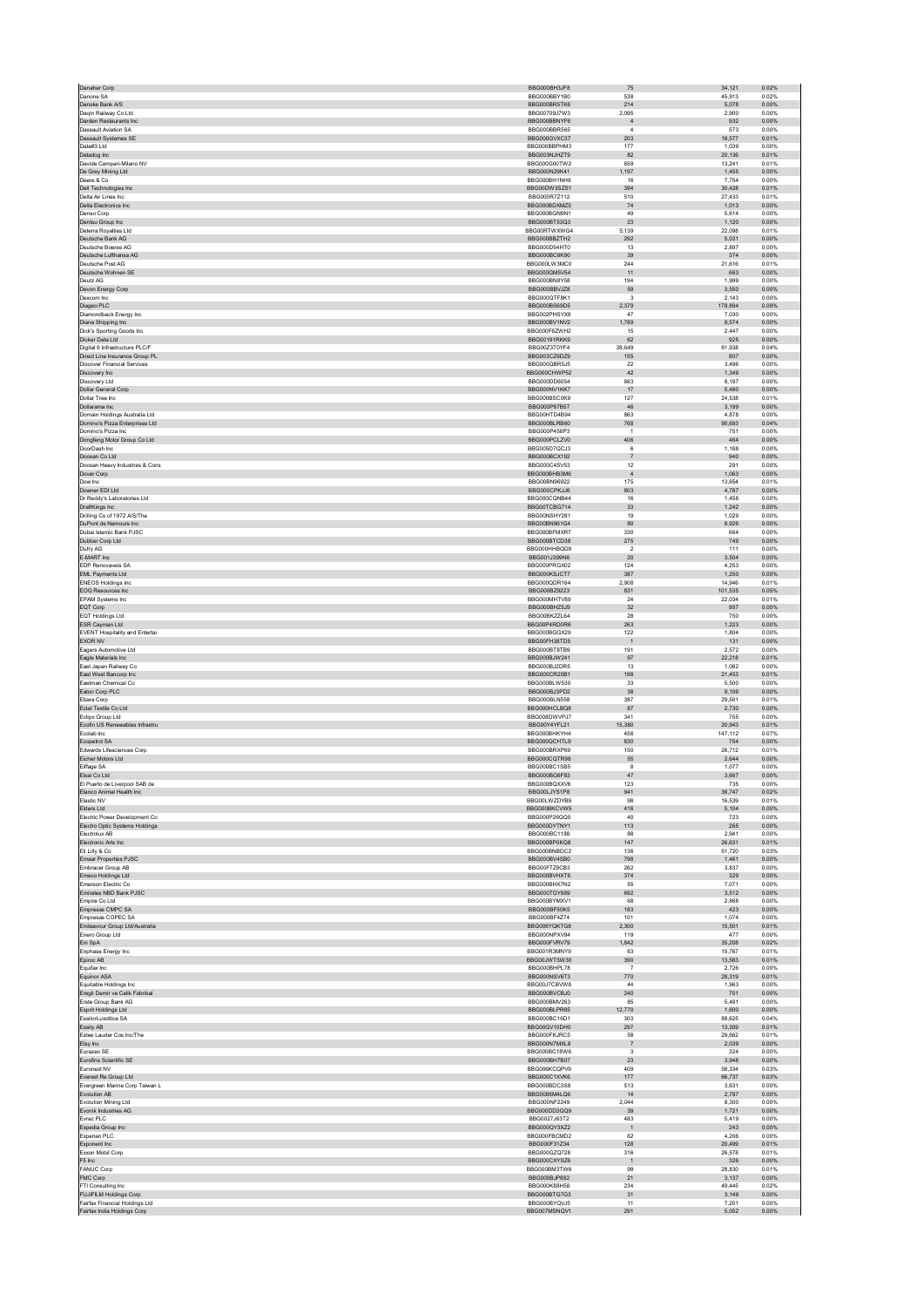| | | | | |
|---|---|---|---|---|
| Danaher Corp | BBG000BH3JF8 | 75 | 34,121 | 0.02% |
| Danone SA | BBG000BBY1B0 | 538 | 45,913 | 0.02% |
| Danske Bank A/S | BBG000BR5TK6 | 214 | 5,078 | 0.00% |
| Daqin Railway Co Ltd | BBG00709J7W3 | 2,095 | 2,900 | 0.00% |
| Darden Restaurants Inc | BBG000BBNYF6 | 4 | 932 | 0.00% |
| Dassault Aviation SA | BBG000BBR565 | 4 | 573 | 0.00% |
| Dassault Systemes SE | BBG000GVXC37 | 203 | 16,577 | 0.01% |
| Data#3 Ltd | BBG000BBPHM3 | 177 | 1,039 | 0.00% |
| Datadog Inc | BBG003NJHZT9 | 82 | 20,136 | 0.01% |
| Davide Campari-Milano NV | BBG000G00TW2 | 659 | 13,241 | 0.01% |
| De Grey Mining Ltd | BBG000N29K41 | 1,197 | 1,455 | 0.00% |
| Deere & Co | BBG000BH1NH9 | 16 | 7,754 | 0.00% |
| Dell Technologies Inc | BBG00DW3SZS1 | 394 | 30,428 | 0.01% |
| Delta Air Lines Inc | BBG000R7Z112 | 510 | 27,433 | 0.01% |
| Delta Electronics Inc | BBG000BDXMZ5 | 74 | 1,013 | 0.00% |
| Denso Corp | BBG000BGN9N1 | 49 | 5,614 | 0.00% |
| Dentsu Group Inc | BBG000BT53Q3 | 23 | 1,120 | 0.00% |
| Deterra Royalties Ltd | BBG00RTWXWG4 | 5,139 | 22,098 | 0.01% |
| Deutsche Bank AG | BBG000BBZTH2 | 292 | 5,031 | 0.00% |
| Deutsche Boerse AG | BBG000D54HT0 | 13 | 2,897 | 0.00% |
| Deutsche Lufthansa AG | BBG000BC6K90 | 39 | 374 | 0.00% |
| Deutsche Post AG | BBG000LW3MC0 | 244 | 21,616 | 0.01% |
| Deutsche Wohnen SE | BBG000GM5V54 | 11 | 663 | 0.00% |
| Deutz AG | BBG000BN8Y58 | 194 | 1,999 | 0.00% |
| Devon Energy Corp | BBG000BBVJZ8 | 59 | 3,550 | 0.00% |
| Dexcom Inc | BBG000QTF8K1 | 3 | 2,143 | 0.00% |
| Diageo PLC | BBG000BS69D5 | 2,379 | 178,894 | 0.09% |
| Diamondback Energy Inc | BBG002PHSYX9 | 47 | 7,030 | 0.00% |
| Diana Shipping Inc | BBG000BV1NV2 | 1,789 | 9,574 | 0.00% |
| Dick's Sporting Goods Inc | BBG000F6ZWH2 | 15 | 2,447 | 0.00% |
| Dicker Data Ltd | BBG00191RKK9 | 62 | 925 | 0.00% |
| Digital 9 Infrastructure PLC/F | BBG00Z3T0YF4 | 38,649 | 81,938 | 0.04% |
| Direct Line Insurance Group PL | BBG003CZ6DZ9 | 155 | 807 | 0.00% |
| Discover Financial Services | BBG000QBR5J5 | 22 | 3,496 | 0.00% |
| Discovery Inc | BBG000CHWP52 | 42 | 1,349 | 0.00% |
| Discovery Ltd | BBG000DD6054 | 663 | 8,197 | 0.00% |
| Dollar General Corp | BBG000NV1KK7 | 17 | 5,480 | 0.00% |
| Dollar Tree Inc | BBG000BSC0K9 | 127 | 24,538 | 0.01% |
| Dollarama Inc | BBG000P87B57 | 46 | 3,199 | 0.00% |
| Domain Holdings Australia Ltd | BBG00HTD4B94 | 863 | 4,878 | 0.00% |
| Domino's Pizza Enterprises Ltd | BBG000BLRB60 | 768 | 90,693 | 0.04% |
| Domino's Pizza Inc | BBG000P458P3 | 1 | 751 | 0.00% |
| Dongfeng Motor Group Co Ltd | BBG000PCLZV0 | 406 | 464 | 0.00% |
| DoorDash Inc | BBG005D7QCJ3 | 6 | 1,188 | 0.00% |
| Doosan Co Ltd | BBG000BCX192 | 7 | 940 | 0.00% |
| Doosan Heavy Industries & Cons | BBG000C4SV53 | 12 | 291 | 0.00% |
| Dover Corp | BBG000BHB3M6 | 4 | 1,063 | 0.00% |
| Dow Inc | BBG00BN96922 | 175 | 13,654 | 0.01% |
| Downer EDI Ltd | BBG000CPKJJ6 | 803 | 4,787 | 0.00% |
| Dr Reddy's Laboratories Ltd | BBG000CQN844 | 16 | 1,458 | 0.00% |
| DraftKings Inc | BBG00TCBG714 | 33 | 1,242 | 0.00% |
| Drilling Co of 1972 A/S/The | BBG00NSHY281 | 19 | 1,029 | 0.00% |
| DuPont de Nemours Inc | BBG00BN961G4 | 80 | 8,926 | 0.00% |
| Dubai Islamic Bank PJSC | BBG000BFMXR7 | 330 | 664 | 0.00% |
| Dubber Corp Ltd | BBG000BTCD38 | 275 | 749 | 0.00% |
| Dufry AG | BBG000HHBQD9 | 2 | 111 | 0.00% |
| E-MART Inc | BBG001J399N6 | 20 | 3,504 | 0.00% |
| EDP Renovaveis SA | BBG000PRGX02 | 124 | 4,253 | 0.00% |
| EML Payments Ltd | BBG000KSJCT7 | 387 | 1,250 | 0.00% |
| ENEOS Holdings Inc | BBG000QDR164 | 2,908 | 14,946 | 0.01% |
| EOG Resources Inc | BBG000BZ9223 | 831 | 101,535 | 0.05% |
| EPAM Systems Inc | BBG000MHTV89 | 24 | 22,034 | 0.01% |
| EQT Corp | BBG000BHZ5J9 | 32 | 957 | 0.00% |
| EQT Holdings Ltd | BBG00BKZZL64 | 28 | 750 | 0.00% |
| ESR Cayman Ltd | BBG00P4RD0R6 | 263 | 1,223 | 0.00% |
| EVENT Hospitality and Entertai | BBG000BGGX29 | 122 | 1,804 | 0.00% |
| EXOR NV | BBG00FH38TD5 | 1 | 131 | 0.00% |
| Eagers Automotive Ltd | BBG000BT8TB9 | 191 | 2,572 | 0.00% |
| Eagle Materials Inc | BBG000BJW241 | 97 | 22,218 | 0.01% |
| East Japan Railway Co | BBG000BJ2DR5 | 13 | 1,062 | 0.00% |
| East West Bancorp Inc | BBG000CR20B1 | 198 | 21,453 | 0.01% |
| Eastman Chemical Co | BBG000BLW530 | 33 | 5,500 | 0.00% |
| Eaton Corp PLC | BBG000BJ3PD2 | 38 | 9,106 | 0.00% |
| Ebara Corp | BBG000BLN558 | 387 | 29,501 | 0.01% |
| Eclat Textile Co Ltd | BBG000HCLBQ8 | 87 | 2,730 | 0.00% |
| Eclipx Group Ltd | BBG008DWVPJ7 | 341 | 755 | 0.00% |
| Ecofin US Renewables Infrastru | BBG00Y4YFL21 | 15,380 | 20,943 | 0.01% |
| Ecolab Inc | BBG000BHKYH4 | 456 | 147,112 | 0.07% |
| Ecopetrol SA | BBG000QCHTL9 | 830 | 754 | 0.00% |
| Edwards Lifesciences Corp | BBG000BRXP69 | 150 | 26,712 | 0.01% |
| Eicher Motors Ltd | BBG000CQTR98 | 55 | 2,644 | 0.00% |
| Eiffage SA | BBG000BC1SB5 | 8 | 1,077 | 0.00% |
| Eisai Co Ltd | BBG000BG6F83 | 47 | 3,667 | 0.00% |
| El Puerto de Liverpool SAB de | BBG000BQXXV6 | 123 | 735 | 0.00% |
| Elanco Animal Health Inc | BBG00LJYS1P8 | 941 | 36,747 | 0.02% |
| Elastic NV | BBG00LWZDYB9 | 98 | 16,539 | 0.01% |
| Elders Ltd | BBG000BKCVW5 | 416 | 5,104 | 0.00% |
| Electric Power Development Co | BBG000P26QQ5 | 40 | 723 | 0.00% |
| Electro Optic Systems Holdings | BBG000DYTNY1 | 113 | 265 | 0.00% |
| Electrolux AB | BBG000BC1188 | 88 | 2,941 | 0.00% |
| Electronic Arts Inc | BBG000BP0KQ8 | 147 | 26,631 | 0.01% |
| Eli Lilly & Co | BBG000BNBDC2 | 136 | 51,720 | 0.03% |
| Emaar Properties PJSC | BBG000BV4SB0 | 798 | 1,461 | 0.00% |
| Embracer Group AB | BBG00F7Z9CB3 | 262 | 3,837 | 0.00% |
| Emeco Holdings Ltd | BBG000BVHXT6 | 374 | 329 | 0.00% |
| Emerson Electric Co | BBG000BHX7N2 | 55 | 7,071 | 0.00% |
| Emirates NBD Bank PJSC | BBG000TGY889 | 692 | 3,512 | 0.00% |
| Empire Co Ltd | BBG000BYMXV1 | 68 | 2,868 | 0.00% |
| Empresas CMPC SA | BBG000BF50K5 | 183 | 423 | 0.00% |
| Empresas COPEC SA | BBG000BF4Z74 | 101 | 1,074 | 0.00% |
| Endeavour Group Ltd/Australia | BBG00Y6XQKTG8 | 2,300 | 15,501 | 0.01% |
| Enero Group Ltd | BBG000NPXV94 | 119 | 477 | 0.00% |
| Eni SpA | BBG000FVRV79 | 1,842 | 35,208 | 0.02% |
| Enphase Energy Inc | BBG001R3MNY9 | 63 | 15,767 | 0.01% |
| Epiroc AB | BBG00JWT5W30 | 390 | 13,563 | 0.01% |
| Equifax Inc | BBG000BHPL78 | 7 | 2,726 | 0.00% |
| Equinor ASA | BBG000NSV6T3 | 770 | 28,319 | 0.01% |
| Equitable Holdings Inc | BBG00J7CBVW8 | 44 | 1,963 | 0.00% |
| Eregli Demir ve Celik Fabrikal | BBG000BVCBJ0 | 240 | 701 | 0.00% |
| Erste Group Bank AG | BBG000BMV263 | 85 | 5,481 | 0.00% |
| Esprit Holdings Ltd | BBG000BLPR85 | 12,770 | 1,600 | 0.00% |
| EssilorLuxottica SA | BBG000BC16D1 | 303 | 88,625 | 0.04% |
| Essity AB | BBG00GV10DH0 | 297 | 13,309 | 0.01% |
| Estee Lauder Cos Inc/The | BBG000FKJRC5 | 58 | 29,662 | 0.01% |
| Etsy Inc | BBG000N7MXL8 | 7 | 2,039 | 0.00% |
| Eurazeo SE | BBG000BC18W6 | 3 | 324 | 0.00% |
| Eurofins Scientific SE | BBG000BH7B07 | 23 | 3,948 | 0.00% |
| Euronext NV | BBG006KCQPV9 | 409 | 58,334 | 0.03% |
| Everest Re Group Ltd | BBG000C1XVK6 | 177 | 66,737 | 0.03% |
| Evergreen Marine Corp Taiwan L | BBG000BDC3S8 | 513 | 3,631 | 0.00% |
| Evolution AB | BBG0088M4LQ6 | 14 | 2,797 | 0.00% |
| Evolution Mining Ltd | BBG000NF2249 | 2,044 | 8,300 | 0.00% |
| Evonik Industries AG | BBG000DD3QQ9 | 39 | 1,721 | 0.00% |
| Evraz PLC | BBG0027J63T2 | 483 | 5,419 | 0.00% |
| Expedia Group Inc | BBG000QY3XZ2 | 1 | 243 | 0.00% |
| Experian PLC | BBG000FBCMD2 | 62 | 4,206 | 0.00% |
| Exponent Inc | BBG000F31Z34 | 128 | 20,499 | 0.01% |
| Exxon Mobil Corp | BBG000GZQ728 | 316 | 26,578 | 0.01% |
| F5 Inc | BBG000CXYSZ6 | 1 | 326 | 0.00% |
| FANUC Corp | BBG000BM3TW6 | 99 | 28,830 | 0.01% |
| FMC Corp | BBG000BJP882 | 21 | 3,137 | 0.00% |
| FTI Consulting Inc | BBG000K88H58 | 234 | 49,445 | 0.02% |
| FUJIFILM Holdings Corp | BBG000BTG7G3 | 31 | 3,149 | 0.00% |
| Fairfax Financial Holdings Ltd | BBG000BYQVJ5 | 11 | 7,201 | 0.00% |
| Fairfax India Holdings Corp | BBG007MSNQV1 | 291 | 5,052 | 0.00% |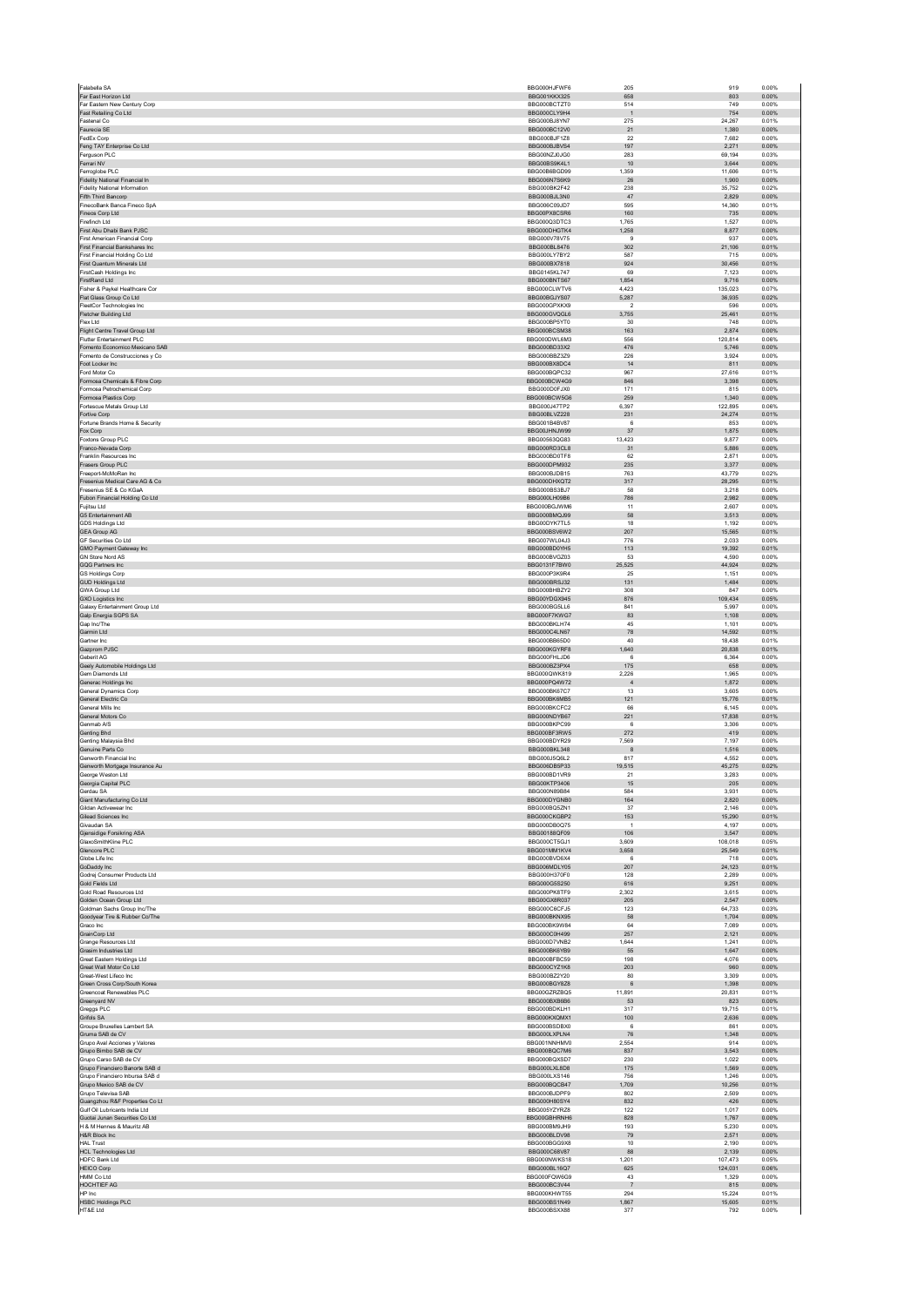| | | | | |
|---|---|---|---|---|
| Falabella SA | BBG000KJFWF6 | 205 | 919 | 0.00% |
| Far East Horizon Ltd | BBG001KKX325 | 658 | 803 | 0.00% |
| Far Eastern New Century Corp | BBG000BCTZT0 | 514 | 749 | 0.00% |
| Fast Retailing Co Ltd | BBG000CLY9H4 | 1 | 754 | 0.00% |
| Fastenal Co | BBG000BJ8YN7 | 275 | 24,267 | 0.01% |
| Faurecia SE | BBG000BC12V0 | 21 | 1,380 | 0.00% |
| FedEx Corp | BBG000BJF1Z8 | 22 | 7,682 | 0.00% |
| Feng TAY Enterprise Co Ltd | BBG000BJBV54 | 197 | 2,271 | 0.00% |
| Ferguson PLC | BBG00NZJ0JG0 | 283 | 69,194 | 0.03% |
| Ferrari NV | BBG00BS9K4L1 | 10 | 3,644 | 0.00% |
| Ferroglobe PLC | BBG00B6BGD99 | 1,359 | 11,606 | 0.01% |
| Fidelity National Financial In | BBG006N7S6K9 | 26 | 1,900 | 0.00% |
| Fidelity National Information | BBG000BK2F42 | 238 | 35,752 | 0.02% |
| Fifth Third Bancorp | BBG000BJL3N0 | 47 | 2,829 | 0.00% |
| FinecoBank Banca Fineco SpA | BBG006C09JD7 | 595 | 14,360 | 0.01% |
| Fineos Corp Ltd | BBG00PX8CSR6 | 160 | 735 | 0.00% |
| Firefinch Ltd | BBG000Q3DTC3 | 1,765 | 1,527 | 0.00% |
| First Abu Dhabi Bank PJSC | BBG000DHGTK4 | 1,258 | 8,877 | 0.00% |
| First American Financial Corp | BBG000V78V75 | 9 | 937 | 0.00% |
| First Financial Bankshares Inc | BBG000BL8476 | 302 | 21,106 | 0.01% |
| First Financial Holding Co Ltd | BBG000LY7BY2 | 587 | 715 | 0.00% |
| First Quantum Minerals Ltd | BBG000BX7818 | 924 | 30,456 | 0.01% |
| FirstCash Holdings Inc | BBG0145KL747 | 69 | 7,123 | 0.00% |
| FirstRand Ltd | BBG000BNTS67 | 1,854 | 9,716 | 0.00% |
| Fisher & Paykel Healthcare Cor | BBG000CLWTV6 | 4,423 | 135,023 | 0.07% |
| Flat Glass Group Co Ltd | BBG00BGJYS07 | 5,287 | 36,935 | 0.02% |
| FleetCor Technologies Inc | BBG000GPXKX9 | 2 | 596 | 0.00% |
| Fletcher Building Ltd | BBG000GVQGL6 | 3,755 | 25,461 | 0.01% |
| Flex Ltd | BBG000BP5YT0 | 30 | 748 | 0.00% |
| Flight Centre Travel Group Ltd | BBG000BCSM38 | 163 | 2,874 | 0.00% |
| Flutter Entertainment PLC | BBG000DWL6M3 | 556 | 120,814 | 0.06% |
| Fomento Economico Mexicano SAB | BBG000BD33X2 | 476 | 5,746 | 0.00% |
| Fomento de Construcciones y Co | BBG000BBZ3Z9 | 226 | 3,924 | 0.00% |
| Foot Locker Inc | BBG000BX8DC4 | 14 | 811 | 0.00% |
| Ford Motor Co | BBG000BQPC32 | 967 | 27,616 | 0.01% |
| Formosa Chemicals & Fibre Corp | BBG000BCW4G9 | 846 | 3,398 | 0.00% |
| Formosa Petrochemical Corp | BBG000D0FJX0 | 171 | 815 | 0.00% |
| Formosa Plastics Corp | BBG000BCW5G6 | 259 | 1,340 | 0.00% |
| Fortescue Metals Group Ltd | BBG000J47TP2 | 6,397 | 122,895 | 0.06% |
| Fortive Corp | BBG00BLVZ228 | 231 | 24,274 | 0.01% |
| Fortune Brands Home & Security | BBG001B4BV87 | 6 | 853 | 0.00% |
| Fox Corp | BBG00JHNJW99 | 37 | 1,875 | 0.00% |
| Foxtons Group PLC | BBG00563QG83 | 13,423 | 9,877 | 0.00% |
| Franco-Nevada Corp | BBG000RD3CL8 | 31 | 5,886 | 0.00% |
| Franklin Resources Inc | BBG000BD0TF8 | 62 | 2,871 | 0.00% |
| Frasers Group PLC | BBG000DPM932 | 235 | 3,377 | 0.00% |
| Freeport-McMoRan Inc | BBG000BJDB15 | 763 | 43,779 | 0.02% |
| Fresenius Medical Care AG & Co | BBG000DHXQT2 | 317 | 28,295 | 0.01% |
| Fresenius SE & Co KGaA | BBG000BS3BJ7 | 58 | 3,218 | 0.00% |
| Fubon Financial Holding Co Ltd | BBG000LH09B6 | 786 | 2,982 | 0.00% |
| Fujitsu Ltd | BBG000BGJWM6 | 11 | 2,607 | 0.00% |
| G5 Entertainment AB | BBG000BMQJ89 | 58 | 3,513 | 0.00% |
| GDS Holdings Ltd | BBG00DYK7TL5 | 18 | 1,192 | 0.00% |
| GEA Group AG | BBG000BSV6W2 | 207 | 15,565 | 0.01% |
| GF Securities Co Ltd | BBG007WL04J3 | 776 | 2,033 | 0.00% |
| GMO Payment Gateway Inc | BBG000BD0YH5 | 113 | 19,392 | 0.01% |
| GN Store Nord AS | BBG000BVGZ03 | 53 | 4,590 | 0.00% |
| GQG Partners Inc | BBG0131F7BW0 | 25,525 | 44,924 | 0.02% |
| GS Holdings Corp | BBG000P3K9R4 | 25 | 1,151 | 0.00% |
| GUD Holdings Ltd | BBG000BRSJ32 | 131 | 1,484 | 0.00% |
| GWA Group Ltd | BBG000BHBZY2 | 308 | 847 | 0.00% |
| GXO Logistics Inc | BBG00YDGX945 | 876 | 109,434 | 0.05% |
| Galaxy Entertainment Group Ltd | BBG000BG5LL6 | 841 | 5,997 | 0.00% |
| Galp Energia SGPS SA | BBG000F7KWG7 | 83 | 1,108 | 0.00% |
| Gap Inc/The | BBG000BKLH74 | 45 | 1,101 | 0.00% |
| Garmin Ltd | BBG000C4LN67 | 78 | 14,592 | 0.01% |
| Gartner Inc | BBG000BB65D0 | 40 | 18,438 | 0.01% |
| Gazprom PJSC | BBG000KGYRF8 | 1,640 | 20,838 | 0.01% |
| Geberit AG | BBG000FHLJD6 | 6 | 6,364 | 0.00% |
| Geely Automobile Holdings Ltd | BBG000BZ3PX4 | 175 | 658 | 0.00% |
| Gem Diamonds Ltd | BBG000QWK819 | 2,226 | 1,965 | 0.00% |
| Generac Holdings Inc | BBG000PQ4W72 | 4 | 1,872 | 0.00% |
| General Dynamics Corp | BBG000BK67C7 | 13 | 3,605 | 0.00% |
| General Electric Co | BBG000BK6MB5 | 121 | 15,776 | 0.01% |
| General Mills Inc | BBG000BKCFC2 | 66 | 6,145 | 0.00% |
| General Motors Co | BBG000NDYB67 | 221 | 17,838 | 0.01% |
| Genmab A/S | BBG000BKPC99 | 6 | 3,306 | 0.00% |
| Genting Bhd | BBG000BF3RW5 | 272 | 419 | 0.00% |
| Genting Malaysia Bhd | BBG000BDYR29 | 7,569 | 7,197 | 0.00% |
| Genuine Parts Co | BBG000BKL348 | 8 | 1,516 | 0.00% |
| Genworth Financial Inc | BBG000J5Q6L2 | 817 | 4,552 | 0.00% |
| Genworth Mortgage Insurance Au | BBG006DB5P33 | 19,515 | 45,275 | 0.02% |
| George Weston Ltd | BBG000BD1VR9 | 21 | 3,283 | 0.00% |
| Georgia Capital PLC | BBG00KTP3406 | 15 | 205 | 0.00% |
| Gerdau SA | BBG000N89B84 | 584 | 3,931 | 0.00% |
| Giant Manufacturing Co Ltd | BBG000DYGNB0 | 164 | 2,820 | 0.00% |
| Gildan Activewear Inc | BBG000BQ5ZN1 | 37 | 2,146 | 0.00% |
| Gilead Sciences Inc | BBG000CKGBP2 | 153 | 15,290 | 0.01% |
| Givaudan SA | BBG000BB0Q75 | 1 | 4,197 | 0.00% |
| Gjensidige Forsikring ASA | BBG00188QF09 | 106 | 3,547 | 0.00% |
| GlaxoSmithKline PLC | BBG000CT5GJ1 | 3,609 | 108,018 | 0.05% |
| Glencore PLC | BBG001MM1KV4 | 3,658 | 25,549 | 0.01% |
| Globe Life Inc | BBG000BVD6X4 | 6 | 718 | 0.00% |
| GoDaddy Inc | BBG006MDLY05 | 207 | 24,123 | 0.01% |
| Godrej Consumer Products Ltd | BBG000H370F0 | 128 | 2,289 | 0.00% |
| Gold Fields Ltd | BBG000GSS250 | 616 | 9,251 | 0.00% |
| Gold Road Resources Ltd | BBG000PK6TF9 | 2,302 | 3,615 | 0.00% |
| Golden Ocean Group Ltd | BBG00GX8R037 | 205 | 2,547 | 0.00% |
| Goldman Sachs Group Inc/The | BBG000C6CFJ5 | 123 | 64,733 | 0.03% |
| Goodyear Tire & Rubber Co/The | BBG000BKNX95 | 58 | 1,704 | 0.00% |
| Graco Inc | BBG000BK9W84 | 64 | 7,089 | 0.00% |
| GrainCorp Ltd | BBG000C0H499 | 257 | 2,121 | 0.00% |
| Grange Resources Ltd | BBG000D7VNB2 | 1,644 | 1,241 | 0.00% |
| Grasim Industries Ltd | BBG000BK6YB9 | 55 | 1,647 | 0.00% |
| Great Eastern Holdings Ltd | BBG000BFBC59 | 198 | 4,076 | 0.00% |
| Great Wall Motor Co Ltd | BBG000CYZ1K8 | 203 | 960 | 0.00% |
| Great-West Lifeco Inc | BBG000BZZY20 | 80 | 3,309 | 0.00% |
| Green Cross Corp/South Korea | BBG000BGY8Z8 | 6 | 1,398 | 0.00% |
| Greencoat Renewables PLC | BBG00GZRZBQ5 | 11,891 | 20,831 | 0.01% |
| Greenyard NV | BBG000BXB6B6 | 53 | 823 | 0.00% |
| Greggs PLC | BBG000BDKLH1 | 317 | 19,715 | 0.01% |
| Grifols SA | BBG000KXQMX1 | 100 | 2,636 | 0.00% |
| Groupe Bruxelles Lambert SA | BBG000BSDBX0 | 6 | 861 | 0.00% |
| Gruma SAB de CV | BBG000LXPLN4 | 76 | 1,348 | 0.00% |
| Grupo Aval Acciones y Valores | BBG001NNHMV0 | 2,554 | 914 | 0.00% |
| Grupo Bimbo SAB de CV | BBG000BQC7M6 | 837 | 3,543 | 0.00% |
| Grupo Carso SAB de CV | BBG000BQXSD7 | 230 | 1,022 | 0.00% |
| Grupo Financiero Banorte SAB d | BBG000LXL8D8 | 175 | 1,569 | 0.00% |
| Grupo Financiero Inbursa SAB d | BBG000LXS146 | 756 | 1,246 | 0.00% |
| Grupo Mexico SAB de CV | BBG000BQCB47 | 1,709 | 10,256 | 0.01% |
| Grupo Televisa SAB | BBG000BJDPF9 | 802 | 2,509 | 0.00% |
| Guangzhou R&F Properties Co Lt | BBG000H80SY4 | 832 | 426 | 0.00% |
| Gulf Oil Lubricants India Ltd | BBG005YZYRZ8 | 122 | 1,017 | 0.00% |
| Guotai Junan Securities Co Ltd | BBG00GBHRNH6 | 828 | 1,767 | 0.00% |
| H & M Hennes & Mauritz AB | BBG000BM9JH9 | 193 | 5,230 | 0.00% |
| H&R Block Inc | BBG000BLDV98 | 79 | 2,571 | 0.00% |
| HAL Trust | BBG000BGG9X8 | 10 | 2,190 | 0.00% |
| HCL Technologies Ltd | BBG000C68V87 | 88 | 2,139 | 0.00% |
| HDFC Bank Ltd | BBG000NWKS18 | 1,201 | 107,473 | 0.05% |
| HEICO Corp | BBG000BL16Q7 | 625 | 124,031 | 0.06% |
| HMM Co Ltd | BBG000FQW6G9 | 43 | 1,329 | 0.00% |
| HOCHTIEF AG | BBG000BC3V44 | 7 | 815 | 0.00% |
| HP Inc | BBG000KHWT55 | 294 | 15,224 | 0.01% |
| HSBC Holdings PLC | BBG000BS1N49 | 1,867 | 15,605 | 0.01% |
| HT&E Ltd | BBG000BSXX88 | 377 | 792 | 0.00% |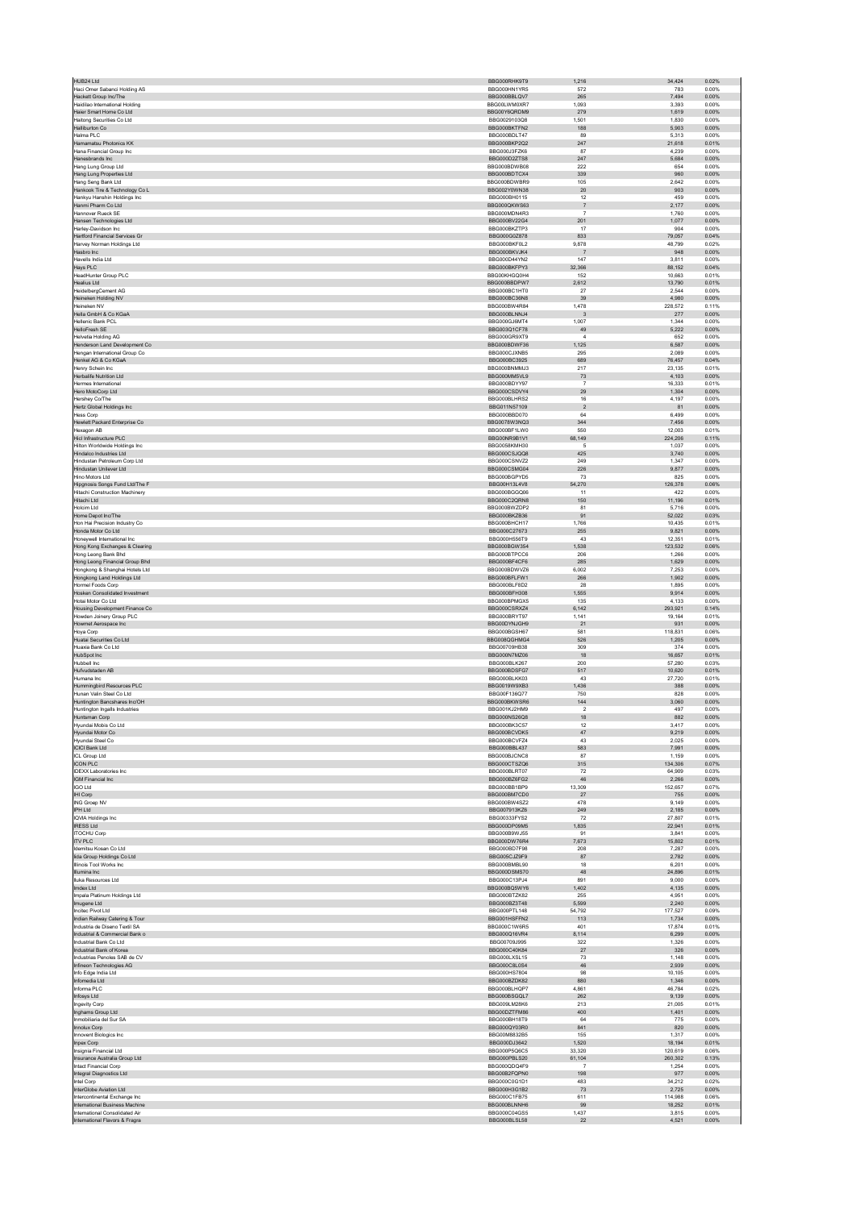| | | | | |
|---|---|---|---|---|
| HUB24 Ltd | BBG000RHK9T9 | 1,216 | 34,424 | 0.02% |
| Haci Omer Sabanci Holding AS | BBG000HN1YR5 | 572 | 783 | 0.00% |
| Hackett Group Inc/The | BBG000BBLQV7 | 265 | 7,494 | 0.00% |
| Haidilao International Holding | BBG00LWM0XR7 | 1,093 | 3,393 | 0.00% |
| Haier Smart Home Co Ltd | BBG00Y6QRDM9 | 279 | 1,619 | 0.00% |
| Haitong Securities Co Ltd | BBG0029103Q8 | 1,501 | 1,830 | 0.00% |
| Halliburton Co | BBG000BKTFN2 | 188 | 5,903 | 0.00% |
| Halma PLC | BBG000BDLT47 | 89 | 5,313 | 0.00% |
| Hamamatsu Photonics KK | BBG000BKP2Q2 | 247 | 21,618 | 0.01% |
| Hana Financial Group Inc | BBG000J3FZK6 | 87 | 4,239 | 0.00% |
| Hanesbrands Inc | BBG000D2ZTS8 | 247 | 5,684 | 0.00% |
| Hang Lung Group Ltd | BBG000BDWB08 | 222 | 654 | 0.00% |
| Hang Lung Properties Ltd | BBG000BDTCX4 | 339 | 960 | 0.00% |
| Hang Seng Bank Ltd | BBG000BDWBR9 | 105 | 2,642 | 0.00% |
| Hankook Tire & Technology Co L | BBG002Y0WN38 | 20 | 903 | 0.00% |
| Hankyu Hanshin Holdings Inc | BBG000BH0115 | 12 | 459 | 0.00% |
| Hanmi Pharm Co Ltd | BBG000QKWS63 | 7 | 2,177 | 0.00% |
| Hannover Rueck SE | BBG000MDN4R3 | 7 | 1,760 | 0.00% |
| Hansen Technologies Ltd | BBG000BV22G4 | 201 | 1,077 | 0.00% |
| Harley-Davidson Inc | BBG000BKZTP3 | 17 | 904 | 0.00% |
| Hartford Financial Services Gr | BBG000G0Z878 | 833 | 79,057 | 0.04% |
| Harvey Norman Holdings Ltd | BBG000BKF0L2 | 9,878 | 48,799 | 0.02% |
| Hasbro Inc | BBG000BKVJK4 | 7 | 948 | 0.00% |
| Havells India Ltd | BBG000D44YN2 | 147 | 3,811 | 0.00% |
| Hays PLC | BBG000BKFPY3 | 32,366 | 88,152 | 0.04% |
| HeadHunter Group PLC | BBG00KHGQ0H4 | 152 | 10,663 | 0.01% |
| Healius Ltd | BBG000BDPW7 | 2,612 | 13,790 | 0.01% |
| HeidelbergCement AG | BBG000BC1HT0 | 27 | 2,544 | 0.00% |
| Heineken Holding NV | BBG000BC36N8 | 39 | 4,980 | 0.00% |
| Heineken NV | BBG000BW4R84 | 1,478 | 228,572 | 0.11% |
| Hella GmbH & Co KGaA | BBG000BLNNJ4 | 3 | 277 | 0.00% |
| Hellenic Bank PCL | BBG000GJ6MT4 | 1,007 | 1,344 | 0.00% |
| HelloFresh SE | BBG003Q1CF78 | 49 | 5,222 | 0.00% |
| Helvetia Holding AG | BBG000GR9XT9 | 4 | 652 | 0.00% |
| Henderson Land Development Co | BBG000BDWF36 | 1,125 | 6,587 | 0.00% |
| Hengan International Group Co | BBG000CJXNB5 | 295 | 2,089 | 0.00% |
| Henkel AG & Co KGaA | BBG000BC3925 | 689 | 76,457 | 0.04% |
| Henry Schein Inc | BBG000BNMMJ3 | 217 | 23,135 | 0.01% |
| Herbalife Nutrition Ltd | BBG000MM5VL9 | 73 | 4,103 | 0.00% |
| Hermes International | BBG000BDYY97 | 7 | 16,333 | 0.01% |
| Hero MotoCorp Ltd | BBG000CSDVY4 | 29 | 1,304 | 0.00% |
| Hershey Co/The | BBG000BLHRS2 | 16 | 4,197 | 0.00% |
| Hertz Global Holdings Inc | BBG011N57109 | 2 | 81 | 0.00% |
| Hess Corp | BBG000BBD070 | 64 | 6,499 | 0.00% |
| Hewlett Packard Enterprise Co | BBG0078W3NQ3 | 344 | 7,456 | 0.00% |
| Hexagon AB | BBG000BF1LW0 | 550 | 12,003 | 0.01% |
| Hicl Infrastructure PLC | BBG00NR9B1V1 | 68,149 | 224,206 | 0.11% |
| Hilton Worldwide Holdings Inc | BBG0058KMH30 | 5 | 1,037 | 0.00% |
| Hindalco Industries Ltd | BBG000CSJQQ6 | 425 | 3,740 | 0.00% |
| Hindustan Petroleum Corp Ltd | BBG000CSNVZ2 | 249 | 1,347 | 0.00% |
| Hindustan Unilever Ltd | BBG000CSMG04 | 226 | 9,877 | 0.00% |
| Hino Motors Ltd | BBG000BGPYD5 | 73 | 825 | 0.00% |
| Hipgnosis Songs Fund Ltd/The F | BBG00H13L4V8 | 54,270 | 126,378 | 0.06% |
| Hitachi Construction Machinery | BBG000BGGQ06 | 11 | 422 | 0.00% |
| Hitachi Ltd | BBG000C2QRN8 | 150 | 11,196 | 0.01% |
| Holcim Ltd | BBG000BWZDP2 | 81 | 5,716 | 0.00% |
| Home Depot Inc/The | BBG000BKZB36 | 91 | 52,022 | 0.03% |
| Hon Hai Precision Industry Co | BBG000BHCH17 | 1,766 | 10,435 | 0.01% |
| Honda Motor Co Ltd | BBG000C27673 | 255 | 9,821 | 0.00% |
| Honeywell International Inc | BBG000H556T9 | 43 | 12,351 | 0.01% |
| Hong Kong Exchanges & Clearing | BBG000BGW354 | 1,538 | 123,532 | 0.06% |
| Hong Leong Bank Bhd | BBG000BTPCC6 | 206 | 1,266 | 0.00% |
| Hong Leong Financial Group Bhd | BBG000BF4CF6 | 285 | 1,629 | 0.00% |
| Hongkong & Shanghai Hotels Ltd | BBG000BDWVZ6 | 6,002 | 7,253 | 0.00% |
| Hongkong Land Holdings Ltd | BBG000BFLFW1 | 266 | 1,902 | 0.00% |
| Hormel Foods Corp | BBG000BLF8D2 | 28 | 1,895 | 0.00% |
| Hosken Consolidated Investment | BBG000BFH308 | 1,555 | 9,914 | 0.00% |
| Hotai Motor Co Ltd | BBG000BPMGX5 | 135 | 4,133 | 0.00% |
| Housing Development Finance Co | BBG000CSRXZ4 | 6,142 | 293,921 | 0.14% |
| Howden Joinery Group PLC | BBG000BRYT97 | 1,141 | 19,164 | 0.01% |
| Howmet Aerospace Inc | BBG00DYNJGH9 | 21 | 931 | 0.00% |
| Hoya Corp | BBG000BGSH67 | 581 | 118,831 | 0.06% |
| Huatai Securities Co Ltd | BBG008QGHMG4 | 526 | 1,205 | 0.00% |
| Huaxia Bank Co Ltd | BBG00709HB38 | 309 | 374 | 0.00% |
| HubSpot Inc | BBG000N7MZ06 | 18 | 16,657 | 0.01% |
| Hubbell Inc | BBG000BLK267 | 200 | 57,280 | 0.03% |
| Hufvudstaden AB | BBG000BDSFG7 | 517 | 10,620 | 0.01% |
| Humana Inc | BBG000BLKK03 | 43 | 27,720 | 0.01% |
| Hummingbird Resources PLC | BBG0019W9XB3 | 1,436 | 388 | 0.00% |
| Hunan Valin Steel Co Ltd | BBG00F136Q77 | 750 | 828 | 0.00% |
| Huntington Bancshares Inc/OH | BBG000BKWSR6 | 144 | 3,060 | 0.00% |
| Huntington Ingalls Industries | BBG001KJ2HM9 | 2 | 497 | 0.00% |
| Huntsman Corp | BBG000NS26Q8 | 18 | 882 | 0.00% |
| Hyundai Mobis Co Ltd | BBG000BK3C57 | 12 | 3,417 | 0.00% |
| Hyundai Motor Co | BBG000BCVDK5 | 47 | 9,219 | 0.00% |
| Hyundai Steel Co | BBG000BCVFZ4 | 43 | 2,025 | 0.00% |
| ICICI Bank Ltd | BBG000BBL437 | 583 | 7,991 | 0.00% |
| ICL Group Ltd | BBG000BJCNC8 | 87 | 1,159 | 0.00% |
| ICON PLC | BBG000CTSZQ6 | 315 | 134,306 | 0.07% |
| IDEXX Laboratories Inc | BBG000BLRT07 | 72 | 64,909 | 0.03% |
| IGM Financial Inc | BBG000BZ6FG2 | 46 | 2,266 | 0.00% |
| IGO Ltd | BBG000BB1BP9 | 13,309 | 152,657 | 0.07% |
| IHI Corp | BBG000BM7CD0 | 27 | 755 | 0.00% |
| ING Groep NV | BBG000BW4SZ2 | 478 | 9,149 | 0.00% |
| IPH Ltd | BBG007913KZ6 | 249 | 2,185 | 0.00% |
| IQVIA Holdings Inc | BBG00333FYS2 | 72 | 27,807 | 0.01% |
| IRESS Ltd | BBG000DP09M5 | 1,835 | 22,941 | 0.01% |
| ITOCHU Corp | BBG000B9WJ55 | 91 | 3,841 | 0.00% |
| ITV PLC | BBG000DW76R4 | 7,673 | 15,802 | 0.01% |
| Idemitsu Kosan Co Ltd | BBG000BD7F98 | 208 | 7,287 | 0.00% |
| Iida Group Holdings Co Ltd | BBG005CJZ9F9 | 87 | 2,782 | 0.00% |
| Illinois Tool Works Inc | BBG000BMBL90 | 18 | 6,201 | 0.00% |
| Illumina Inc | BBG000DSMS70 | 48 | 24,896 | 0.01% |
| Iluka Resources Ltd | BBG000C13PJ4 | 891 | 9,000 | 0.00% |
| Imdex Ltd | BBG000BQ5WY6 | 1,402 | 4,135 | 0.00% |
| Impala Platinum Holdings Ltd | BBG000BTZK82 | 255 | 4,951 | 0.00% |
| Imugene Ltd | BBG000BZ3T48 | 5,599 | 2,240 | 0.00% |
| Incitec Pivot Ltd | BBG000PTL148 | 54,792 | 177,527 | 0.09% |
| Indian Railway Catering & Tour | BBG001HSFFN2 | 113 | 1,734 | 0.00% |
| Industria de Diseno Textil SA | BBG000C1W6R5 | 401 | 17,874 | 0.01% |
| Industrial & Commercial Bank o | BBG000Q16VR4 | 8,114 | 6,299 | 0.00% |
| Industrial Bank Co Ltd | BBG00709J995 | 322 | 1,326 | 0.00% |
| Industrial Bank of Korea | BBG000C40K84 | 27 | 326 | 0.00% |
| Industrias Penoles SAB de CV | BBG000LXSL15 | 73 | 1,148 | 0.00% |
| Infineon Technologies AG | BBG000C8L0S4 | 46 | 2,939 | 0.00% |
| Info Edge India Ltd | BBG000HS7804 | 98 | 10,105 | 0.00% |
| Infomedia Ltd | BBG000BZDK82 | 880 | 1,346 | 0.00% |
| Informa PLC | BBG000BLHQP7 | 4,861 | 46,784 | 0.02% |
| Infosys Ltd | BBG000BSGQL7 | 262 | 9,139 | 0.00% |
| Ingevity Corp | BBG00LM28K6 | 213 | 21,005 | 0.01% |
| Inghams Group Ltd | BBG00DZTFM86 | 400 | 1,401 | 0.00% |
| Inmobiliaria del Sur SA | BBG000BH18T9 | 64 | 775 | 0.00% |
| Innolux Corp | BBG000QY03R0 | 841 | 820 | 0.00% |
| Innovent Biologics Inc | BBG00M8832B5 | 155 | 1,317 | 0.00% |
| Inpex Corp | BBG000DJ3642 | 1,520 | 18,194 | 0.01% |
| Insignia Financial Ltd | BBG000P5Q6C5 | 33,320 | 120,619 | 0.06% |
| Insurance Australia Group Ltd | BBG000PBLS20 | 61,104 | 260,302 | 0.13% |
| Intact Financial Corp | BBG000QDQ4F9 | 7 | 1,254 | 0.00% |
| Integral Diagnostics Ltd | BBG00B2FQPN0 | 198 | 977 | 0.00% |
| Intel Corp | BBG000C0G1D1 | 483 | 34,212 | 0.02% |
| InterGlobe Aviation Ltd | BBG000H3G1B2 | 73 | 2,725 | 0.00% |
| Intercontinental Exchange Inc | BBG000C1FB75 | 611 | 114,988 | 0.06% |
| International Business Machine | BBG000BLNNH6 | 99 | 18,252 | 0.01% |
| International Consolidated Air | BBG000C04GS5 | 1,437 | 3,815 | 0.00% |
| International Flavors & Fragra | BBG000BLSL58 | 22 | 4,521 | 0.00% |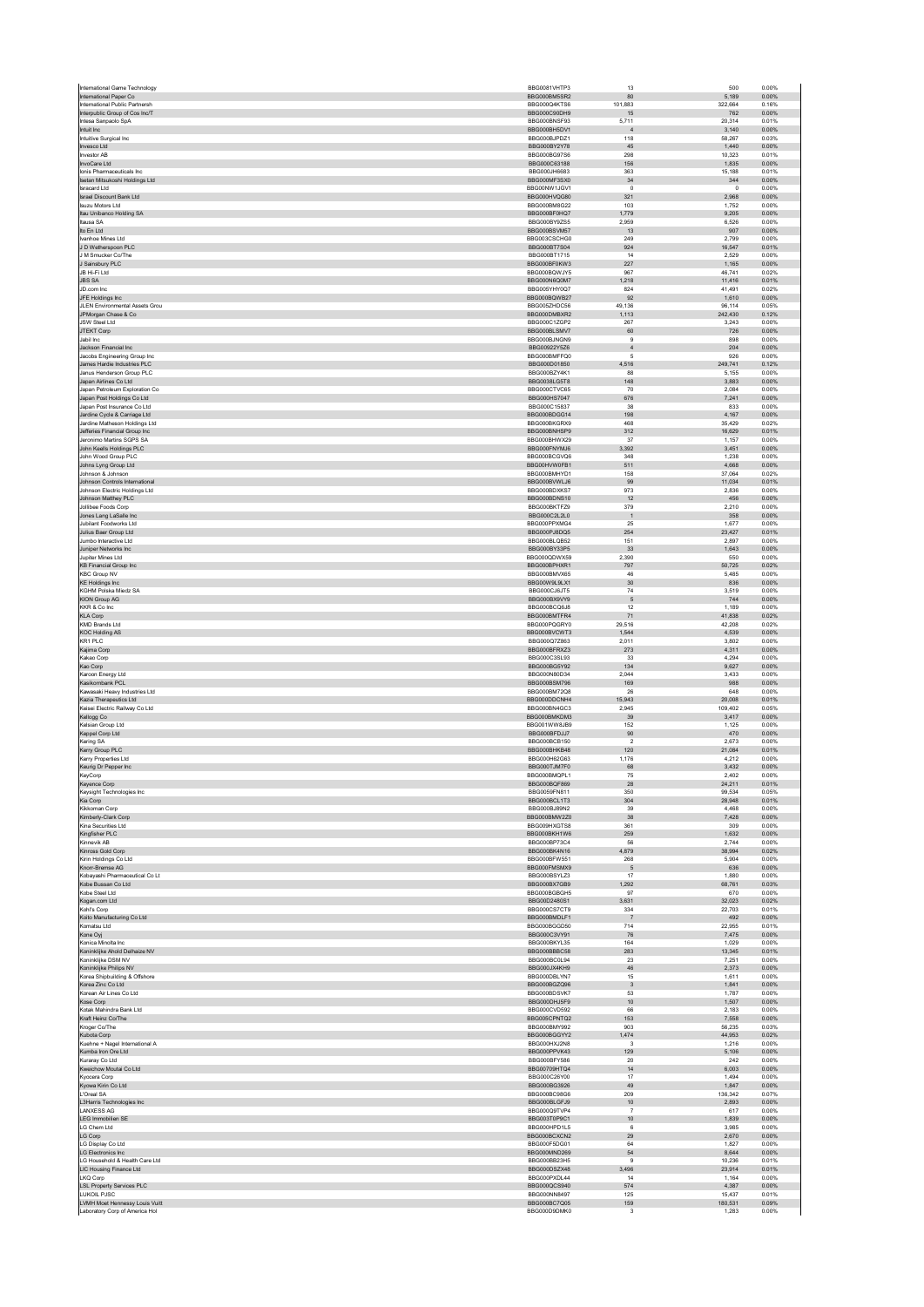| | | | | |
|---|---|---|---|---|
| International Game Technology | BBG0081VHTP3 | 13 | 500 | 0.00% |
| International Paper Co | BBG000BM5SR2 | 80 | 5,189 | 0.00% |
| International Public Partnersh | BBG000Q4KTS6 | 101,883 | 322,664 | 0.16% |
| Interpublic Group of Cos Inc/T | BBG000C90DH9 | 15 | 762 | 0.00% |
| Intesa Sanpaolo SpA | BBG000BNSF93 | 5,711 | 20,314 | 0.01% |
| Intuit Inc | BBG000BH5DV1 | 4 | 3,140 | 0.00% |
| Intuitive Surgical Inc | BBG000BJPDZ1 | 118 | 58,267 | 0.03% |
| Invesco Ltd | BBG000BY2Y78 | 45 | 1,440 | 0.00% |
| Investor AB | BBG000BG97S6 | 298 | 10,323 | 0.01% |
| InvoCare Ltd | BBG000C63188 | 156 | 1,835 | 0.00% |
| Ionis Pharmaceuticals Inc | BBG000JH6683 | 363 | 15,188 | 0.01% |
| Isetan Mitsukoshi Holdings Ltd | BBG000MF3SX0 | 34 | 344 | 0.00% |
| Iseacard Ltd | BBG00NW1JGV1 | 0 | 0 | 0.00% |
| Israel Discount Bank Ltd | BBG000HVQG80 | 321 | 2,968 | 0.00% |
| Isuzu Motors Ltd | BBG000BM8G22 | 103 | 1,752 | 0.00% |
| Itau Unibanco Holding SA | BBG000BF0HQ7 | 1,779 | 9,205 | 0.00% |
| Itausa SA | BBG000BY9ZS5 | 2,959 | 6,526 | 0.00% |
| Ito En Ltd | BBG000BSVM57 | 13 | 907 | 0.00% |
| Ivanhoe Mines Ltd | BBG003CSCHG0 | 249 | 2,799 | 0.00% |
| J D Wetherspoon PLC | BBG000BT7S04 | 924 | 16,547 | 0.01% |
| J M Smucker Co/The | BBG000BT1715 | 14 | 2,529 | 0.00% |
| J Sainsbury PLC | BBG000BF0KW3 | 227 | 1,165 | 0.00% |
| JB Hi-Fi Ltd | BBG000BQWJY5 | 967 | 46,741 | 0.02% |
| JBS SA | BBG000N6Q0M7 | 1,218 | 11,416 | 0.01% |
| JD.com Inc | BBG005YHY0Q7 | 824 | 41,491 | 0.02% |
| JFE Holdings Inc | BBG000BQWB27 | 92 | 1,610 | 0.00% |
| JLEN Environmental Assets Grou | BBG005ZHDC56 | 49,136 | 96,114 | 0.05% |
| JPMorgan Chase & Co | BBG000DMBXR2 | 1,113 | 242,430 | 0.12% |
| JSW Steel Ltd | BBG000C1ZGP2 | 267 | 3,243 | 0.00% |
| JTEKT Corp | BBG000BLSMV7 | 60 | 726 | 0.00% |
| Jabil Inc | BBG000BJNGN9 | 9 | 898 | 0.00% |
| Jackson Financial Inc | BBG00922Y5Z6 | 4 | 204 | 0.00% |
| Jacobs Engineering Group Inc | BBG000BMFFQ0 | 5 | 926 | 0.00% |
| James Hardie Industries PLC | BBG000D01850 | 4,516 | 249,741 | 0.12% |
| Janus Henderson Group PLC | BBG000BZY4K1 | 88 | 5,155 | 0.00% |
| Japan Airlines Co Ltd | BBG0038LG5T8 | 148 | 3,883 | 0.00% |
| Japan Petroleum Exploration Co | BBG000CTVC65 | 70 | 2,084 | 0.00% |
| Japan Post Holdings Co Ltd | BBG000HS7047 | 676 | 7,241 | 0.00% |
| Japan Post Insurance Co Ltd | BBG00C15837 | 38 | 833 | 0.00% |
| Jardine Cycle & Carriage Ltd | BBG000BDGG14 | 198 | 4,167 | 0.00% |
| Jardine Matheson Holdings Ltd | BBG000BKGRX9 | 468 | 35,429 | 0.02% |
| Jefferies Financial Group Inc | BBG000BNHSP9 | 312 | 16,629 | 0.01% |
| Jeronimo Martins SGPS SA | BBG000BHWX29 | 37 | 1,157 | 0.00% |
| John Keells Holdings PLC | BBG000FNYMJ6 | 3,392 | 3,451 | 0.00% |
| John Wood Group PLC | BBG000BCGVQ6 | 348 | 1,238 | 0.00% |
| Johns Lyng Group Ltd | BBG00HVW0FB1 | 511 | 4,668 | 0.00% |
| Johnson & Johnson | BBG000BMHYD1 | 158 | 37,064 | 0.02% |
| Johnson Controls International | BBG000BVWLJ6 | 99 | 11,034 | 0.01% |
| Johnson Electric Holdings Ltd | BBG000BDXKS7 | 973 | 2,836 | 0.00% |
| Johnson Matthey PLC | BBG000BDNS10 | 12 | 456 | 0.00% |
| Jollibee Foods Corp | BBG000BKTFZ9 | 379 | 2,210 | 0.00% |
| Jones Lang LaSalle Inc | BBG000C2L2L0 | 1 | 358 | 0.00% |
| Jubilant Foodworks Ltd | BBG000PPXMG4 | 25 | 1,677 | 0.00% |
| Julius Baer Group Ltd | BBG000PJ8DQ5 | 254 | 23,427 | 0.01% |
| Jumbo Interactive Ltd | BBG000BLQB52 | 151 | 2,897 | 0.00% |
| Juniper Networks Inc | BBG000BY33P5 | 33 | 1,643 | 0.00% |
| Jupiter Mines Ltd | BBG000QDWX59 | 2,390 | 550 | 0.00% |
| KB Financial Group Inc | BBG000BPHXR1 | 797 | 50,725 | 0.02% |
| KBC Group NV | BBG000BMVX65 | 46 | 5,485 | 0.00% |
| KE Holdings Inc | BBG00W9L9LX1 | 30 | 836 | 0.00% |
| KGHM Polska Miedz SA | BBG000CJ6JT5 | 74 | 3,519 | 0.00% |
| KION Group AG | BBG000BX9VY9 | 5 | 744 | 0.00% |
| KKR & Co Inc | BBG000BCQ6J8 | 12 | 1,189 | 0.00% |
| KLA Corp | BBG000BMTFR4 | 71 | 41,838 | 0.02% |
| KMD Brands Ltd | BBG000PQGRY0 | 29,516 | 42,208 | 0.02% |
| KOC Holding AS | BBG000BVCWT3 | 1,544 | 4,539 | 0.00% |
| KR1 PLC | BBG000Q7Z863 | 2,011 | 3,802 | 0.00% |
| Kajima Corp | BBG000BFRXZ3 | 273 | 4,311 | 0.00% |
| Kakao Corp | BBG000C3SL93 | 33 | 4,294 | 0.00% |
| Kao Corp | BBG000BG5Y92 | 134 | 9,627 | 0.00% |
| Karoon Energy Ltd | BBG000N80D34 | 2,044 | 3,433 | 0.00% |
| Kasikornbank PCL | BBG000BSM796 | 169 | 988 | 0.00% |
| Kawasaki Heavy Industries Ltd | BBG000BM72Q8 | 26 | 648 | 0.00% |
| Kazia Therapeutics Ltd | BBG000DDCNH4 | 15,943 | 20,008 | 0.01% |
| Keisei Electric Railway Co Ltd | BBG000BN4QC3 | 2,945 | 109,402 | 0.05% |
| Kellogg Co | BBG000BMKDM3 | 39 | 3,417 | 0.00% |
| Kelsian Group Ltd | BBG001WW8JB9 | 152 | 1,125 | 0.00% |
| Keppel Corp Ltd | BBG000BFDJJ7 | 90 | 470 | 0.00% |
| Kering SA | BBG000BCB150 | 2 | 2,673 | 0.00% |
| Kerry Group PLC | BBG000BHKB48 | 120 | 21,084 | 0.01% |
| Kerry Properties Ltd | BBG000H62G63 | 1,176 | 4,212 | 0.00% |
| Keurig Dr Pepper Inc | BBG000TJM7F0 | 68 | 3,432 | 0.00% |
| KeyCorp | BBG000BMQPL1 | 75 | 2,402 | 0.00% |
| Keyence Corp | BBG000BQF869 | 28 | 24,211 | 0.01% |
| Keysight Technologies Inc | BBG0059FN811 | 350 | 99,534 | 0.05% |
| Kia Corp | BBG000BCL1T3 | 304 | 28,948 | 0.01% |
| Kikkoman Corp | BBG000BJ89N2 | 39 | 4,468 | 0.00% |
| Kimberly-Clark Corp | BBG000BMW2Z0 | 38 | 7,428 | 0.00% |
| Kina Securities Ltd | BBG009HXGTS8 | 361 | 309 | 0.00% |
| Kingfisher PLC | BBG000BKH1W6 | 259 | 1,632 | 0.00% |
| Kinnevik AB | BBG000BP73C4 | 56 | 2,744 | 0.00% |
| Kinross Gold Corp | BBG000BK4N16 | 4,879 | 38,994 | 0.02% |
| Kirin Holdings Co Ltd | BBG000BFW551 | 268 | 5,904 | 0.00% |
| Knorr-Bremse AG | BBG000FMSMX9 | 5 | 636 | 0.00% |
| Kobayashi Pharmaceutical Co Lt | BBG000BSYLZ3 | 17 | 1,880 | 0.00% |
| Kobe Bussan Co Ltd | BBG000BX7GB9 | 1,292 | 68,761 | 0.03% |
| Kobe Steel Ltd | BBG000BGBGH5 | 97 | 670 | 0.00% |
| Kogan.com Ltd | BBG00D2480S1 | 3,631 | 32,023 | 0.02% |
| Kohl's Corp | BBG000CS7CT9 | 334 | 22,703 | 0.01% |
| Koito Manufacturing Co Ltd | BBG000BMDLF1 | 7 | 492 | 0.00% |
| Komatsu Ltd | BBG000BGGD50 | 714 | 22,955 | 0.01% |
| Kone Oyj | BBG000C3VY91 | 76 | 7,475 | 0.00% |
| Konica Minolta Inc | BBG000BKYL35 | 164 | 1,029 | 0.00% |
| Koninklijke Ahold Delhaize NV | BBG000BBBC58 | 283 | 13,345 | 0.01% |
| Koninklijke DSM NV | BBG000BC0L94 | 23 | 7,251 | 0.00% |
| Koninklijke Philips NV | BBG000JX4KH9 | 46 | 2,373 | 0.00% |
| Korea Shipbuilding & Offshore | BBG000DBLYN7 | 15 | 1,611 | 0.00% |
| Korea Zinc Co Ltd | BBG000BGZQ96 | 3 | 1,841 | 0.00% |
| Korean Air Lines Co Ltd | BBG000BDSVK7 | 53 | 1,787 | 0.00% |
| Kose Corp | BBG000DHJ5F9 | 10 | 1,507 | 0.00% |
| Kotak Mahindra Bank Ltd | BBG000CVD592 | 66 | 2,183 | 0.00% |
| Kraft Heinz Co/The | BBG005CPNTQ2 | 153 | 7,558 | 0.00% |
| Kroger Co/The | BBG000BMY992 | 903 | 56,235 | 0.03% |
| Kubota Corp | BBG000BGGYY2 | 1,474 | 44,963 | 0.02% |
| Kuehne + Nagel International A | BBG000HXJ2N8 | 3 | 1,216 | 0.00% |
| Kumba Iron Ore Ltd | BBG000PPVK43 | 129 | 5,106 | 0.00% |
| Kuraray Co Ltd | BBG000BFYS86 | 20 | 242 | 0.00% |
| Kweichow Moutai Co Ltd | BBG00709HTQ4 | 14 | 6,003 | 0.00% |
| Kyocera Corp | BBG000C26Y00 | 17 | 1,494 | 0.00% |
| Kyowa Kirin Co Ltd | BBG000BG3926 | 49 | 1,847 | 0.00% |
| L'Oreal SA | BBG000BC98G6 | 209 | 136,342 | 0.07% |
| L3Harris Technologies Inc | BBG000BLGFJ9 | 10 | 2,893 | 0.00% |
| LANXESS AG | BBG000Q9TVP4 | 7 | 617 | 0.00% |
| LEG Immobilien SE | BBG003T0P9C1 | 10 | 1,839 | 0.00% |
| LG Chem Ltd | BBG000HPD1L5 | 6 | 3,985 | 0.00% |
| LG Corp | BBG000BCXCN2 | 29 | 2,670 | 0.00% |
| LG Display Co Ltd | BBG000F5DG01 | 64 | 1,827 | 0.00% |
| LG Electronics Inc | BBG000MND269 | 54 | 8,644 | 0.00% |
| LG Household & Health Care Ltd | BBG000BB23H5 | 9 | 10,236 | 0.01% |
| LIC Housing Finance Ltd | BBG000DSZX48 | 3,496 | 23,914 | 0.01% |
| LKQ Corp | BBG000PXDL44 | 14 | 1,164 | 0.00% |
| LSL Property Services PLC | BBG000QCS940 | 574 | 4,387 | 0.00% |
| LUKOIL PJSC | BBG000NN8497 | 125 | 15,437 | 0.01% |
| LVMH Moet Hennessy Louis Vuitt | BBG000BC7Q05 | 159 | 180,531 | 0.09% |
| Laboratory Corp of America Hol | BBG000D9DMK0 | 3 | 1,283 | 0.00% |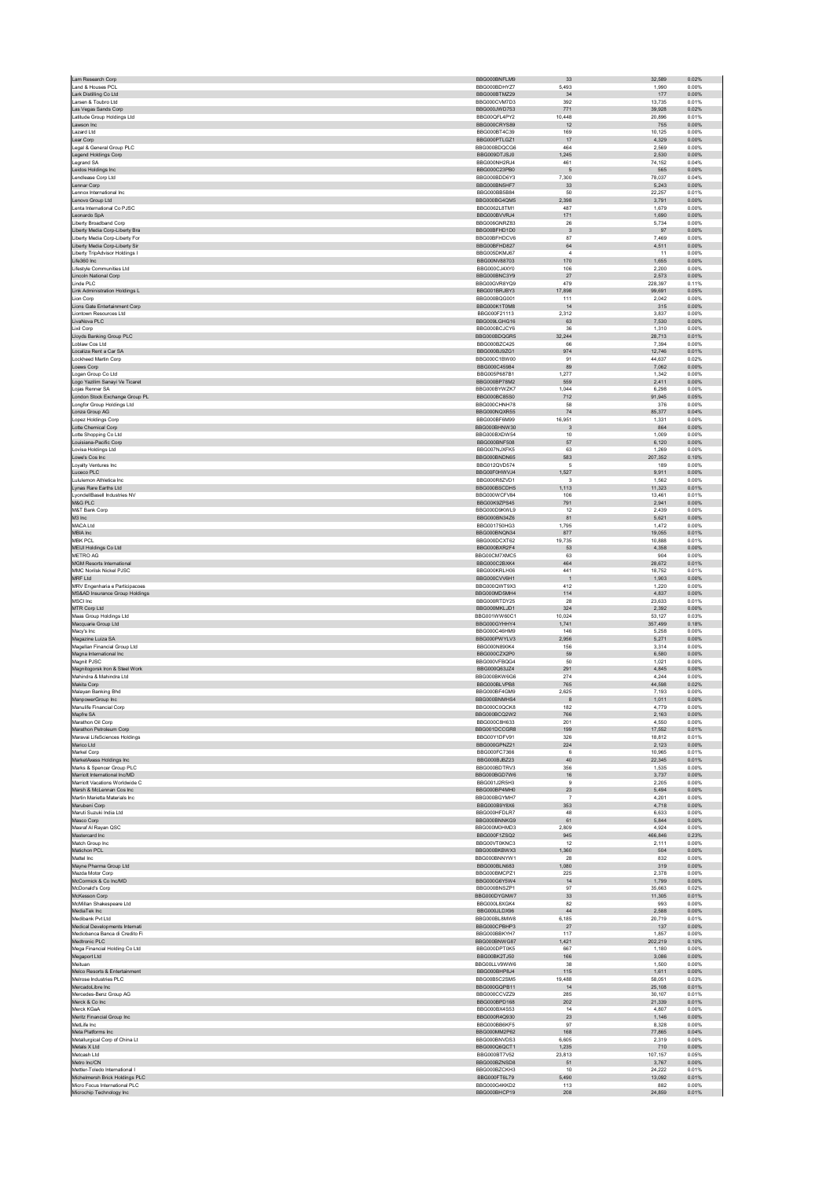| | | | | |
|---|---|---|---|---|
| Lam Research Corp | BBG000BNFLM9 | 33 | 32,589 | 0.02% |
| Land & Houses PCL | BBG000BDHYZ7 | 5,493 | 1,990 | 0.00% |
| Lark Distilling Co Ltd | BBG000BTMZ29 | 34 | 177 | 0.00% |
| Larsen & Toubro Ltd | BBG000CVM7D3 | 392 | 13,735 | 0.01% |
| Las Vegas Sands Corp | BBG000JWD753 | 771 | 39,928 | 0.02% |
| Latitude Group Holdings Ltd | BBG00QFL4PY2 | 10,448 | 20,896 | 0.01% |
| Lawson Inc | BBG000CRYS89 | 12 | 755 | 0.00% |
| Lazard Ltd | BBG000BT4C39 | 169 | 10,125 | 0.00% |
| Lear Corp | BBG000PTLGZ1 | 17 | 4,329 | 0.00% |
| Legal & General Group PLC | BBG000BDQCG6 | 464 | 2,569 | 0.00% |
| Legend Holdings Corp | BBG009DTJSJ0 | 1,245 | 2,530 | 0.00% |
| Legrand SA | BBG000NH2RJ4 | 461 | 74,152 | 0.04% |
| Leidos Holdings Inc | BBG000C23PB0 | 5 | 565 | 0.00% |
| Lendlease Corp Ltd | BBG000BDD6Y3 | 7,300 | 78,037 | 0.04% |
| Lennar Corp | BBG000BN5HF7 | 33 | 5,243 | 0.00% |
| Lennox International Inc | BBG000BB5B84 | 50 | 22,257 | 0.01% |
| Lenovo Group Ltd | BBG000BG4QM5 | 2,398 | 3,791 | 0.00% |
| Lenta International Co PJSC | BBG0062L8TM1 | 487 | 1,679 | 0.00% |
| Leonardo SpA | BBG000BVVRJ4 | 171 | 1,690 | 0.00% |
| Liberty Broadband Corp | BBG006GNRZ83 | 26 | 5,734 | 0.00% |
| Liberty Media Corp-Liberty Bra | BBG00BFHD1D0 | 3 | 97 | 0.00% |
| Liberty Media Corp-Liberty For | BBG00BFHDCV6 | 87 | 7,469 | 0.00% |
| Liberty Media Corp-Liberty Sir | BBG00BFHD827 | 64 | 4,511 | 0.00% |
| Liberty TripAdvisor Holdings I | BBG005DKMJ67 | 4 | 11 | 0.00% |
| Life360 Inc | BBG00NV88703 | 170 | 1,655 | 0.00% |
| Lifestyle Communities Ltd | BBG000CJ4XY0 | 106 | 2,200 | 0.00% |
| Lincoln National Corp | BBG000BNC3Y9 | 27 | 2,573 | 0.00% |
| Linde PLC | BBG00CVR8YQ9 | 479 | 228,397 | 0.11% |
| Link Administration Holdings L | BBG001BRJBY3 | 17,898 | 99,691 | 0.05% |
| Lion Corp | BBG000BQG001 | 111 | 2,042 | 0.00% |
| Lions Gate Entertainment Corp | BBG000K1T0M8 | 14 | 315 | 0.00% |
| Liontown Resources Ltd | BBG000F21113 | 2,312 | 3,837 | 0.00% |
| LivaNova PLC | BBG009LGHG16 | 63 | 7,530 | 0.00% |
| Lixil Corp | BBG000BCJCY6 | 36 | 1,310 | 0.00% |
| Lloyds Banking Group PLC | BBG000BDQGR5 | 32,244 | 28,713 | 0.01% |
| Loblaw Cos Ltd | BBG000BZC425 | 66 | 7,394 | 0.00% |
| Localiza Rent a Car SA | BBG000BJ9ZG1 | 974 | 12,746 | 0.01% |
| Lockheed Martin Corp | BBG000C1BW00 | 91 | 44,637 | 0.02% |
| Loews Corp | BBG000C45984 | 89 | 7,062 | 0.00% |
| Logan Group Co Ltd | BBG005P687B1 | 1,277 | 1,342 | 0.00% |
| Logo Yazilim Sanayi Ve Ticaret | BBG000BP78M2 | 559 | 2,411 | 0.00% |
| Lojas Renner SA | BBG000BYWZK7 | 1,044 | 6,298 | 0.00% |
| London Stock Exchange Group PL | BBG000BC85S0 | 712 | 91,945 | 0.05% |
| Longfor Group Holdings Ltd | BBG000CHNH78 | 58 | 376 | 0.00% |
| Lonza Group AG | BBG000NQXR55 | 74 | 85,377 | 0.04% |
| Lopez Holdings Corp | BBG000BF6M99 | 16,951 | 1,331 | 0.00% |
| Lotte Chemical Corp | BBG000BHNW30 | 3 | 864 | 0.00% |
| Lotte Shopping Co Ltd | BBG000BXDW54 | 10 | 1,009 | 0.00% |
| Louisiana-Pacific Corp | BBG000BNF508 | 57 | 6,120 | 0.00% |
| Lovisa Holdings Ltd | BBG007NJXFK5 | 63 | 1,269 | 0.00% |
| Lowe's Cos Inc | BBG000BNDN65 | 583 | 207,352 | 0.10% |
| Loyalty Ventures Inc | BBG012QVD574 | 5 | 189 | 0.00% |
| Lucaco PLC | BBG00F0HWVJ4 | 1,527 | 9,911 | 0.00% |
| Lululemon Athletica Inc | BBG000R8ZVD1 | 3 | 1,562 | 0.00% |
| Lynas Rare Earths Ltd | BBG000BSCDH5 | 1,113 | 11,323 | 0.01% |
| LyondellBasell Industries NV | BBG000WCFV84 | 106 | 13,461 | 0.01% |
| M&G PLC | BBG00K9ZPS45 | 791 | 2,941 | 0.00% |
| M&T Bank Corp | BBG000D9KWL9 | 12 | 2,439 | 0.00% |
| M3 Inc | BBG000BN34Z6 | 81 | 5,621 | 0.00% |
| MACA Ltd | BBG001750HG3 | 1,795 | 1,472 | 0.00% |
| MBIA Inc | BBG000BNQN34 | 877 | 19,055 | 0.01% |
| MBK PCL | BBG000DCXT62 | 19,735 | 10,888 | 0.01% |
| MEIJI Holdings Co Ltd | BBG000BXR2F4 | 53 | 4,358 | 0.00% |
| METRO AG | BBG00CM7XMC5 | 63 | 904 | 0.00% |
| MGM Resorts International | BBG000C2BXK4 | 464 | 28,672 | 0.01% |
| MMC Norilsk Nickel PJSC | BBG000KRLH06 | 441 | 18,752 | 0.01% |
| MRF Ltd | BBG000CVV6H1 | 1 | 1,903 | 0.00% |
| MRV Engenharia e Participacoes | BBG000QWT9X3 | 412 | 1,220 | 0.00% |
| MS&AD Insurance Group Holdings | BBG000MD5MH4 | 114 | 4,837 | 0.00% |
| MSCI Inc | BBG000RTDY25 | 28 | 23,633 | 0.01% |
| MTR Corp Ltd | BBG000MKLJD1 | 324 | 2,392 | 0.00% |
| Maas Group Holdings Ltd | BBG01WW60C1 | 10,024 | 53,127 | 0.03% |
| Macquarie Group Ltd | BBG000GYHHY4 | 1,741 | 357,499 | 0.18% |
| Macy's Inc | BBG000C46HM9 | 146 | 5,258 | 0.00% |
| Magazine Luiza SA | BBG000PWYLV3 | 2,956 | 5,271 | 0.00% |
| Magellan Financial Group Ltd | BBG000N890K4 | 156 | 3,314 | 0.00% |
| Magna International Inc | BBG000CZX2P0 | 59 | 6,580 | 0.00% |
| Magnit PJSC | BBG000VFBQG4 | 50 | 1,021 | 0.00% |
| Magnitogorsk Iron & Steel Work | BBG000Q63JZ4 | 291 | 4,845 | 0.00% |
| Mahindra & Mahindra Ltd | BBG000BKW6G6 | 274 | 4,244 | 0.00% |
| Makita Corp | BBG000BLVPB8 | 765 | 44,598 | 0.02% |
| Malayan Banking Bhd | BBG000BF4GM9 | 2,625 | 7,193 | 0.00% |
| ManpowerGroup Inc | BBG000BNMHS4 | 8 | 1,011 | 0.00% |
| Manulife Financial Corp | BBG000C0QCK8 | 182 | 4,779 | 0.00% |
| Mapfre SA | BBG000BCQ2W2 | 766 | 2,163 | 0.00% |
| Marathon Oil Corp | BBG000C8H633 | 201 | 4,550 | 0.00% |
| Marathon Petroleum Corp | BBG001DCCGR8 | 199 | 17,552 | 0.01% |
| Maravai LifeSciences Holdings | BBG00Y1DFV91 | 326 | 18,812 | 0.01% |
| Marico Ltd | BBG000GPNZ21 | 224 | 2,123 | 0.00% |
| Markel Corp | BBG000FC7366 | 6 | 10,965 | 0.01% |
| MarketAxess Holdings Inc | BBG000BJBZ23 | 40 | 22,345 | 0.01% |
| Marks & Spencer Group PLC | BBG000BDTRV3 | 356 | 1,535 | 0.00% |
| Marriott International Inc/MD | BBG000BGD7W6 | 16 | 3,737 | 0.00% |
| Marriott Vacations Worldwide C | BBG001J2R5H3 | 9 | 2,205 | 0.00% |
| Marsh & McLennan Cos Inc | BBG000BP4MH0 | 23 | 5,494 | 0.00% |
| Martin Marietta Materials Inc | BBG000BGYMH7 | 7 | 4,201 | 0.00% |
| Marubeni Corp | BBG000B9Y8X6 | 353 | 4,718 | 0.00% |
| Maruti Suzuki India Ltd | BBG000HFDLR7 | 48 | 6,633 | 0.00% |
| Masco Corp | BBG000BNNKG9 | 61 | 5,844 | 0.00% |
| Masraf Al Rayan QSC | BBG000M0HMD3 | 2,809 | 4,924 | 0.00% |
| Mastercard Inc | BBG000F1ZSQ2 | 945 | 466,846 | 0.23% |
| Match Group Inc | BBG00VT0KNC3 | 12 | 2,111 | 0.00% |
| Matichon PCL | BBG000BKBWX3 | 1,360 | 504 | 0.00% |
| Mattel Inc | BBG000BNNYW1 | 28 | 832 | 0.00% |
| Mayne Pharma Group Ltd | BBG000BLN683 | 1,080 | 319 | 0.00% |
| Mazda Motor Corp | BBG000BMCPZ1 | 225 | 2,378 | 0.00% |
| McCormick & Co Inc/MD | BBG000G6Y5W4 | 14 | 1,799 | 0.00% |
| McDonald's Corp | BBG000BNSZP1 | 97 | 35,663 | 0.02% |
| McKesson Corp | BBG000DYGNW7 | 33 | 11,305 | 0.01% |
| McMillan Shakespeare Ltd | BBG000L8XGK4 | 82 | 993 | 0.00% |
| MediaTek Inc | BBG000JLDX96 | 44 | 2,588 | 0.00% |
| Medibank Pvt Ltd | BBG000BL8MW8 | 6,185 | 20,719 | 0.01% |
| Medical Developments Internati | BBG000CP8HP3 | 27 | 137 | 0.00% |
| Mediobanca Banca di Credito Fi | BBG000BBKYH7 | 117 | 1,857 | 0.00% |
| Medtronic PLC | BBG000BNWG87 | 1,421 | 202,219 | 0.10% |
| Mega Financial Holding Co Ltd | BBG000DPT0K5 | 667 | 1,180 | 0.00% |
| Megaport Ltd | BBG00BK2TJ50 | 166 | 3,086 | 0.00% |
| Meituan | BBG00LLV9WW6 | 38 | 1,500 | 0.00% |
| Melco Resorts & Entertainment | BBG000BHP8J4 | 115 | 1,611 | 0.00% |
| Melrose Industries PLC | BBG00B5C2SM5 | 19,488 | 58,051 | 0.03% |
| MercadoLibre Inc | BBG000GQPB11 | 14 | 25,108 | 0.01% |
| Mercedes-Benz Group AG | BBG000CCVZZ9 | 285 | 30,107 | 0.01% |
| Merck & Co Inc | BBG000BPD168 | 202 | 21,339 | 0.01% |
| Merck KGaA | BBG000BX4S53 | 14 | 4,807 | 0.00% |
| Meritz Financial Group Inc | BBG000R4Q930 | 23 | 1,146 | 0.00% |
| MetLife Inc | BBG000BB6KF5 | 97 | 8,328 | 0.00% |
| Meta Platforms Inc | BBG000MM2P62 | 168 | 77,865 | 0.04% |
| Metallurgical Corp of China Lt | BBG000BNVDS3 | 6,605 | 2,319 | 0.00% |
| Metals X Ltd | BBG000Q6QCT1 | 1,235 | 710 | 0.00% |
| Metcash Ltd | BBG000BT7V52 | 23,813 | 107,157 | 0.05% |
| Metro Inc/CN | BBG000BZNSD8 | 51 | 3,767 | 0.00% |
| Mettler-Toledo International I | BBG000BZCKH3 | 10 | 24,222 | 0.01% |
| Michelmersh Brick Holdings PLC | BBG000FT8L79 | 5,490 | 13,092 | 0.01% |
| Micro Focus International PLC | BBG000G4KKD2 | 113 | 882 | 0.00% |
| Microchip Technology Inc | BBG000BHCP19 | 208 | 24,859 | 0.01% |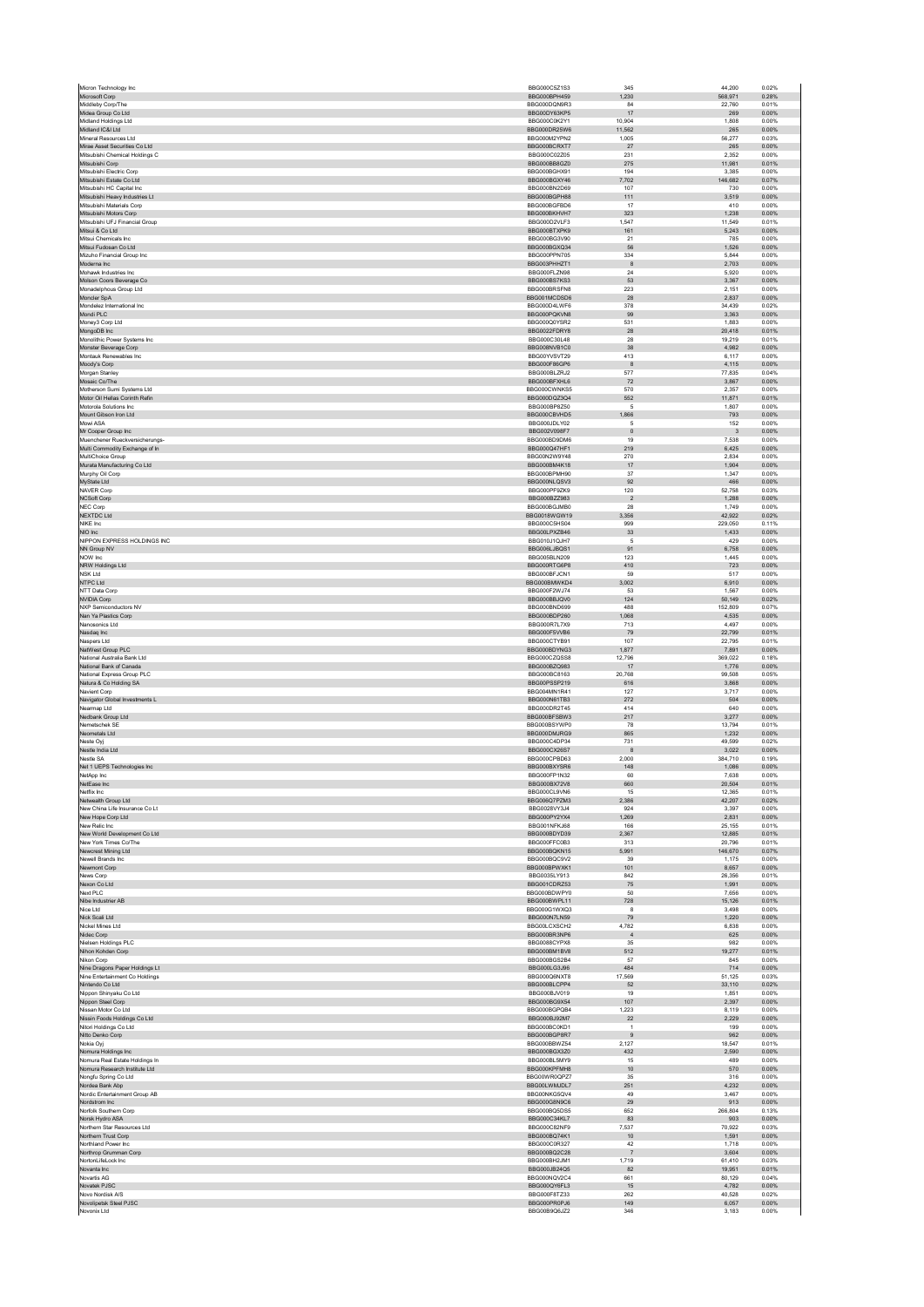| | | | | |
|---|---|---|---|---|
| Micron Technology Inc | BBG000C5Z1S3 | 345 | 44,200 | 0.02% |
| Microsoft Corp | BBG000BPH459 | 1,230 | 568,971 | 0.28% |
| Middleby Corp/The | BBG000DQN9R3 | 84 | 22,780 | 0.01% |
| Midea Group Co Ltd | BBG00DY63KP5 | 17 | 269 | 0.00% |
| Midland Holdings Ltd | BBG000C0K2Y1 | 10,904 | 1,808 | 0.00% |
| Midland IC&I Ltd | BBG000DR25W6 | 11,562 | 265 | 0.00% |
| Mineral Resources Ltd | BBG000M2YPN2 | 1,005 | 56,277 | 0.03% |
| Mirae Asset Securities Co Ltd | BBG000BCRXT7 | 27 | 265 | 0.00% |
| Mitsubishi Chemical Holdings C | BBG000C02Z05 | 231 | 2,352 | 0.00% |
| Mitsubishi Corp | BBG000BB8GZ0 | 275 | 11,981 | 0.01% |
| Mitsubishi Electric Corp | BBG000BGHX91 | 194 | 3,385 | 0.00% |
| Mitsubishi Estate Co Ltd | BBG000BGXY46 | 7,702 | 146,682 | 0.07% |
| Mitsubishi HC Capital Inc | BBG000BN2D69 | 107 | 730 | 0.00% |
| Mitsubishi Heavy Industries Lt | BBG000BGPH88 | 111 | 3,519 | 0.00% |
| Mitsubishi Materials Corp | BBG000BGFBD6 | 17 | 410 | 0.00% |
| Mitsubishi Motors Corp | BBG000BKHVH7 | 323 | 1,238 | 0.00% |
| Mitsubishi UFJ Financial Group | BBG000D2VLF3 | 1,547 | 11,549 | 0.01% |
| Mitsui & Co Ltd | BBG000BTXPK9 | 161 | 5,243 | 0.00% |
| Mitsui Chemicals Inc | BBG000BG3V90 | 21 | 785 | 0.00% |
| Mitsui Fudosan Co Ltd | BBG000BGXQ34 | 56 | 1,526 | 0.00% |
| Mizuho Financial Group Inc | BBG000PPN705 | 334 | 5,844 | 0.00% |
| Moderna Inc | BBG003PHHZT1 | 8 | 2,703 | 0.00% |
| Mohawk Industries Inc | BBG000FLZN98 | 24 | 5,920 | 0.00% |
| Molson Coors Beverage Co | BBG000BS7KS3 | 53 | 3,367 | 0.00% |
| Monadelphous Group Ltd | BBG000BRSFN8 | 223 | 2,151 | 0.00% |
| Moncler SpA | BBG001MCDSD6 | 28 | 2,837 | 0.00% |
| Mondelez International Inc | BBG000D4LWF6 | 378 | 34,439 | 0.02% |
| Mondi PLC | BBG000PQKVN8 | 99 | 3,363 | 0.00% |
| Money3 Corp Ltd | BBG000Q0YSR2 | 531 | 1,883 | 0.00% |
| MongoDB Inc | BBG0022FDRY8 | 28 | 20,418 | 0.01% |
| Monolithic Power Systems Inc | BBG000C30L48 | 28 | 19,219 | 0.01% |
| Monster Beverage Corp | BBG008NVB1C0 | 38 | 4,982 | 0.00% |
| Montauk Renewables Inc | BBG00YVSVT29 | 413 | 6,117 | 0.00% |
| Moody's Corp | BBG000F86GP6 | 8 | 4,115 | 0.00% |
| Morgan Stanley | BBG000BLZRJ2 | 577 | 77,835 | 0.04% |
| Mosaic Co/The | BBG000BFXHL6 | 72 | 3,867 | 0.00% |
| Motherson Sumi Systems Ltd | BBG000CWNKS5 | 570 | 2,357 | 0.00% |
| Motor Oil Hellas Corinth Refin | BBG000DQZ3Q4 | 552 | 11,871 | 0.01% |
| Motorola Solutions Inc | BBG000BP8Z50 | 5 | 1,807 | 0.00% |
| Mount Gibson Iron Ltd | BBG000CBVHD5 | 1,866 | 793 | 0.00% |
| Mowi ASA | BBG000JDLY02 | 5 | 152 | 0.00% |
| Mr Cooper Group Inc | BBG002V098F7 | 0 | 3 | 0.00% |
| Muenchener Rueckversicherungs- | BBG000BD9DM6 | 19 | 7,538 | 0.00% |
| Multi Commodity Exchange of In | BBG000Q47HF1 | 219 | 6,425 | 0.00% |
| MultiChoice Group | BBG00N2W9Y48 | 270 | 2,834 | 0.00% |
| Murata Manufacturing Co Ltd | BBG000BM4K18 | 17 | 1,904 | 0.00% |
| Murphy Oil Corp | BBG000BPMH90 | 37 | 1,347 | 0.00% |
| MyState Ltd | BBG000NLQSV3 | 92 | 466 | 0.00% |
| NAVER Corp | BBG000PF9ZK9 | 120 | 52,758 | 0.03% |
| NCSoft Corp | BBG000BZZ983 | 2 | 1,288 | 0.00% |
| NEC Corp | BBG000BGJMB0 | 28 | 1,749 | 0.00% |
| NEXTDC Ltd | BBG0018WGW19 | 3,356 | 42,922 | 0.02% |
| NIKE Inc | BBG000C5HS04 | 999 | 229,050 | 0.11% |
| NIO Inc | BBG00LPXZB46 | 33 | 1,433 | 0.00% |
| NIPPON EXPRESS HOLDINGS INC | BBG010J1QJH7 | 5 | 429 | 0.00% |
| NN Group NV | BBG006LJBGS1 | 91 | 6,758 | 0.00% |
| NOW Inc | BBG005BLN209 | 123 | 1,445 | 0.00% |
| NRW Holdings Ltd | BBG000RTG6P8 | 410 | 723 | 0.00% |
| NSK Ltd | BBG000BFJCN1 | 59 | 517 | 0.00% |
| NTPC Ltd | BBG000BMWKD4 | 3,002 | 6,910 | 0.00% |
| NTT Data Corp | BBG000F2WJ74 | 53 | 1,567 | 0.00% |
| NVIDIA Corp | BBG000BBJQV0 | 124 | 50,149 | 0.02% |
| NXP Semiconductors NV | BBG000BND699 | 488 | 152,809 | 0.07% |
| Nan Ya Plastics Corp | BBG000BDP260 | 1,068 | 4,535 | 0.00% |
| Nanosonics Ltd | BBG000R7L7X9 | 713 | 4,497 | 0.00% |
| Nasdaq Inc | BBG000F5VVB6 | 79 | 22,799 | 0.01% |
| Naspers Ltd | BBG000CTYB91 | 107 | 22,795 | 0.01% |
| NatWest Group PLC | BBG000BDYNG3 | 1,877 | 7,891 | 0.00% |
| National Australia Bank Ltd | BBG000CZQSS8 | 12,796 | 369,022 | 0.18% |
| National Bank of Canada | BBG000BZQ983 | 17 | 1,776 | 0.00% |
| National Express Group PLC | BBG000BC8163 | 20,768 | 99,508 | 0.05% |
| Natura & Co Holding SA | BBG00PSSP219 | 616 | 3,868 | 0.00% |
| Navient Corp | BBG004MN1R41 | 127 | 3,717 | 0.00% |
| Navigator Global Investments L | BBG000N61TB3 | 272 | 504 | 0.00% |
| Nearmap Ltd | BBG000DR2T45 | 414 | 640 | 0.00% |
| Nedbank Group Ltd | BBG000BFSBW3 | 217 | 3,277 | 0.00% |
| Nemetschek SE | BBG000BSYWP0 | 78 | 13,794 | 0.01% |
| Neometals Ltd | BBG000DMJRG9 | 865 | 1,232 | 0.00% |
| Neste Oyj | BBG000C4DP34 | 731 | 49,599 | 0.02% |
| Nestle India Ltd | BBG000CX26S7 | 8 | 3,022 | 0.00% |
| Nestle SA | BBG000CPBD63 | 2,000 | 384,710 | 0.19% |
| Net 1 UEPS Technologies Inc | BBG000BXYSR6 | 148 | 1,086 | 0.00% |
| NetApp Inc | BBG000FP1N32 | 60 | 7,638 | 0.00% |
| NetEase Inc | BBG000BX72V8 | 660 | 20,504 | 0.01% |
| Netflix Inc | BBG000CL9VN6 | 15 | 12,365 | 0.01% |
| Netwealth Group Ltd | BBG006Q7PZM3 | 2,386 | 42,207 | 0.02% |
| New China Life Insurance Co Lt | BBG0028VY3J4 | 924 | 3,397 | 0.00% |
| New Hope Corp Ltd | BBG000PY2YX4 | 1,269 | 2,831 | 0.00% |
| New Relic Inc | BBG001NFKJ68 | 166 | 25,155 | 0.01% |
| New World Development Co Ltd | BBG000BDYD39 | 2,367 | 12,885 | 0.01% |
| New York Times Co/The | BBG000FFC0B3 | 313 | 20,796 | 0.01% |
| Newcrest Mining Ltd | BBG000BQKN15 | 5,991 | 146,670 | 0.07% |
| Newell Brands Inc | BBG000BQC9V2 | 39 | 1,175 | 0.00% |
| Newmont Corp | BBG000BPWXK1 | 101 | 8,657 | 0.00% |
| News Corp | BBG0035LY913 | 842 | 26,356 | 0.01% |
| Nexon Co Ltd | BBG001CDRZ53 | 75 | 1,991 | 0.00% |
| Next PLC | BBG000BDWPY0 | 50 | 7,656 | 0.00% |
| Nibe Industrier AB | BBG000BWPL11 | 728 | 15,126 | 0.01% |
| Nice Ltd | BBG000G1WXQ3 | 8 | 3,498 | 0.00% |
| Nick Scali Ltd | BBG000N7LN59 | 79 | 1,220 | 0.00% |
| Nickel Mines Ltd | BBG00LCXSCH2 | 4,782 | 6,838 | 0.00% |
| Nidec Corp | BBG000BR3NP6 | 4 | 625 | 0.00% |
| Nielsen Holdings PLC | BBG0088CYPX8 | 35 | 982 | 0.00% |
| Nihon Kohden Corp | BBG000BM1BV8 | 512 | 19,277 | 0.01% |
| Nikon Corp | BBG000BGS2B4 | 57 | 845 | 0.00% |
| Nine Dragons Paper Holdings Lt | BBG000LG3J96 | 484 | 714 | 0.00% |
| Nine Entertainment Co Holdings | BBG000Q6NXT8 | 17,569 | 51,125 | 0.03% |
| Nintendo Co Ltd | BBG000BLCPP4 | 52 | 33,110 | 0.02% |
| Nippon Shinyaku Co Ltd | BBG000BJV019 | 19 | 1,851 | 0.00% |
| Nippon Steel Corp | BBG000BG9XS4 | 107 | 2,397 | 0.00% |
| Nissan Motor Co Ltd | BBG000BGPQB4 | 1,223 | 8,119 | 0.00% |
| Nissin Foods Holdings Co Ltd | BBG000BJ92M7 | 22 | 2,229 | 0.00% |
| Nitori Holdings Co Ltd | BBG000BC0KD1 | 1 | 199 | 0.00% |
| Nitto Denko Corp | BBG000BGP8R7 | 9 | 962 | 0.00% |
| Nokia Oyj | BBG000BBWZ54 | 2,127 | 18,547 | 0.01% |
| Nomura Holdings Inc | BBG000BGX3Z0 | 432 | 2,590 | 0.00% |
| Nomura Real Estate Holdings In | BBG000BL9MY9 | 15 | 489 | 0.00% |
| Nomura Research Institute Ltd | BBG000KPFMH8 | 10 | 570 | 0.00% |
| Nongfu Spring Co Ltd | BBG00WR0QPZ7 | 35 | 316 | 0.00% |
| Nordea Bank Abp | BBG00LWMJDL7 | 251 | 4,232 | 0.00% |
| Nordic Entertainment Group AB | BBG00NKG5QV4 | 49 | 3,467 | 0.00% |
| Nordstrom Inc | BBG000G8N9C6 | 29 | 913 | 0.00% |
| Norfolk Southern Corp | BBG000BQ5DS5 | 652 | 266,804 | 0.13% |
| Norsk Hydro ASA | BBG000C34KL7 | 83 | 903 | 0.00% |
| Northern Star Resources Ltd | BBG000C82NF9 | 7,537 | 70,922 | 0.03% |
| Northern Trust Corp | BBG000BQ74K1 | 10 | 1,591 | 0.00% |
| Northland Power Inc | BBG000C0R327 | 42 | 1,718 | 0.00% |
| Northrop Grumman Corp | BBG000BQ2C28 | 7 | 3,604 | 0.00% |
| NortonLifeLock Inc | BBG000BH2JM1 | 1,719 | 61,410 | 0.03% |
| Novanta Inc | BBG000JB24Q5 | 82 | 19,951 | 0.01% |
| Novartis AG | BBG000NQV2C4 | 661 | 80,129 | 0.04% |
| Novatek PJSC | BBG000QY6FL3 | 15 | 4,782 | 0.00% |
| Novo Nordisk A/S | BBG000F8TZ33 | 262 | 40,528 | 0.02% |
| Novolipetsk Steel PJSC | BBG000PR0PJ6 | 149 | 6,057 | 0.00% |
| Novonix Ltd | BBG00B9Q6JZ2 | 346 | 3,183 | 0.00% |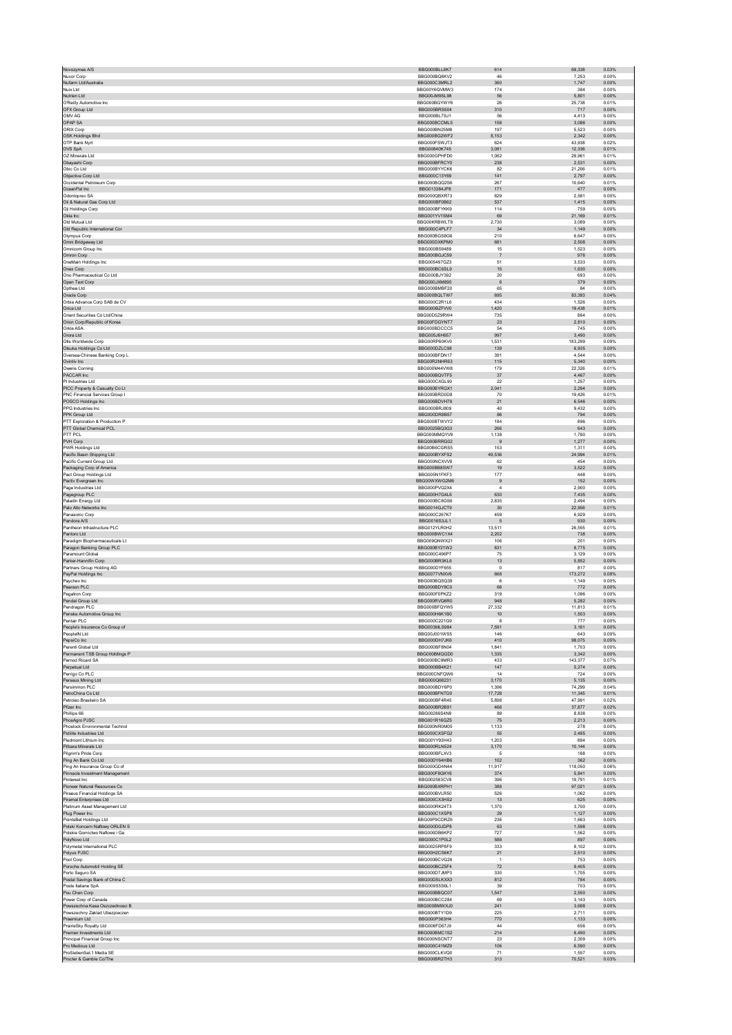| | | | | |
|---|---|---|---|---|
| Novozymes A/S | BBG000BLL8K7 | 814 | 69,338 | 0.03% |
| Nucor Corp | BBG000BQ8KV2 | 46 | 7,253 | 0.00% |
| Nufarm Ltd/Australia | BBG000C3MRL2 | 360 | 1,747 | 0.00% |
| Nuix Ltd | BBG00Y6QVMW3 | 174 | 384 | 0.00% |
| Nutrien Ltd | BBG00JM9SL98 | 56 | 5,801 | 0.00% |
| O'Reilly Automotive Inc | BBG000BGYWY6 | 26 | 25,738 | 0.01% |
| OFX Group Ltd | BBG005BRS504 | 310 | 717 | 0.00% |
| OMV AG | BBG000BL7SJ1 | 56 | 4,413 | 0.00% |
| OPAP SA | BBG000BCCML5 | 158 | 3,086 | 0.00% |
| ORIX Corp | BBG000BN25M8 | 197 | 5,523 | 0.00% |
| OSK Holdings Bhd | BBG000BG2WF2 | 8,153 | 2,342 | 0.00% |
| OTP Bank Nyrt | BBG000FSWJT3 | 624 | 43,938 | 0.02% |
| OVS SpA | BBG0084OK745 | 3,081 | 12,336 | 0.01% |
| OZ Minerals Ltd | BBG000GPHFD0 | 1,062 | 29,961 | 0.01% |
| Obayashi Corp | BBG000BFRCY0 | 238 | 2,531 | 0.00% |
| Obic Co Ltd | BBG000BYYCK6 | 82 | 21,206 | 0.01% |
| Objective Corp Ltd | BBG000C13Y69 | 141 | 2,797 | 0.00% |
| Occidental Petroleum Corp | BBG000BQQ2S6 | 267 | 10,640 | 0.01% |
| OceanPal Inc | BBG013384JP8 | 171 | 477 | 0.00% |
| Odontoprev SA | BBG000QBXR73 | 829 | 2,581 | 0.00% |
| Oil & Natural Gas Corp Ltd | BBG000BF0B62 | 537 | 1,415 | 0.00% |
| Oji Holdings Corp | BBG000BFYKK9 | 114 | 759 | 0.00% |
| Okta Inc | BBG001YV1SM4 | 69 | 21,169 | 0.01% |
| Old Mutual Ltd | BBG00KRBWLT8 | 2,730 | 3,089 | 0.00% |
| Old Republic International Cor | BBG000C4PLF7 | 34 | 1,149 | 0.00% |
| Olympus Corp | BBG000BGS8G6 | 210 | 6,647 | 0.00% |
| Omni Bridgeway Ltd | BBG000DXKPM0 | 681 | 2,508 | 0.00% |
| Omnicom Group Inc | BBG000BS9489 | 15 | 1,523 | 0.00% |
| Omron Corp | BBG000BGJC59 | 7 | 976 | 0.00% |
| OneMain Holdings Inc | BBG005497GZ3 | 51 | 3,533 | 0.00% |
| Onex Corp | BBG000BC6SL9 | 15 | 1,630 | 0.00% |
| Ono Pharmaceutical Co Ltd | BBG000BJY392 | 20 | 693 | 0.00% |
| Open Text Corp | BBG000JXM895 | 6 | 379 | 0.00% |
| Opthea Ltd | BBG000BMBF20 | 65 | 84 | 0.00% |
| Oracle Corp | BBG000BQLTW7 | 695 | 83,393 | 0.04% |
| Orbia Advance Corp SAB de CV | BBG000C2R1L6 | 434 | 1,526 | 0.00% |
| Orica Ltd | BBG000BZFVV0 | 1,420 | 19,438 | 0.01% |
| Orient Securities Co Ltd/China | BBG00D5Z0RW4 | 735 | 864 | 0.00% |
| Orion Corp/Republic of Korea | BBG00FDGYNT7 | 23 | 2,810 | 0.00% |
| Orkla ASA | BBG000BDCCC5 | 54 | 745 | 0.00% |
| Orora Ltd | BBG005J6H657 | 997 | 3,490 | 0.00% |
| Otis Worldwide Corp | BBG00RP60KV0 | 1,531 | 183,299 | 0.09% |
| Otsuka Holdings Co Ltd | BBG000DZLC98 | 139 | 6,935 | 0.00% |
| Oversea-Chinese Banking Corp L | BBG000BFDN17 | 391 | 4,544 | 0.00% |
| Ovintiv Inc | BBG00R2NHR63 | 115 | 5,340 | 0.00% |
| Owens Corning | BBG000M44VW8 | 179 | 22,336 | 0.01% |
| PACCAR Inc | BBG000BQVTF5 | 37 | 4,467 | 0.00% |
| PI Industries Ltd | BBG000CXGL90 | 22 | 1,257 | 0.00% |
| PICC Property & Casualty Co Lt | BBG000BYRGX1 | 2,041 | 2,294 | 0.00% |
| PNC Financial Services Group I | BBG000BRD0D8 | 70 | 19,426 | 0.01% |
| POSCO Holdings Inc | BBG000BDVH79 | 21 | 6,546 | 0.00% |
| PPG Industries Inc | BBG000BRJ809 | 40 | 9,432 | 0.00% |
| PPK Group Ltd | BBG000DR8B57 | 86 | 794 | 0.00% |
| PTT Exploration & Production P | BBG000BTWVY2 | 184 | 896 | 0.00% |
| PTT Global Chemical PCL | BBG0025BQ3G3 | 266 | 643 | 0.00% |
| PTT PCL | BBG000MMQYV9 | 1,138 | 1,780 | 0.00% |
| PVH Corp | BBG000BRRG02 | 9 | 1,277 | 0.00% |
| PWR Holdings Ltd | BBG00B6CGRS5 | 153 | 1,311 | 0.00% |
| Pacific Basin Shipping Ltd | BBG000BYXFS2 | 49,536 | 24,994 | 0.01% |
| Pacific Current Group Ltd | BBG000NCXVV8 | 62 | 454 | 0.00% |
| Packaging Corp of America | BBG000BB8SW7 | 19 | 3,522 | 0.00% |
| Pact Group Holdings Ltd | BBG005N1FKF3 | 177 | 448 | 0.00% |
| Pactiv Evergreen Inc | BBG00WXWG2M6 | 9 | 152 | 0.00% |
| Page Industries Ltd | BBG000PVQ2X4 | 4 | 2,900 | 0.00% |
| Pagegroup PLC | BBG000H7G4L6 | 630 | 7,435 | 0.00% |
| Paladin Energy Ltd | BBG000BC8GS6 | 2,835 | 2,494 | 0.00% |
| Palo Alto Networks Inc | BBG0014GJCT9 | 30 | 22,956 | 0.01% |
| Panasonic Corp | BBG000C267K7 | 459 | 6,929 | 0.00% |
| Pandora A/S | BBG001653JL1 | 5 | 930 | 0.00% |
| Pantheon Infrastructure PLC | BBG012YLR0H2 | 13,511 | 26,555 | 0.01% |
| Pantoro Ltd | BBG000BWC1X4 | 2,202 | 738 | 0.00% |
| Paradigm Biopharmaceuticals Lt | BBG000QNWX21 | 106 | 201 | 0.00% |
| Paragon Banking Group PLC | BBG000BY21W2 | 831 | 8,775 | 0.00% |
| Paramount Global | BBG000C496P7 | 75 | 3,129 | 0.00% |
| Parker-Hannifin Corp | BBG000BR3KL6 | 13 | 5,852 | 0.00% |
| Partners Group Holding AG | BBG000DYF655 | 0 | 817 | 0.00% |
| PayPal Holdings Inc | BBG0077VNXV6 | 668 | 173,272 | 0.08% |
| Paychex Inc | BBG000BQSQ38 | 6 | 1,149 | 0.00% |
| Pearson PLC | BBG000BDY8C0 | 68 | 772 | 0.00% |
| Pegatron Corp | BBG000F0PKZ2 | 319 | 1,096 | 0.00% |
| Pendal Group Ltd | BBG000RVQ6R0 | 948 | 5,282 | 0.00% |
| Pendragon PLC | BBG000BFQYW5 | 27,332 | 11,813 | 0.01% |
| Penske Automotive Group Inc | BBG000H6K1B0 | 10 | 1,503 | 0.00% |
| Pentair PLC | BBG000C221G9 | 8 | 777 | 0.00% |
| People's Insurance Co Group of | BBG003ML5984 | 7,591 | 3,161 | 0.00% |
| PeopleIN Ltd | BBG00J001WS5 | 146 | 643 | 0.00% |
| PepsiCo Inc | BBG000DH7JK6 | 410 | 98,075 | 0.05% |
| Perenti Global Ltd | BBG000BF8N04 | 1,841 | 1,703 | 0.00% |
| Permanent TSB Group Holdings P | BBG000BMQGD0 | 1,335 | 3,342 | 0.00% |
| Pernod Ricard SA | BBG000BC9MR3 | 433 | 143,377 | 0.07% |
| Perpetual Ltd | BBG000BB4K21 | 147 | 5,274 | 0.00% |
| Perrigo Co PLC | BBG000CNFQW6 | 14 | 724 | 0.00% |
| Perseus Mining Ltd | BBG000Q68231 | 3,170 | 5,135 | 0.00% |
| Persimmon PLC | BBG000BDY6P0 | 1,396 | 74,299 | 0.04% |
| PetroChina Co Ltd | BBG000BFNTD0 | 17,728 | 11,345 | 0.01% |
| Petroleo Brasileiro SA | BBG000BF4R45 | 5,898 | 47,991 | 0.02% |
| Pfizer Inc | BBG000BR2B91 | 466 | 37,877 | 0.02% |
| Phillips 66 | BBG00286S4N9 | 89 | 8,838 | 0.00% |
| PhosAgro PJSC | BBG001R16GZ5 | 75 | 2,213 | 0.00% |
| Phoslock Environmental Technol | BBG000NR0M05 | 1,133 | 278 | 0.00% |
| Pidilite Industries Ltd | BBG000CXSFG2 | 55 | 2,485 | 0.00% |
| Piedmont Lithium Inc | BBG00YY93H43 | 1,203 | 884 | 0.00% |
| Pilbara Minerals Ltd | BBG000RLN524 | 3,170 | 10,144 | 0.00% |
| Pilgrim's Pride Corp | BBG000BFLXV3 | 5 | 188 | 0.00% |
| Ping An Bank Co Ltd | BBG00DY64HB6 | 102 | 362 | 0.00% |
| Ping An Insurance Group Co of | BBG000GD4N44 | 11,917 | 118,050 | 0.06% |
| Pinnacle Investment Management | BBG000F8GKY6 | 374 | 5,841 | 0.00% |
| Pinterest Inc | BBG002583CV8 | 396 | 19,791 | 0.01% |
| Pioneer Natural Resources Co | BBG000BXRPH1 | 388 | 97,021 | 0.05% |
| Piraeus Financial Holdings SA | BBG000BVLR50 | 526 | 1,062 | 0.00% |
| Piramal Enterprises Ltd | BBG000CX3HS2 | 13 | 625 | 0.00% |
| Platinum Asset Management Ltd | BBG000RK24T3 | 1,370 | 3,700 | 0.00% |
| Plug Power Inc | BBG000C1XSP8 | 29 | 1,127 | 0.00% |
| PointsBet Holdings Ltd | BBG00P9CDRZ6 | 236 | 1,663 | 0.00% |
| Polski Koncern Naftowy ORLEN S | BBG000D0JDP8 | 63 | 1,598 | 0.00% |
| Polskie Gornictwo Naftowe i Ga | BBG000DB6KP2 | 727 | 1,562 | 0.00% |
| PolyNovo Ltd | BBG000C1P0L2 | 588 | 897 | 0.00% |
| Polymetal International PLC | BBG0025RP8F9 | 333 | 8,102 | 0.00% |
| Polyus PJSC | BBG00H2CS6K7 | 21 | 2,510 | 0.00% |
| Pool Corp | BBG000BCVG28 | 1 | 753 | 0.00% |
| Porsche Automobil Holding SE | BBG000BCZ5F4 | 72 | 9,405 | 0.00% |
| Porto Seguro SA | BBG000D7JMP3 | 330 | 1,705 | 0.00% |
| Postal Savings Bank of China C | BBG00DSLKXX3 | 812 | 784 | 0.00% |
| Poste Italiane SpA | BBG009S5S6L1 | 39 | 703 | 0.00% |
| Pou Chen Corp | BBG000BBQC07 | 1,547 | 2,550 | 0.00% |
| Power Corp of Canada | BBG000BCC284 | 69 | 3,143 | 0.00% |
| Powszechna Kasa Oszczednosci B | BBG000BMWXJ0 | 241 | 3,688 | 0.00% |
| Powszechny Zaklad Ubezpieczen | BBG000BTY1D9 | 225 | 2,711 | 0.00% |
| Praemium Ltd | BBG000P363H4 | 770 | 1,133 | 0.00% |
| PrairieSky Royalty Ltd | BBG006FD67J9 | 44 | 656 | 0.00% |
| Premier Investments Ltd | BBG000BMC1S2 | 214 | 6,490 | 0.00% |
| Principal Financial Group Inc | BBG000NSCNT7 | 23 | 2,309 | 0.00% |
| Pro Medicus Ltd | BBG000C41MZ9 | 106 | 6,590 | 0.00% |
| ProSiebenSat.1 Media SE | BBG000CLKVQ0 | 71 | 1,557 | 0.00% |
| Procter & Gamble Co/The | BBG000BR2TH3 | 313 | 70,521 | 0.03% |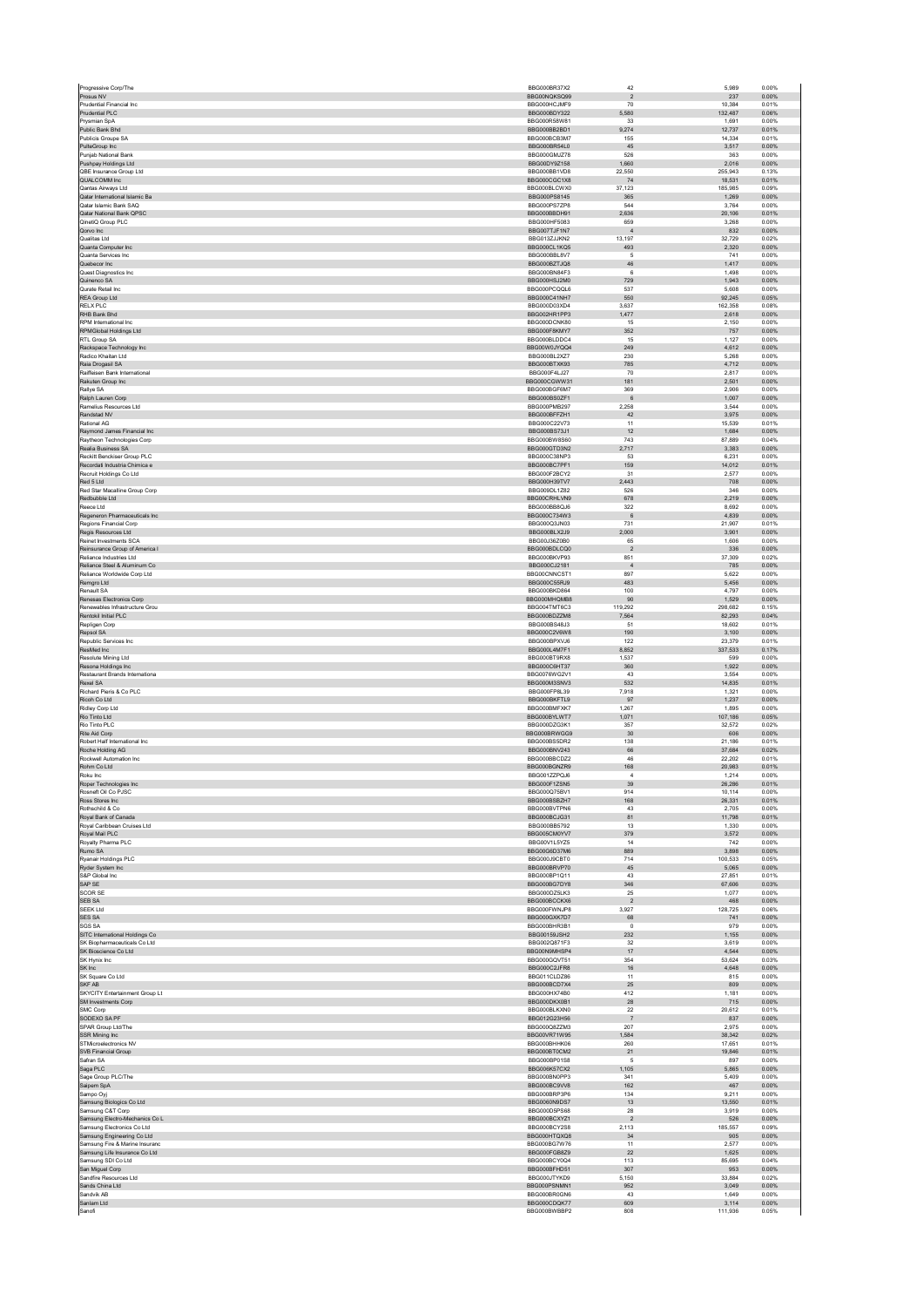| | | | | |
|---|---|---|---|---|
| Progressive Corp/The | BBG000BR37X2 | 42 | 5,989 | 0.00% |
| Prosus NV | BBG00NQKSQ99 | 2 | 237 | 0.00% |
| Prudential Financial Inc | BBG000HCJMF9 | 70 | 10,384 | 0.01% |
| Prudential PLC | BBG000BDY322 | 5,580 | 132,487 | 0.06% |
| Prysmian SpA | BBG000RS8W81 | 33 | 1,691 | 0.00% |
| Public Bank Bhd | BBG000BB2BD1 | 9,274 | 12,737 | 0.01% |
| Publicis Groupe SA | BBG000BCB3M7 | 155 | 14,334 | 0.01% |
| PulteGroup Inc | BBG000BR54L0 | 45 | 3,517 | 0.00% |
| Punjab National Bank | BBG000GMJZ78 | 526 | 363 | 0.00% |
| Pushpay Holdings Ltd | BBG00DY9Z158 | 1,660 | 2,016 | 0.00% |
| QBE Insurance Group Ltd | BBG000BB1VD8 | 22,550 | 255,943 | 0.13% |
| QUALCOMM Inc | BBG000CGC1X8 | 74 | 18,531 | 0.01% |
| Qantas Airways Ltd | BBG000BLCWX0 | 37,123 | 185,985 | 0.09% |
| Qatar International Islamic Ba | BBG000PS8145 | 365 | 1,269 | 0.00% |
| Qatar Islamic Bank SAQ | BBG000PS7ZP6 | 544 | 3,764 | 0.00% |
| Qatar National Bank QPSC | BBG000BBDH91 | 2,636 | 20,106 | 0.01% |
| QinetiQ Group PLC | BBG000HF5083 | 659 | 3,268 | 0.00% |
| Qorvo Inc | BBG007TJF1N7 | 4 | 832 | 0.00% |
| Qualitas Ltd | BBG013ZJJKN2 | 13,197 | 32,729 | 0.02% |
| Quanta Computer Inc | BBG000CL1KQ5 | 493 | 2,320 | 0.00% |
| Quanta Services Inc | BBG000BBL8V7 | 5 | 741 | 0.00% |
| Quebecor Inc | BBG000BZTJQ8 | 46 | 1,417 | 0.00% |
| Quest Diagnostics Inc | BBG000BN84F3 | 6 | 1,498 | 0.00% |
| Quinenco SA | BBG000HSJ2M0 | 729 | 1,943 | 0.00% |
| Qurate Retail Inc | BBG000PCQQL6 | 537 | 5,608 | 0.00% |
| REA Group Ltd | BBG000C41NH7 | 550 | 92,245 | 0.05% |
| RELX PLC | BBG000D03XD4 | 3,637 | 162,358 | 0.08% |
| RHB Bank Bhd | BBG002HR1PP3 | 1,477 | 2,618 | 0.00% |
| RPM International Inc | BBG000DCNK80 | 15 | 2,150 | 0.00% |
| RPMGlobal Holdings Ltd | BBG000F8KMY7 | 352 | 757 | 0.00% |
| RTL Group SA | BBG000BLDDC4 | 15 | 1,127 | 0.00% |
| Rackspace Technology Inc | BBG00W0JYQQ4 | 249 | 4,612 | 0.00% |
| Radico Khaitan Ltd | BBG000BL2XZ7 | 230 | 5,268 | 0.00% |
| Raia Drogasil SA | BBG000BTXK93 | 785 | 4,712 | 0.00% |
| Raiffeisen Bank International | BBG000F4LJ27 | 70 | 2,817 | 0.00% |
| Rakuten Group Inc | BBG000CGWW31 | 181 | 2,501 | 0.00% |
| Rallye SA | BBG000BGF6M7 | 369 | 2,906 | 0.00% |
| Ralph Lauren Corp | BBG000BS0ZF1 | 6 | 1,067 | 0.00% |
| Ramelius Resources Ltd | BBG000PMB297 | 2,258 | 3,544 | 0.00% |
| Randstad NV | BBG000BFFZH1 | 42 | 3,975 | 0.00% |
| Rational AG | BBG000C22V73 | 11 | 15,539 | 0.01% |
| Raymond James Financial Inc | BBG000BS73J1 | 12 | 1,684 | 0.00% |
| Raytheon Technologies Corp | BBG000BW8S60 | 743 | 87,889 | 0.04% |
| Realia Business SA | BBG000GTD3N2 | 2,717 | 3,383 | 0.00% |
| Reckitt Benckiser Group PLC | BBG000C38NP3 | 53 | 6,231 | 0.00% |
| Recordati Industria Chimica e | BBG000BC7PF1 | 159 | 14,012 | 0.01% |
| Recruit Holdings Co Ltd | BBG000F2BCY2 | 31 | 2,577 | 0.00% |
| Red 5 Ltd | BBG000H39TV7 | 2,443 | 708 | 0.00% |
| Red Star Macalline Group Corp | BBG009DL1Z82 | 526 | 346 | 0.00% |
| Redbubble Ltd | BBG00CRHLVN9 | 678 | 2,219 | 0.00% |
| Reece Ltd | BBG000BB8QJ6 | 322 | 8,692 | 0.00% |
| Regeneron Pharmaceuticals Inc | BBG000C734W3 | 6 | 4,839 | 0.00% |
| Regions Financial Corp | BBG000Q3JN03 | 731 | 21,907 | 0.01% |
| Regis Resources Ltd | BBG000BLX2J9 | 2,000 | 3,901 | 0.00% |
| Reinet Investments SCA | BBG00J36Z0B0 | 65 | 1,606 | 0.00% |
| Reinsurance Group of America I | BBG000BDLCQ0 | 2 | 336 | 0.00% |
| Reliance Industries Ltd | BBG000BKVP93 | 851 | 37,309 | 0.02% |
| Reliance Steel & Aluminum Co | BBG000CJ2181 | 4 | 785 | 0.00% |
| Reliance Worldwide Corp Ltd | BBG00CNNCST1 | 897 | 5,622 | 0.00% |
| Remgro Ltd | BBG000C55RJ9 | 483 | 5,456 | 0.00% |
| Renault SA | BBG000BKD864 | 100 | 4,797 | 0.00% |
| Renesas Electronics Corp | BBG000MHQMB8 | 90 | 1,529 | 0.00% |
| Renewables Infrastructure Grou | BBG004TMT6C3 | 119,292 | 298,682 | 0.15% |
| Rentokil Initial PLC | BBG000BDZZM8 | 7,564 | 82,293 | 0.04% |
| Repligen Corp | BBG000BS48J3 | 51 | 18,602 | 0.01% |
| Repsol SA | BBG000C2V6W8 | 190 | 3,100 | 0.00% |
| Republic Services Inc | BBG000BPXVJ6 | 122 | 23,379 | 0.01% |
| ResMed Inc | BBG000L4M7F1 | 8,852 | 337,533 | 0.17% |
| Resolute Mining Ltd | BBG000BT9RX8 | 1,537 | 599 | 0.00% |
| Resona Holdings Inc | BBG000C6HT37 | 360 | 1,922 | 0.00% |
| Restaurant Brands Internationa | BBG0076WG2V1 | 43 | 3,554 | 0.00% |
| Rexel SA | BBG000M3SNV3 | 532 | 14,835 | 0.01% |
| Richard Pieris & Co PLC | BBG000FP8L39 | 7,918 | 1,321 | 0.00% |
| Ricoh Co Ltd | BBG000BKFTL9 | 97 | 1,237 | 0.00% |
| Ridley Corp Ltd | BBG000BMFXK7 | 1,267 | 1,895 | 0.00% |
| Rio Tinto Ltd | BBG000BYLWT7 | 1,071 | 107,186 | 0.05% |
| Rio Tinto PLC | BBG000DZG3K1 | 357 | 32,572 | 0.02% |
| Rite Aid Corp | BBG000BRWGG9 | 30 | 606 | 0.00% |
| Robert Half International Inc | BBG000BS5DR2 | 138 | 21,186 | 0.01% |
| Roche Holding AG | BBG000BNV243 | 66 | 37,684 | 0.02% |
| Rockwell Automation Inc | BBG000BBCDZ2 | 46 | 22,202 | 0.01% |
| Rohm Co Ltd | BBG000BGNZR9 | 168 | 20,983 | 0.01% |
| Roku Inc | BBG001ZZPQJ6 | 4 | 1,214 | 0.00% |
| Roper Technologies Inc | BBG000F1ZSN5 | 39 | 26,286 | 0.01% |
| Rosneft Oil Co PJSC | BBG000Q75BV1 | 914 | 10,114 | 0.00% |
| Ross Stores Inc | BBG000BSBZH7 | 168 | 26,331 | 0.01% |
| Rothschild & Co | BBG000BVTPN6 | 43 | 2,705 | 0.00% |
| Royal Bank of Canada | BBG000BCJG31 | 81 | 11,798 | 0.01% |
| Royal Caribbean Cruises Ltd | BBG000BB5792 | 13 | 1,330 | 0.00% |
| Royal Mail PLC | BBG005CM0YV7 | 379 | 3,572 | 0.00% |
| Royalty Pharma PLC | BBG00V1L5YZ5 | 14 | 742 | 0.00% |
| Rumo SA | BBG00G6D37M6 | 889 | 3,898 | 0.00% |
| Ryanair Holdings PLC | BBG000J9CBT0 | 714 | 100,533 | 0.05% |
| Ryder System Inc | BBG000BRVP70 | 45 | 5,065 | 0.00% |
| S&P Global Inc | BBG000BP1Q11 | 43 | 27,851 | 0.01% |
| SAP SE | BBG000BG7DY8 | 346 | 67,606 | 0.03% |
| SCOR SE | BBG000DZSLK3 | 25 | 1,077 | 0.00% |
| SEB SA | BBG000BCCKX6 | 2 | 468 | 0.00% |
| SEEK Ltd | BBG000FWNJP8 | 3,927 | 128,725 | 0.06% |
| SES SA | BBG000GXK7D7 | 68 | 741 | 0.00% |
| SGS SA | BBG000BHR3B1 | 0 | 979 | 0.00% |
| SITC International Holdings Co | BBG00159JSH2 | 232 | 1,155 | 0.00% |
| SK Biopharmaceuticals Co Ltd | BBG002Q871F3 | 32 | 3,619 | 0.00% |
| SK Bioscience Co Ltd | BBG00N9MHSP4 | 17 | 4,544 | 0.00% |
| SK Hynix Inc | BBG000GQVT51 | 354 | 53,624 | 0.03% |
| SK Inc | BBG000C2JFR8 | 16 | 4,648 | 0.00% |
| SK Square Co Ltd | BBG011CLDZ86 | 11 | 815 | 0.00% |
| SKF AB | BBG000BCD7X4 | 25 | 809 | 0.00% |
| SKYCITY Entertainment Group Lt | BBG000HX74B0 | 412 | 1,181 | 0.00% |
| SM Investments Corp | BBG000DKX0B1 | 28 | 715 | 0.00% |
| SMC Corp | BBG000BLKXN0 | 22 | 20,612 | 0.01% |
| SODEXO SA PF | BBG012G23H56 | 7 | 837 | 0.00% |
| SPAR Group Ltd/The | BBG000Q8ZZM3 | 207 | 2,975 | 0.00% |
| SSR Mining Inc | BBG00VR71W95 | 1,584 | 38,342 | 0.02% |
| STMicroelectronics NV | BBG000BHHK06 | 260 | 17,651 | 0.01% |
| SVB Financial Group | BBG000BT0CM2 | 21 | 19,846 | 0.01% |
| Safran SA | BBG000BP01S8 | 5 | 897 | 0.00% |
| Saga PLC | BBG006K57CX2 | 1,105 | 5,865 | 0.00% |
| Sage Group PLC/The | BBG000BN0PP3 | 341 | 5,409 | 0.00% |
| Saipem SpA | BBG000BC9VV8 | 162 | 467 | 0.00% |
| Sampo Oyj | BBG000BRP3P6 | 134 | 9,211 | 0.00% |
| Samsung Biologics Co Ltd | BBG0060N9DS7 | 13 | 13,550 | 0.01% |
| Samsung C&T Corp | BBG000D5PS68 | 28 | 3,919 | 0.00% |
| Samsung Electro-Mechanics Co L | BBG000BCXYZ1 | 2 | 526 | 0.00% |
| Samsung Electronics Co Ltd | BBG000BCY2S8 | 2,113 | 185,557 | 0.09% |
| Samsung Engineering Co Ltd | BBG000HTQXQ8 | 34 | 905 | 0.00% |
| Samsung Fire & Marine Insuranc | BBG000BG7W76 | 11 | 2,577 | 0.00% |
| Samsung Life Insurance Co Ltd | BBG000FGB8Z9 | 22 | 1,625 | 0.00% |
| Samsung SDI Co Ltd | BBG000BCY0Q4 | 113 | 85,695 | 0.04% |
| San Miguel Corp | BBG000BFHD51 | 307 | 953 | 0.00% |
| Sandfire Resources Ltd | BBG000JTYKD9 | 5,150 | 33,884 | 0.02% |
| Sands China Ltd | BBG000PSNMN1 | 952 | 3,049 | 0.00% |
| Sandvik AB | BBG000BR0GN6 | 43 | 1,649 | 0.00% |
| Sanlam Ltd | BBG000CDQK77 | 609 | 3,114 | 0.00% |
| Sanofi | BBG000BWBBP2 | 808 | 111,936 | 0.05% |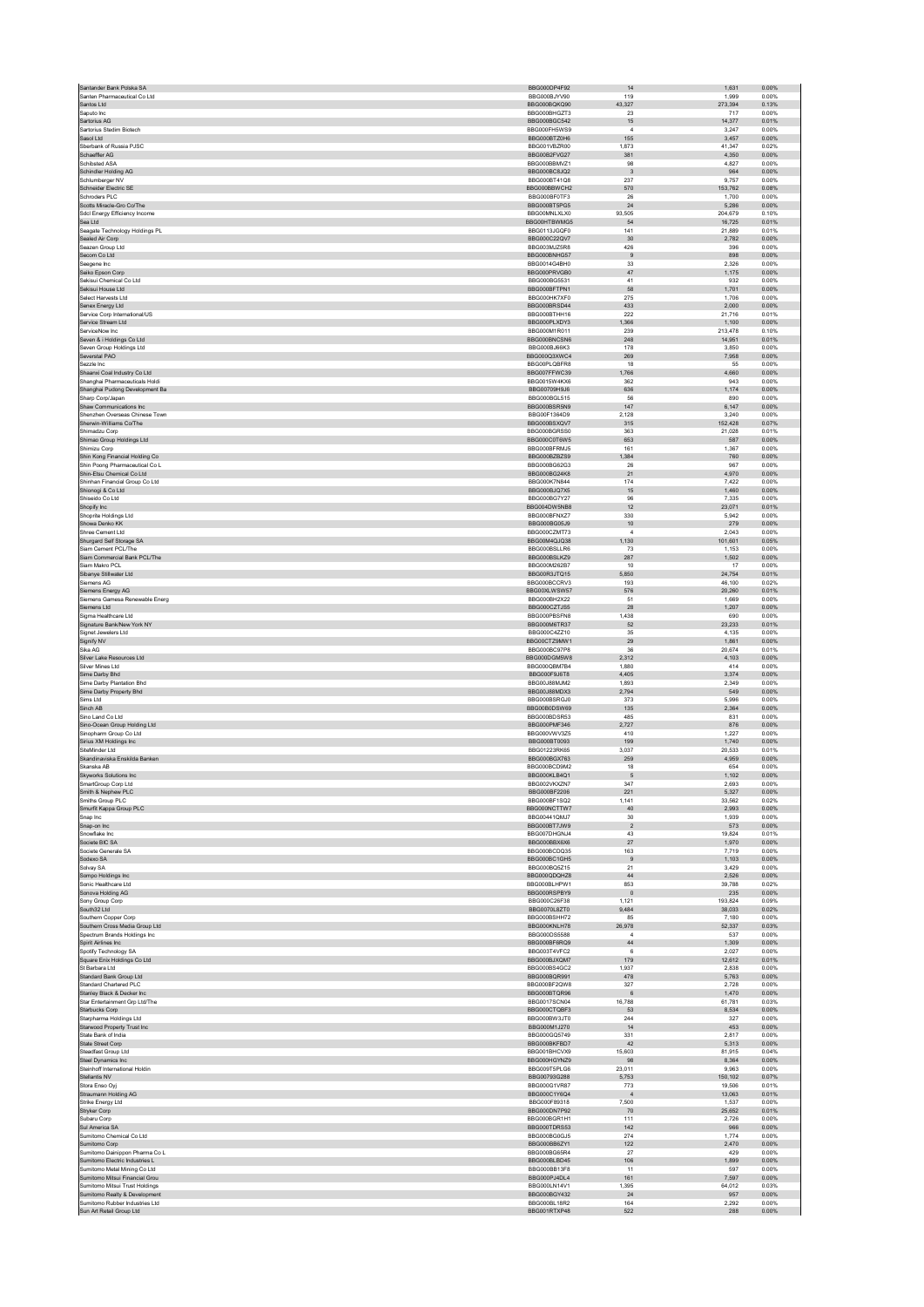| | | | | |
|---|---|---|---|---|
| Santander Bank Polska SA | BBG000DP4F92 | 14 | 1,631 | 0.00% |
| Santen Pharmaceutical Co Ltd | BBG000BJYV90 | 119 | 1,999 | 0.00% |
| Santos Ltd | BBG000BQKQ90 | 43,327 | 273,394 | 0.13% |
| Saputo Inc | BBG000BHGZT3 | 23 | 717 | 0.00% |
| Sartorius AG | BBG000BGC542 | 15 | 14,377 | 0.01% |
| Sartorius Stedim Biotech | BBG000FH5WS9 | 4 | 3,247 | 0.00% |
| Sasol Ltd | BBG000BTZ0H6 | 155 | 3,457 | 0.00% |
| Sberbank of Russia PJSC | BBG001VBZR00 | 1,873 | 41,347 | 0.02% |
| Schaeffler AG | BBG00B2FVG27 | 381 | 4,350 | 0.00% |
| Schibsted ASA | BBG000BBMVZ1 | 98 | 4,827 | 0.00% |
| Schindler Holding AG | BBG000BC8JQ2 | 3 | 964 | 0.00% |
| Schlumberger NV | BBG000BT41Q8 | 237 | 9,757 | 0.00% |
| Schneider Electric SE | BBG000BBWCH2 | 570 | 153,762 | 0.08% |
| Schroders PLC | BBG000BF0TF3 | 26 | 1,700 | 0.00% |
| Scotts Miracle-Gro Co/The | BBG000BT5PG5 | 24 | 5,286 | 0.00% |
| Sdcl Energy Efficiency Income | BBG00MNLXLX0 | 93,505 | 204,679 | 0.10% |
| Sea Ltd | BBG00HTBWMG5 | 54 | 16,725 | 0.01% |
| Seagate Technology Holdings PL | BBG0113JGQF0 | 141 | 21,889 | 0.01% |
| Sealed Air Corp | BBG000C22QV7 | 30 | 2,782 | 0.00% |
| Seazen Group Ltd | BBG003MJZ5R8 | 426 | 396 | 0.00% |
| Secom Co Ltd | BBG000BNHG57 | 9 | 898 | 0.00% |
| Seegene Inc | BBG0014G4BH0 | 33 | 2,326 | 0.00% |
| Seiko Epson Corp | BBG000PRVGB0 | 47 | 1,175 | 0.00% |
| Sekisui Chemical Co Ltd | BBG000BG5531 | 41 | 932 | 0.00% |
| Sekisui House Ltd | BBG000BFTPN1 | 58 | 1,701 | 0.00% |
| Select Harvests Ltd | BBG000HK7XF0 | 275 | 1,706 | 0.00% |
| Senex Energy Ltd | BBG000BRSD44 | 433 | 2,000 | 0.00% |
| Service Corp International/US | BBG000BTHH16 | 222 | 21,716 | 0.01% |
| Service Stream Ltd | BBG000PLXDY3 | 1,366 | 1,100 | 0.00% |
| ServiceNow Inc | BBG000M1R011 | 239 | 213,478 | 0.10% |
| Seven & i Holdings Co Ltd | BBG000BNCSN6 | 248 | 14,951 | 0.01% |
| Seven Group Holdings Ltd | BBG000BJ66K3 | 178 | 3,850 | 0.00% |
| Severstal PAO | BBG00Q3XWC4 | 269 | 7,958 | 0.00% |
| Sezzle Inc | BBG00PLQBFR8 | 18 | 55 | 0.00% |
| Shaanxi Coal Industry Co Ltd | BBG007FFWC39 | 1,766 | 4,660 | 0.00% |
| Shanghai Pharmaceuticals Holdi | BBG0015W4KX6 | 362 | 943 | 0.00% |
| Shanghai Pudong Development Ba | BBG00709H9J6 | 636 | 1,174 | 0.00% |
| Sharp Corp/Japan | BBG000BGL515 | 56 | 890 | 0.00% |
| Shaw Communications Inc | BBG000BSR5N9 | 147 | 6,147 | 0.00% |
| Shenzhen Overseas Chinese Town | BBG00F1364D9 | 2,128 | 3,240 | 0.00% |
| Sherwin-Williams Co/The | BBG000BSXQV7 | 315 | 152,428 | 0.07% |
| Shimadzu Corp | BBG000BGRSS0 | 363 | 21,028 | 0.01% |
| Shimao Group Holdings Ltd | BBG000C0T6W5 | 653 | 587 | 0.00% |
| Shimizu Corp | BBG000BFRMJ5 | 161 | 1,367 | 0.00% |
| Shin Kong Financial Holding Co | BBG000BZBZS9 | 1,384 | 760 | 0.00% |
| Shin Poong Pharmaceutical Co L | BBG000BG62G3 | 26 | 967 | 0.00% |
| Shin-Etsu Chemical Co Ltd | BBG000BG24K8 | 21 | 4,970 | 0.00% |
| Shinhan Financial Group Co Ltd | BBG000K7N844 | 174 | 7,422 | 0.00% |
| Shionogi & Co Ltd | BBG000BJQ7X5 | 15 | 1,460 | 0.00% |
| Shiseido Co Ltd | BBG000BG7Y27 | 96 | 7,335 | 0.00% |
| Shopify Inc | BBG004DW5NB8 | 12 | 23,071 | 0.01% |
| Shoprite Holdings Ltd | BBG000BFNXZ7 | 330 | 5,942 | 0.00% |
| Showa Denko KK | BBG000BG05J9 | 10 | 279 | 0.00% |
| Shree Cement Ltd | BBG000CZMT73 | 4 | 2,043 | 0.00% |
| Shurgard Self Storage SA | BBG00M4QJQ38 | 1,130 | 101,601 | 0.05% |
| Siam Cement PCL/The | BBG000BSLLR6 | 73 | 1,153 | 0.00% |
| Siam Commercial Bank PCL/The | BBG000BSLKZ9 | 287 | 1,502 | 0.00% |
| Siam Makro PCL | BBG000M262B7 | 10 | 17 | 0.00% |
| Sibanye Stillwater Ltd | BBG00R3JTQ15 | 5,850 | 24,754 | 0.01% |
| Siemens AG | BBG000BCCRV3 | 193 | 46,100 | 0.02% |
| Siemens Energy AG | BBG00XLWSW57 | 576 | 20,260 | 0.01% |
| Siemens Gamesa Renewable Energ | BBG000BH2X22 | 51 | 1,669 | 0.00% |
| Siemens Ltd | BBG000CZTJS5 | 28 | 1,207 | 0.00% |
| Sigma Healthcare Ltd | BBG000PBSFN8 | 1,438 | 690 | 0.00% |
| Signature Bank/New York NY | BBG000M6TR37 | 52 | 23,233 | 0.01% |
| Signet Jewelers Ltd | BBG000C4ZZ10 | 35 | 4,135 | 0.00% |
| Signify NV | BBG00CTZ9MW1 | 29 | 1,861 | 0.00% |
| Sika AG | BBG000BC97P8 | 36 | 20,674 | 0.01% |
| Silver Lake Resources Ltd | BBG000DGM5W8 | 2,312 | 4,103 | 0.00% |
| Silver Mines Ltd | BBG000QBM7B4 | 1,880 | 414 | 0.00% |
| Sime Darby Bhd | BBG000F9J6T8 | 4,405 | 3,374 | 0.00% |
| Sime Darby Plantation Bhd | BBG00J88MJM2 | 1,893 | 2,349 | 0.00% |
| Sime Darby Property Bhd | BBG00J88MDX3 | 2,794 | 549 | 0.00% |
| Sims Ltd | BBG000B5RGJ0 | 373 | 5,996 | 0.00% |
| Sinch AB | BBG00B0DSW69 | 135 | 2,364 | 0.00% |
| Sino Land Co Ltd | BBG000BDSR53 | 485 | 831 | 0.00% |
| Sino-Ocean Group Holding Ltd | BBG000PMF346 | 2,727 | 876 | 0.00% |
| Sinopharm Group Co Ltd | BBG000VWVSZ5 | 410 | 1,227 | 0.00% |
| Sirius XM Holdings Inc | BBG000BT0093 | 199 | 1,740 | 0.00% |
| SiteMinder Ltd | BBG01223RK65 | 3,037 | 20,533 | 0.01% |
| Skandinaviska Enskilda Banken | BBG000BGX763 | 259 | 4,959 | 0.00% |
| Skanska AB | BBG000BCD9M2 | 18 | 654 | 0.00% |
| Skyworks Solutions Inc | BBG000KLB4Q1 | 5 | 1,102 | 0.00% |
| SmartGroup Corp Ltd | BBG002VKXZN7 | 347 | 2,693 | 0.00% |
| Smith & Nephew PLC | BBG000BF2206 | 221 | 5,327 | 0.00% |
| Smiths Group PLC | BBG000BF1SQ2 | 1,141 | 33,562 | 0.02% |
| Smurfit Kappa Group PLC | BBG000NCTTW7 | 40 | 2,993 | 0.00% |
| Snap Inc | BBG00441QMJ7 | 30 | 1,939 | 0.00% |
| Snap-on Inc | BBG000BT7JW9 | 2 | 573 | 0.00% |
| Snowflake Inc | BBG007DHGNJ4 | 43 | 19,824 | 0.01% |
| Societe BIC SA | BBG000BBX6X6 | 27 | 1,970 | 0.00% |
| Societe Generale SA | BBG000BCDQ35 | 163 | 7,719 | 0.00% |
| Sodexo SA | BBG000BC1GH5 | 9 | 1,103 | 0.00% |
| Solvay SA | BBG000BQ5Z15 | 21 | 3,429 | 0.00% |
| Sompo Holdings Inc | BBG000QDQHZ8 | 44 | 2,526 | 0.00% |
| Sonic Healthcare Ltd | BBG000BLHPW1 | 853 | 39,788 | 0.02% |
| Sonova Holding AG | BBG000RSPBY9 | 0 | 235 | 0.00% |
| Sony Group Corp | BBG000C26F38 | 1,121 | 193,824 | 0.09% |
| South32 Ltd | BBG0070L8ZT0 | 9,484 | 38,033 | 0.02% |
| Southern Copper Corp | BBG000BSHH72 | 85 | 7,180 | 0.00% |
| Southern Cross Media Group Ltd | BBG000KNLH78 | 26,978 | 52,337 | 0.03% |
| Spectrum Brands Holdings Inc | BBG000DS5588 | 4 | 537 | 0.00% |
| Spirit Airlines Inc | BBG000BF6RQ9 | 44 | 1,309 | 0.00% |
| Spotify Technology SA | BBG003T4VFC2 | 6 | 2,027 | 0.00% |
| Square Enix Holdings Co Ltd | BBG000BJXQM7 | 179 | 12,612 | 0.01% |
| St Barbara Ltd | BBG000BS4GC2 | 1,937 | 2,838 | 0.00% |
| Standard Bank Group Ltd | BBG000BQR991 | 478 | 5,763 | 0.00% |
| Standard Chartered PLC | BBG000BF2QW8 | 327 | 2,728 | 0.00% |
| Stanley Black & Decker Inc | BBG000BTQR96 | 6 | 1,470 | 0.00% |
| Star Entertainment Grp Ltd/The | BBG0017SCN04 | 16,788 | 61,781 | 0.03% |
| Starbucks Corp | BBG000CTQBF3 | 53 | 8,534 | 0.00% |
| Starpharma Holdings Ltd | BBG000BW3JT0 | 244 | 327 | 0.00% |
| Starwood Property Trust Inc | BBG000M1J270 | 14 | 453 | 0.00% |
| State Bank of India | BBG000GQ5749 | 331 | 2,817 | 0.00% |
| State Street Corp | BBG000BKFBD7 | 42 | 5,313 | 0.00% |
| Steadfast Group Ltd | BBG001BHCVX9 | 15,603 | 81,915 | 0.04% |
| Steel Dynamics Inc | BBG000HGYNZ9 | 98 | 8,364 | 0.00% |
| Steinhoff International Holdin | BBG009T5PLG6 | 23,011 | 9,963 | 0.00% |
| Stellantis NV | BBG00793G288 | 5,753 | 150,102 | 0.07% |
| Stora Enso Oyj | BBG000G1VR87 | 773 | 19,506 | 0.01% |
| Straumann Holding AG | BBG000C1Y6Q4 | 4 | 13,063 | 0.01% |
| Strike Energy Ltd | BBG000F89318 | 7,500 | 1,537 | 0.00% |
| Stryker Corp | BBG000DN7P92 | 70 | 25,652 | 0.01% |
| Subaru Corp | BBG000BGR1H1 | 111 | 2,726 | 0.00% |
| Sul America SA | BBG000TDRS53 | 142 | 966 | 0.00% |
| Sumitomo Chemical Co Ltd | BBG000BG0GJ5 | 274 | 1,774 | 0.00% |
| Sumitomo Corp | BBG000BB6ZY1 | 122 | 2,470 | 0.00% |
| Sumitomo Dainippon Pharma Co L | BBG000BG65R4 | 27 | 429 | 0.00% |
| Sumitomo Electric Industries L | BBG000BLBD45 | 106 | 1,899 | 0.00% |
| Sumitomo Metal Mining Co Ltd | BBG000BB13F8 | 11 | 597 | 0.00% |
| Sumitomo Mitsui Financial Grou | BBG000PJ4DL4 | 161 | 7,597 | 0.00% |
| Sumitomo Mitsui Trust Holdings | BBG000LN14V1 | 1,395 | 64,012 | 0.03% |
| Sumitomo Realty & Development | BBG000BGY432 | 24 | 957 | 0.00% |
| Sumitomo Rubber Industries Ltd | BBG000BL18R2 | 164 | 2,292 | 0.00% |
| Sun Art Retail Group Ltd | BBG001RTXP48 | 522 | 288 | 0.00% |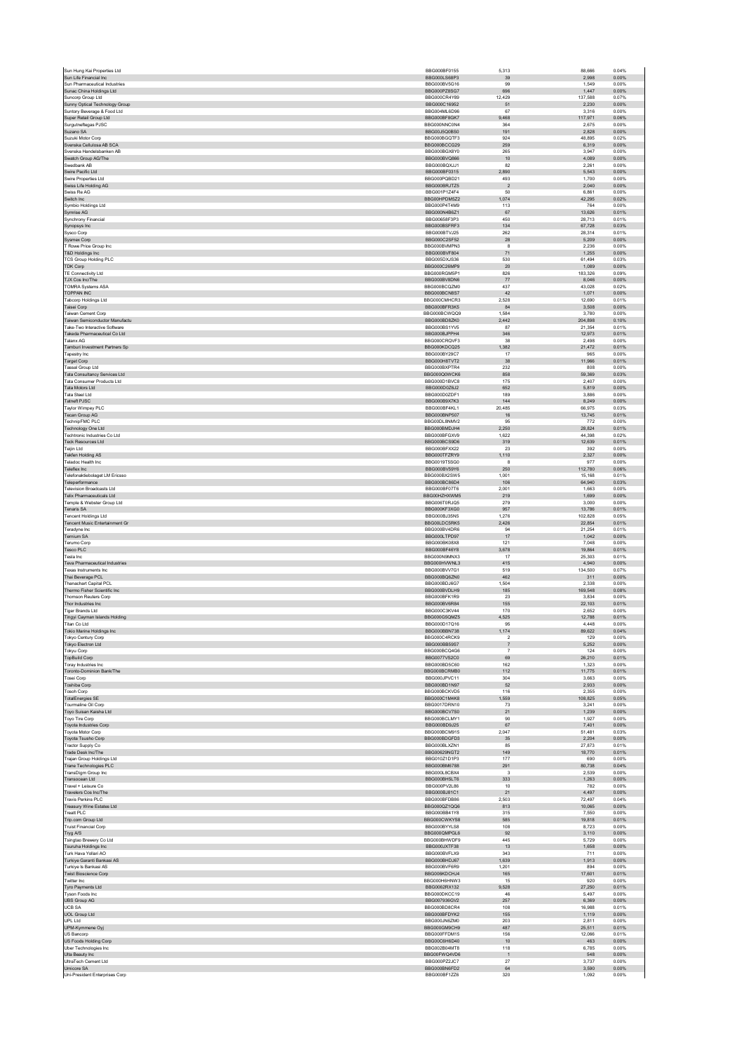| | | | | |
|---|---|---|---|---|
| Sun Hung Kai Properties Ltd | BBG000BF0155 | 5,313 | 88,666 | 0.04% |
| Sun Life Financial Inc | BBG000LS68P3 | 39 | 2,998 | 0.00% |
| Sun Pharmaceutical Industries | BBG000BV5G16 | 99 | 1,549 | 0.00% |
| Sunac China Holdings Ltd | BBG000PZ8SG7 | 696 | 1,447 | 0.00% |
| Suncorp Group Ltd | BBG000CR4Y89 | 12,429 | 137,588 | 0.07% |
| Sunny Optical Technology Group | BBG000C16952 | 51 | 2,230 | 0.00% |
| Suntory Beverage & Food Ltd | BBG004ML6D96 | 67 | 3,316 | 0.00% |
| Super Retail Group Ltd | BBG000BF8GK7 | 9,468 | 117,971 | 0.06% |
| Surgutneftegas PJSC | BBG000NNC0N4 | 364 | 2,675 | 0.00% |
| Suzano SA | BBG00J5Q0BS0 | 191 | 2,828 | 0.00% |
| Suzuki Motor Corp | BBG000BGQTF3 | 924 | 48,895 | 0.02% |
| Svenska Cellulosa AB SCA | BBG000BCCG29 | 259 | 6,319 | 0.00% |
| Svenska Handelsbanken AB | BBG000BGX8Y0 | 265 | 3,947 | 0.00% |
| Swatch Group AG/The | BBG000BVQ866 | 10 | 4,089 | 0.00% |
| Swedbank AB | BBG000BQXJJ1 | 82 | 2,261 | 0.00% |
| Swire Pacific Ltd | BBG000BF0315 | 2,890 | 5,543 | 0.00% |
| Swire Properties Ltd | BBG000PQBD21 | 493 | 1,700 | 0.00% |
| Swiss Life Holding AG | BBG000BRJTZ5 | 2 | 2,040 | 0.00% |
| Swiss Re AG | BBG001P1Z4F4 | 50 | 6,861 | 0.00% |
| Switch Inc | BBG00HPDM5Z2 | 1,074 | 42,295 | 0.02% |
| Symbio Holdings Ltd | BBG000P4T4M9 | 113 | 764 | 0.00% |
| Symrise AG | BBG000N4B6Z1 | 67 | 13,626 | 0.01% |
| Synchrony Financial | BBG00658F3P3 | 450 | 28,713 | 0.01% |
| Synopsys Inc | BBG000BSFRF3 | 134 | 67,728 | 0.03% |
| Sysco Corp | BBG000BTVJ25 | 262 | 28,314 | 0.01% |
| Sysmex Corp | BBG000C2SF52 | 28 | 5,209 | 0.00% |
| T Rowe Price Group Inc | BBG000BVMPN3 | 8 | 2,236 | 0.00% |
| T&D Holdings Inc | BBG000BVF804 | 71 | 1,255 | 0.00% |
| TCS Group Holding PLC | BBG005DXJS36 | 530 | 61,494 | 0.03% |
| TDK Corp | BBG000C26MP9 | 20 | 1,089 | 0.00% |
| TE Connectivity Ltd | BBG000RGM5P1 | 826 | 183,326 | 0.09% |
| TJX Cos Inc/The | BBG000BV8DN6 | 77 | 8,046 | 0.00% |
| TOMRA Systems ASA | BBG000BCQZM0 | 437 | 43,028 | 0.02% |
| TOPPAN INC | BBG000BCN8S7 | 42 | 1,071 | 0.00% |
| Tabcorp Holdings Ltd | BBG000CMHCR3 | 2,528 | 12,690 | 0.01% |
| Taisei Corp | BBG000BFR3K5 | 84 | 3,508 | 0.00% |
| Taiwan Cement Corp | BBG000BCWQQ9 | 1,584 | 3,780 | 0.00% |
| Taiwan Semiconductor Manufactu | BBG000BD8ZK0 | 2,442 | 204,898 | 0.10% |
| Take-Two Interactive Software | BBG000BS1YV5 | 87 | 21,354 | 0.01% |
| Takeda Pharmaceutical Co Ltd | BBG000BJPPH4 | 346 | 12,973 | 0.01% |
| Talanx AG | BBG000CRQVF3 | 38 | 2,498 | 0.00% |
| Tamburi Investment Partners Sp | BBG000KDCQ25 | 1,382 | 21,472 | 0.01% |
| Tapestry Inc | BBG000BY29C7 | 17 | 965 | 0.00% |
| Target Corp | BBG000H8TVT2 | 38 | 11,966 | 0.01% |
| Tassal Group Ltd | BBG000BXPTR4 | 232 | 808 | 0.00% |
| Tata Consultancy Services Ltd | BBG000Q0WCK6 | 858 | 59,369 | 0.03% |
| Tata Consumer Products Ltd | BBG000D1BVC8 | 175 | 2,407 | 0.00% |
| Tata Motors Ltd | BBG000D0Z6J2 | 652 | 5,819 | 0.00% |
| Tata Steel Ltd | BBG000D0ZDF1 | 189 | 3,886 | 0.00% |
| Tatneft PJSC | BBG000B9X7K3 | 144 | 8,249 | 0.00% |
| Taylor Wimpey PLC | BBG000BF4KL1 | 20,485 | 66,975 | 0.03% |
| Tecan Group AG | BBG000BNP507 | 16 | 13,745 | 0.01% |
| TechnipFMC PLC | BBG00DL8NMV2 | 95 | 772 | 0.00% |
| Technology One Ltd | BBG000BMDJH4 | 2,250 | 28,824 | 0.01% |
| Techtronic Industries Co Ltd | BBG000BFGXV9 | 1,622 | 44,398 | 0.02% |
| Teck Resources Ltd | BBG000BCS9D6 | 319 | 12,639 | 0.01% |
| Teijin Ltd | BBG000BFXX22 | 23 | 392 | 0.00% |
| Tekfen Holding AS | BBG000TFZRY9 | 1,110 | 2,327 | 0.00% |
| Teladoc Health Inc | BBG0019T5SG0 | 8 | 977 | 0.00% |
| Teleflex Inc | BBG000BV59Y6 | 250 | 112,780 | 0.06% |
| Telefonaktiebolaget LM Ericsso | BBG000BX2SW5 | 1,001 | 15,168 | 0.01% |
| Teleperformance | BBG000BC86D4 | 106 | 64,940 | 0.03% |
| Television Broadcasts Ltd | BBG000BF07T8 | 2,001 | 1,663 | 0.00% |
| Telix Pharmaceuticals Ltd | BBG00HZHXWM5 | 219 | 1,699 | 0.00% |
| Temple & Webster Group Ltd | BBG006T0RJQ5 | 279 | 3,000 | 0.00% |
| Tenaris SA | BBG000KF3XG0 | 957 | 13,786 | 0.01% |
| Tencent Holdings Ltd | BBG000BJ35N5 | 1,276 | 102,828 | 0.05% |
| Tencent Music Entertainment Gr | BBG00LDC5RK5 | 2,426 | 22,854 | 0.01% |
| Teradyne Inc | BBG000BV4DR6 | 94 | 21,254 | 0.01% |
| Ternium SA | BBG000LTPD97 | 17 | 1,042 | 0.00% |
| Terumo Corp | BBG000BK08X8 | 121 | 7,048 | 0.00% |
| Tesco PLC | BBG000BF46Y8 | 3,678 | 19,864 | 0.01% |
| Tesla Inc | BBG000N9MNX3 | 17 | 25,303 | 0.01% |
| Teva Pharmaceutical Industries | BBG000HVWNL3 | 415 | 4,940 | 0.00% |
| Texas Instruments Inc | BBG000BVV7G1 | 519 | 134,500 | 0.07% |
| Thai Beverage PCL | BBG000BQ6ZN0 | 462 | 311 | 0.00% |
| Thanachart Capital PCL | BBG000BDJ6G7 | 1,504 | 2,338 | 0.00% |
| Thermo Fisher Scientific Inc | BBG000BVDLH9 | 185 | 169,548 | 0.08% |
| Thomson Reuters Corp | BBG000BFK1R9 | 23 | 3,834 | 0.00% |
| Thor Industries Inc | BBG000BV6R84 | 155 | 22,103 | 0.01% |
| Tiger Brands Ltd | BBG000C3KV44 | 170 | 2,652 | 0.00% |
| Tingyi Cayman Islands Holding | BBG000GSQMZ5 | 4,525 | 12,788 | 0.01% |
| Titan Co Ltd | BBG000D17Q16 | 95 | 4,448 | 0.00% |
| Tokio Marine Holdings Inc | BBG000BBN738 | 1,174 | 89,622 | 0.04% |
| Tokyo Century Corp | BBG000C4RCK9 | 2 | 129 | 0.00% |
| Tokyo Electron Ltd | BBG000BB59S7 | 7 | 5,252 | 0.00% |
| Tokyu Corp | BBG000BCQ4G6 | 7 | 124 | 0.00% |
| TopBuild Corp | BBG0077VS2C0 | 69 | 26,210 | 0.01% |
| Toray Industries Inc | BBG000BD5C60 | 162 | 1,323 | 0.00% |
| Toronto-Dominion Bank/The | BBG000BCRMB0 | 112 | 11,775 | 0.01% |
| Tosei Corp | BBG000JPVC11 | 304 | 3,663 | 0.00% |
| Toshiba Corp | BBG000BD1N97 | 52 | 2,933 | 0.00% |
| Tosoh Corp | BBG000BCKVD5 | 116 | 2,355 | 0.00% |
| TotalEnergies SE | BBG000C1M4K8 | 1,559 | 108,825 | 0.05% |
| Tourmaline Oil Corp | BBG0017DRN10 | 73 | 3,241 | 0.00% |
| Toyo Suisan Kaisha Ltd | BBG000BCV7S0 | 21 | 1,239 | 0.00% |
| Toyo Tire Corp | BBG000BCLMY1 | 90 | 1,927 | 0.00% |
| Toyota Industries Corp | BBG000BD9J25 | 67 | 7,401 | 0.00% |
| Toyota Motor Corp | BBG000BCM915 | 2,047 | 51,481 | 0.03% |
| Toyota Tsusho Corp | BBG000BDGFD3 | 35 | 2,204 | 0.00% |
| Tractor Supply Co | BBG000BLXZN1 | 85 | 27,873 | 0.01% |
| Trade Desk Inc/The | BBG00629NGT2 | 149 | 18,770 | 0.01% |
| Trajan Group Holdings Ltd | BBG01Z1D1P3 | 177 | 690 | 0.00% |
| Trane Technologies PLC | BBG000BM6788 | 291 | 80,738 | 0.04% |
| TransDigm Group Inc | BBG000L8CBX4 | 3 | 2,539 | 0.00% |
| Transocean Ltd | BBG000BH5LT6 | 333 | 1,263 | 0.00% |
| Travel + Leisure Co | BBG000PV2L86 | 10 | 782 | 0.00% |
| Travelers Cos Inc/The | BBG000BJ81C1 | 21 | 4,497 | 0.00% |
| Travis Perkins PLC | BBG000BFDB86 | 2,503 | 72,497 | 0.04% |
| Treasury Wine Estates Ltd | BBG000QZ1QQ6 | 813 | 10,065 | 0.00% |
| Treatt PLC | BBG000BB41Y8 | 315 | 7,550 | 0.00% |
| Trip.com Group Ltd | BBG000CWKYS8 | 585 | 19,818 | 0.01% |
| Truist Financial Corp | BBG000BYYLS8 | 108 | 8,723 | 0.00% |
| Tryg A/S | BBG000QMPGL6 | 92 | 3,110 | 0.00% |
| Tsingtao Brewery Co Ltd | BBG000BHWDF9 | 445 | 5,729 | 0.00% |
| Tsuruha Holdings Inc | BBG000JXTF38 | 13 | 1,658 | 0.00% |
| Turk Hava Yollari AO | BBG000BVFLX9 | 343 | 711 | 0.00% |
| Turkiye Garanti Bankasi AS | BBG000BHDJ67 | 1,639 | 1,913 | 0.00% |
| Turkiye Is Bankasi AS | BBG000BVF6R9 | 1,201 | 894 | 0.00% |
| Twist Bioscience Corp | BBG006KDCHJ4 | 165 | 17,601 | 0.01% |
| Twitter Inc | BBG000H6HNW3 | 15 | 920 | 0.00% |
| Tyro Payments Ltd | BBG0062RX132 | 9,528 | 27,250 | 0.01% |
| Tyson Foods Inc | BBG000DKCC19 | 46 | 5,497 | 0.00% |
| UBS Group AG | BBG007936GV2 | 257 | 6,369 | 0.00% |
| UCB SA | BBG000BD8CR4 | 108 | 16,988 | 0.01% |
| UOL Group Ltd | BBG000BFDYK2 | 155 | 1,119 | 0.00% |
| UPL Ltd | BBG000JN6ZM0 | 203 | 2,811 | 0.00% |
| UPM-Kymmene Oyj | BBG000GM9CH9 | 487 | 25,511 | 0.01% |
| US Bancorp | BBG000FFDM15 | 156 | 12,066 | 0.01% |
| US Foods Holding Corp | BBG00C6H6D40 | 10 | 463 | 0.00% |
| Uber Technologies Inc | BBG002B04MT8 | 118 | 6,785 | 0.00% |
| Ulta Beauty Inc | BBG00FWQ4VD6 | 1 | 548 | 0.00% |
| UltraTech Cement Ltd | BBG000PZ2JC7 | 27 | 3,737 | 0.00% |
| Umicore SA | BBG000BN6FD2 | 64 | 3,590 | 0.00% |
| Uni-President Enterprises Corp | BBG000BF1ZZ6 | 320 | 1,092 | 0.00% |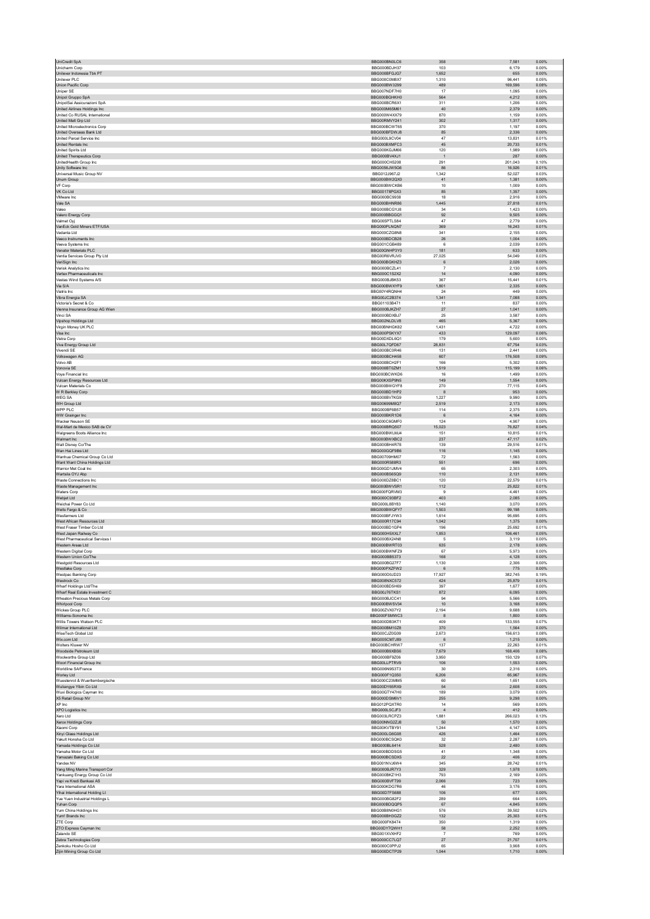| | | | | |
|---|---|---|---|---|
| UniCredit SpA | BBG000BN0LC6 | 358 | 7,581 | 0.00% |
| Unicharm Corp | BBG000BDJH37 | 103 | 6,179 | 0.00% |
| Unilever Indonesia Tbk PT | BBG000BFGJG7 | 1,652 | 655 | 0.00% |
| Unilever PLC | BBG000C0M8X7 | 1,310 | 96,441 | 0.05% |
| Union Pacific Corp | BBG000BW3299 | 489 | 169,596 | 0.08% |
| Uniper SE | BBG007NDF7H0 | 17 | 1,095 | 0.00% |
| Unipol Gruppo SpA | BBG000BGHKH0 | 564 | 4,212 | 0.00% |
| UnipolSai Assicurazioni SpA | BBG000BCR6X1 | 311 | 1,206 | 0.00% |
| United Airlines Holdings Inc | BBG000M65M61 | 40 | 2,379 | 0.00% |
| United Co RUSAL International | BBG000W4XX79 | 870 | 1,159 | 0.00% |
| United Malt Grp Ltd | BBG00RMVY241 | 302 | 1,317 | 0.00% |
| United Microelectronics Corp | BBG000BCWT65 | 370 | 1,197 | 0.00% |
| United Overseas Bank Ltd | BBG000BFDWJ8 | 85 | 2,336 | 0.00% |
| United Parcel Service Inc | BBG000L9CV04 | 47 | 13,831 | 0.01% |
| United Rentals Inc | BBG000BXMFC3 | 45 | 20,733 | 0.01% |
| United Spirits Ltd | BBG000KGJM66 | 120 | 1,989 | 0.00% |
| United Therapeutics Corp | BBG000BV4XJ1 | 1 | 287 | 0.00% |
| UnitedHealth Group Inc | BBG000CH5208 | 291 | 201,043 | 0.10% |
| Unity Software Inc | BBG0056JW5G6 | 86 | 16,926 | 0.01% |
| Universal Music Group NV | BBG012J967J2 | 1,342 | 52,027 | 0.03% |
| Unum Group | BBG000BW2QX0 | 41 | 1,381 | 0.00% |
| VF Corp | BBG000BWCKB6 | 10 | 1,009 | 0.00% |
| VK Co Ltd | BBG00178PGX3 | 85 | 1,357 | 0.00% |
| VMware Inc | BBG000BC9938 | 18 | 2,916 | 0.00% |
| Vale SA | BBG000BHNR86 | 1,445 | 27,818 | 0.01% |
| Valeo | BBG000BCGYJ8 | 34 | 1,423 | 0.00% |
| Valero Energy Corp | BBG000BBGGQ1 | 92 | 9,505 | 0.00% |
| Valmet Oyj | BBG005PTLS84 | 47 | 2,779 | 0.00% |
| VanEck Gold Miners ETF/USA | BBG000PLNQN7 | 369 | 16,243 | 0.01% |
| Vedanta Ltd | BBG000CZG8N8 | 341 | 2,155 | 0.00% |
| Veeco Instruments Inc | BBG000BDCB28 | 26 | 1,004 | 0.00% |
| Veeva Systems Inc | BBG001CGB489 | 6 | 2,039 | 0.00% |
| Venator Materials PLC | BBG00GNHP3Y0 | 181 | 633 | 0.00% |
| Ventia Services Group Pty Ltd | BBG00R6VRJV0 | 27,025 | 54,049 | 0.03% |
| VeriSign Inc | BBG000BGKHZ3 | 6 | 2,026 | 0.00% |
| Verisk Analytics Inc | BBG000BCZL41 | 7 | 2,130 | 0.00% |
| Vertex Pharmaceuticals Inc | BBG000C1S2X2 | 14 | 4,090 | 0.00% |
| Vestas Wind Systems A/S | BBG000BJBK53 | 367 | 15,441 | 0.01% |
| Via S/A | BBG000BWXFF9 | 1,801 | 2,335 | 0.00% |
| Viatris Inc | BBG00Y4RQNH4 | 24 | 449 | 0.00% |
| Vibra Energia SA | BBG00JC2B374 | 1,341 | 7,088 | 0.00% |
| Victoria's Secret & Co | BBG01103B471 | 11 | 837 | 0.00% |
| Vienna Insurance Group AG Wien | BBG000BJKZH7 | 27 | 1,041 | 0.00% |
| Vinci SA | BBG000BDXBJ7 | 25 | 3,587 | 0.00% |
| Vipshop Holdings Ltd | BBG002NLDLV8 | 465 | 5,367 | 0.00% |
| Virgin Money UK PLC | BBG00BNHGK82 | 1,431 | 4,722 | 0.00% |
| Visa Inc | BBG000PSKYX7 | 433 | 129,097 | 0.06% |
| Vistra Corp | BBG00DXDL6Q1 | 179 | 5,600 | 0.00% |
| Viva Energy Group Ltd | BBG00L7QFD67 | 28,831 | 67,754 | 0.03% |
| Vivendi SE | BBG000BC0R46 | 131 | 2,441 | 0.00% |
| Volkswagen AG | BBG000BCH458 | 607 | 176,508 | 0.09% |
| Volvo AB | BBG000BCH2F1 | 166 | 5,302 | 0.00% |
| Vonovia SE | BBG00BT0ZM1 | 1,519 | 115,199 | 0.06% |
| Voya Financial Inc | BBG000BCWKD6 | 16 | 1,499 | 0.00% |
| Vulcan Energy Resources Ltd | BBG00KXSP9N5 | 149 | 1,554 | 0.00% |
| Vulcan Materials Co | BBG000BWGYF8 | 270 | 77,115 | 0.04% |
| W R Berkley Corp | BBG000BD1HP2 | 8 | 953 | 0.00% |
| WEG SA | BBG000BV7KG9 | 1,227 | 9,990 | 0.00% |
| WH Group Ltd | BBG00699M8Q7 | 2,519 | 2,173 | 0.00% |
| WPP PLC | BBG000BF6B57 | 114 | 2,375 | 0.00% |
| WW Grainger Inc | BBG000BKR1D6 | 6 | 4,164 | 0.00% |
| Wacker Neuson SE | BBG000C6GMF0 | 124 | 4,907 | 0.00% |
| Wal-Mart de Mexico SAB de CV | BBG000BRQ507 | 15,023 | 76,827 | 0.04% |
| Walgreens Boots Alliance Inc | BBG000BWLMJ4 | 151 | 10,815 | 0.01% |
| Walmart Inc | BBG000BWXBC2 | 237 | 47,117 | 0.02% |
| Walt Disney Co/The | BBG000BH4R78 | 139 | 29,516 | 0.01% |
| Wan Hai Lines Ltd | BBG000GQF9B6 | 116 | 1,145 | 0.00% |
| Wanhua Chemical Group Co Ltd | BBG00709HM07 | 72 | 1,563 | 0.00% |
| Want Want China Holdings Ltd | BBG000RS88R3 | 551 | 696 | 0.00% |
| Warrior Met Coal Inc | BBG00GD1JMV4 | 65 | 2,303 | 0.00% |
| Wartsila OYJ Abp | BBG000BS65Q9 | 110 | 2,131 | 0.00% |
| Waste Connections Inc | BBG000DZ8BC1 | 120 | 22,579 | 0.01% |
| Waste Management Inc | BBG000BWVSR1 | 112 | 25,822 | 0.01% |
| Waters Corp | BBG000FQRVM3 | 9 | 4,461 | 0.00% |
| Webjet Ltd | BBG000C93BF2 | 403 | 2,085 | 0.00% |
| Weichai Power Co Ltd | BBG000L8BY83 | 1,140 | 3,070 | 0.00% |
| Wells Fargo & Co | BBG000BWQFY7 | 1,503 | 99,198 | 0.05% |
| Wesfarmers Ltd | BBG000BFJYW3 | 1,614 | 95,695 | 0.05% |
| West African Resources Ltd | BBG000R17C94 | 1,042 | 1,375 | 0.00% |
| West Fraser Timber Co Ltd | BBG000BD1GP4 | 196 | 25,692 | 0.01% |
| West Japan Railway Co | BBG000H5XXL7 | 1,853 | 106,461 | 0.05% |
| West Pharmaceutical Services I | BBG000BX24N8 | 5 | 3,119 | 0.00% |
| Western Areas Ltd | BBG000BWRT03 | 635 | 2,178 | 0.00% |
| Western Digital Corp | BBG000BWNFZ9 | 67 | 5,973 | 0.00% |
| Western Union Co/The | BBG000BB5373 | 168 | 4,128 | 0.00% |
| Westgold Resources Ltd | BBG000BG27F7 | 1,130 | 2,306 | 0.00% |
| Westlake Corp | BBG000PXZFW2 | 6 | 775 | 0.00% |
| Westpac Banking Corp | BBG000D0JD23 | 17,927 | 382,745 | 0.19% |
| Westrock Co | BBG008NXC572 | 424 | 25,879 | 0.01% |
| Wharf Holdings Ltd/The | BBG000BD5H69 | 397 | 1,677 | 0.00% |
| Wharf Real Estate Investment C | BBG00J76TKS1 | 872 | 6,095 | 0.00% |
| Wheaton Precious Metals Corp | BBG000BJCC41 | 94 | 5,566 | 0.00% |
| Whirlpool Corp | BBG000BWSV34 | 10 | 3,168 | 0.00% |
| Wickes Group PLC | BBG00ZVX07Y2 | 2,194 | 9,688 | 0.00% |
| Williams-Sonoma Inc | BBG000FSMWC3 | 8 | 1,800 | 0.00% |
| Willis Towers Watson PLC | BBG000DB3KT1 | 409 | 133,555 | 0.07% |
| Wilmar International Ltd | BBG000BM10Z8 | 370 | 1,564 | 0.00% |
| WiseTech Global Ltd | BBG00CJZ0G09 | 2,673 | 156,613 | 0.08% |
| Wix.com Ltd | BBG005CM7J89 | 6 | 1,215 | 0.00% |
| Wolters Kluwer NV | BBG000BCHRW7 | 137 | 22,263 | 0.01% |
| Woodside Petroleum Ltd | BBG000B9XBS6 | 7,679 | 168,406 | 0.08% |
| Woolworths Group Ltd | BBG000BF9Z06 | 3,950 | 150,129 | 0.07% |
| Woori Financial Group Inc | BBG00LLPTRV9 | 106 | 1,553 | 0.00% |
| Worldline SA/France | BBG006N9S3T3 | 30 | 2,316 | 0.00% |
| Worley Ltd | BBG000F1Q350 | 6,206 | 65,967 | 0.03% |
| Wuestenrot & Wuerttembergische | BBG000C23MM5 | 60 | 1,651 | 0.00% |
| Wuliangye Yibin Co Ltd | BBG00DY65RX9 | 54 | 2,608 | 0.00% |
| Wuxi Biologics Cayman Inc | BBG00GTY47H0 | 189 | 3,079 | 0.00% |
| X5 Retail Group NV | BBG000DSM6V1 | 255 | 9,298 | 0.00% |
| XP Inc | BBG012PQXTR0 | 14 | 569 | 0.00% |
| XPO Logistics Inc | BBG000L5CJF3 | 4 | 412 | 0.00% |
| Xero Ltd | BBG003LRCPZ3 | 1,881 | 266,023 | 0.13% |
| Xerox Holdings Corp | BBG00NNG2ZJ8 | 50 | 1,570 | 0.00% |
| Xiaomi Corp | BBG00KVTBY91 | 1,244 | 4,147 | 0.00% |
| Xinyi Glass Holdings Ltd | BBG000LG6G08 | 426 | 1,464 | 0.00% |
| Yakult Honsha Co Ltd | BBG000BCSQK0 | 32 | 2,287 | 0.00% |
| Yamada Holdings Co Ltd | BBG000BL6414 | 528 | 2,480 | 0.00% |
| Yamaha Motor Co Ltd | BBG000BDDSG5 | 41 | 1,348 | 0.00% |
| Yamazaki Baking Co Ltd | BBG000BCSDX5 | 22 | 406 | 0.00% |
| Yandex NV | BBG001NVJ6W4 | 345 | 28,742 | 0.01% |
| Yang Ming Marine Transport Cor | BBG000BJR7Y3 | 329 | 1,978 | 0.00% |
| Yankuang Energy Group Co Ltd | BBG000BKZ1H3 | 793 | 2,169 | 0.00% |
| Yapi ve Kredi Bankasi AS | BBG000BVFT99 | 2,066 | 723 | 0.00% |
| Yara International ASA | BBG000KDG7R6 | 46 | 3,176 | 0.00% |
| Yihai International Holding Lt | BBG00D7FS688 | 106 | 677 | 0.00% |
| Yue Yuen Industrial Holdings L | BBG000BG82F2 | 289 | 664 | 0.00% |
| Yuhan Corp | BBG000BDQQP5 | 67 | 4,845 | 0.00% |
| Yum China Holdings Inc | BBG00B8N0HG1 | 576 | 39,502 | 0.02% |
| Yum! Brands Inc | BBG000BH3GZ2 | 132 | 25,303 | 0.01% |
| ZTE Corp | BBG000FK8474 | 350 | 1,319 | 0.00% |
| ZTO Express Cayman Inc | BBG00DY7QWH1 | 58 | 2,252 | 0.00% |
| Zalando SE | BBG001XVXHF2 | 7 | 769 | 0.00% |
| Zebra Technologies Corp | BBG000CC7LQ7 | 27 | 21,707 | 0.01% |
| Zenkoku Hosho Co Ltd | BBG000C0PPJ2 | 65 | 3,908 | 0.00% |
| Zijin Mining Group Co Ltd | BBG000DCTP29 | 1,044 | 1,710 | 0.00% |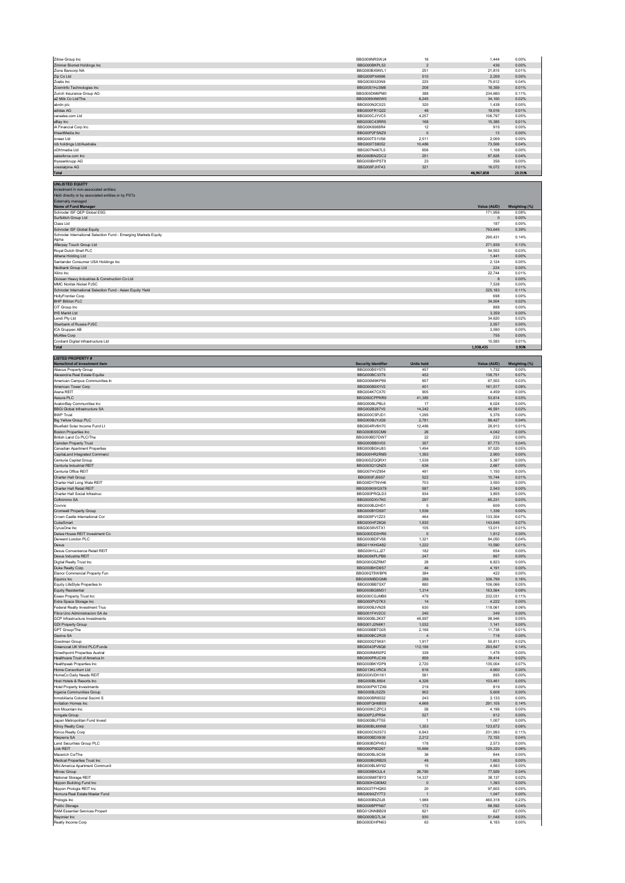| | | | | |
|---|---|---|---|---|
| Zillow Group Inc | BBG009NRSWJ4 | 16 | 1,444 | 0.00% |
| Zimmer Biomet Holdings Inc | BBG000BKPL53 | 2 | 436 | 0.00% |
| Zions Bancorp NA | BBG000BX9WL1 | 251 | 21,815 | 0.01% |
| Zip Co Ltd | BBG000PX4996 | 510 | 2,209 | 0.00% |
| Zoetis Inc | BBG0039320N9 | 225 | 75,612 | 0.04% |
| ZoomInfo Technologies Inc | BBG00S1HJ3M8 | 208 | 18,359 | 0.01% |
| Zurich Insurance Group AG | BBG000DM6PM0 | 388 | 234,660 | 0.11% |
| a2 Milk Co Ltd/The | BBG0089XM0W0 | 6,245 | 34,100 | 0.02% |
| abrdn plc | BBG000N2C023 | 320 | 1,438 | 0.00% |
| adidas AG | BBG000FR1Q22 | 48 | 19,016 | 0.01% |
| carsales.com Ltd | BBG000CJYVC5 | 4,257 | 106,797 | 0.05% |
| eBay Inc | BBG000C43RR5 | 168 | 15,385 | 0.01% |
| iA Financial Corp Inc | BBG00K6988R4 | 12 | 915 | 0.00% |
| iHeartMedia Inc | BBG00P2FSNZ9 | 0 | 13 | 0.00% |
| ioneer Ltd | BBG000TS1VS6 | 2,511 | 2,009 | 0.00% |
| nib holdings Ltd/Australia | BBG000TS8052 | 10,486 | 73,506 | 0.04% |
| oOh!media Ltd | BBG007N467L5 | 656 | 1,108 | 0.00% |
| salesforce.com Inc | BBG000BN2DC2 | 251 | 87,828 | 0.04% |
| thyssenkrupp AG | BBG000BHPST9 | 23 | 356 | 0.00% |
| voestalpine AG | BBG000FJH743 | 321 | 16,072 | 0.01% |
| **Total** | | | **46,967,858** | **23.01%** |

**UNLISTED EQUITY**
Investment in non-associated entities;
Held directly or by associated entities or by PSTs
Externally managed

| Name of Fund Manager | Value (AUD) | Weighting (%) |
|---|---|---|
| Schroder ISF QEP Global ESG | 171,956 | 0.08% |
| Surfstitch Group Ltd | 0 | 0.00% |
| Class Ltd | 187 | 0.00% |
| Schroder ISF Global Equity | 793,645 | 0.39% |
| Schroder International Selection Fund - Emerging Markets Equity Alpha | 290,431 | 0.14% |
| Afterpay Touch Group Ltd | 271,839 | 0.13% |
| Royal Dutch Shell PLC | 54,553 | 0.03% |
| Athene Holding Ltd | 1,441 | 0.00% |
| Santander Consumer USA Holdings Inc | 2,124 | 0.00% |
| Nedbank Group Ltd | 224 | 0.00% |
| Xilinx Inc | 22,744 | 0.01% |
| Doosan Heavy Industries & Construction Co Ltd | 8 | 0.00% |
| MMC Norilsk Nickel PJSC | 7,538 | 0.00% |
| Schroder International Selection Fund - Asian Equity Yield | 225,183 | 0.11% |
| HollyFrontier Corp | 698 | 0.00% |
| BHP Billiton PLC | 34,504 | 0.02% |
| CIT Group Inc | 888 | 0.00% |
| IHS Markit Ltd | 3,359 | 0.00% |
| Lendi Pty Ltd | 34,620 | 0.02% |
| Sberbank of Russia PJSC | 2,557 | 0.00% |
| ICA Gruppen AB | 3,590 | 0.00% |
| McAfee Corp | 755 | 0.00% |
| Cordiant Digital Infrastructure Ltd | 15,593 | 0.01% |
| **Total** | **1,938,435** | **0.95%** |

**LISTED PROPERTY #**

| Name/kind of investment item | Security Identifier | Units held | Value (AUD) | Weighting (%) |
|---|---|---|---|---|
| Abacus Property Group | BBG000BSY5T5 | 457 | 1,732 | 0.00% |
| Alexandria Real Estate Equitie | BBG000BC33T9 | 452 | 138,751 | 0.07% |
| American Campus Communities In | BBG000M9KP89 | 857 | 67,503 | 0.03% |
| American Tower Corp | BBG000B9XYV2 | 401 | 161,517 | 0.08% |
| Arena REIT | BBG004K7CX70 | 905 | 4,459 | 0.00% |
| Assura PLC | BBG000CPPKR9 | 41,385 | 53,814 | 0.03% |
| AvalonBay Communities Inc | BBG000BLPBL5 | 17 | 6,024 | 0.00% |
| BBGI Global Infrastructure SA | BBG002B287V0 | 14,242 | 46,591 | 0.02% |
| BWP Trust | BBG000C5PJD1 | 1,295 | 5,376 | 0.00% |
| Big Yellow Group PLC | BBG000BJYJG9 | 2,781 | 88,427 | 0.04% |
| Bluefield Solar Income Fund Lt | BBG004RV8H70 | 12,486 | 28,913 | 0.01% |
| Boston Properties Inc | BBG000BS5CM9 | 26 | 4,042 | 0.00% |
| British Land Co PLC/The | BBG000BD7DW7 | 22 | 222 | 0.00% |
| Camden Property Trust | BBG000BB0V03 | 357 | 87,773 | 0.04% |
| Canadian Apartment Properties | BBG000BGHJ83 | 1,494 | 97,520 | 0.05% |
| CapitaLand Integrated Commerci | BBG000HR2RM5 | 1,393 | 2,900 | 0.00% |
| Centuria Capital Group | BBG00DZQQRX1 | 1,539 | 5,387 | 0.00% |
| Centuria Industrial REIT | BBG003Q1QNZ5 | 636 | 2,667 | 0.00% |
| Centuria Office REIT | BBG007HVZ954 | 491 | 1,150 | 0.00% |
| Charter Hall Group | BBG000FJ5657 | 522 | 10,744 | 0.01% |
| Charter Hall Long Wale REIT | BBG00DY7NVH6 | 703 | 3,550 | 0.00% |
| Charter Hall Retail REIT | BBG000KWGX79 | 597 | 2,543 | 0.00% |
| Charter Hall Social Infrastruc | BBG000PRQLD3 | 934 | 3,855 | 0.00% |
| Cofinimmo SA | BBG000DXV7K0 | 297 | 65,231 | 0.03% |
| Covivio | BBG000BJ2HD1 | 5 | 609 | 0.00% |
| Cromwell Property Group | BBG000BYDS97 | 1,536 | 1,336 | 0.00% |
| Crown Castle International Cor | BBG000FV1Z23 | 464 | 133,304 | 0.07% |
| CubeSmart | BBG000HF28Q9 | 1,835 | 143,646 | 0.07% |
| CyrusOne Inc | BBG0038V5TX1 | 105 | 13,011 | 0.01% |
| Daiwa House REIT Investment Co | BBG000DD3HR6 | 0 | 1,812 | 0.00% |
| Derwent London PLC | BBG000BDFV58 | 1,321 | 84,050 | 0.04% |
| Dexus | BBG011KHG482 | 1,222 | 13,590 | 0.01% |
| Dexus Convenience Retail REIT | BBG00H1LLJ27 | 182 | 654 | 0.00% |
| Dexus Industria REIT | BBG005KPLPB9 | 247 | 867 | 0.00% |
| Digital Realty Trust Inc | BBG000Q5ZRM7 | 28 | 6,823 | 0.00% |
| Duke Realty Corp | BBG000BHD8S7 | 46 | 4,191 | 0.00% |
| Elanor Commercial Property Fun | BBG00QT8WBP6 | 384 | 422 | 0.00% |
| Equinix Inc | BBG000MBDGM6 | 289 | 336,799 | 0.16% |
| Equity LifeStyle Properties In | BBG000BB7SX7 | 880 | 106,066 | 0.05% |
| Equity Residential | BBG000BG8M31 | 1,314 | 163,564 | 0.08% |
| Essex Property Trust Inc | BBG000CGJMB9 | 479 | 232,031 | 0.11% |
| Extra Space Storage Inc | BBG000PV27K3 | 14 | 4,222 | 0.00% |
| Federal Realty Investment Trus | BBG000BJVN28 | 630 | 118,061 | 0.06% |
| Fibra Uno Administracion SA de | BBG001F4V2C0 | 240 | 349 | 0.00% |
| GCP Infrastructure Investments | BBG000BL2KX7 | 48,997 | 98,946 | 0.05% |
| GDI Property Group | BBG001J2N6K1 | 1,032 | 1,141 | 0.00% |
| GPT Group/The | BBG000BBTG05 | 2,166 | 11,738 | 0.01% |
| Gecina SA | BBG000BC2R35 | 4 | 718 | 0.00% |
| Goodman Group | BBG000QT5K61 | 1,917 | 50,811 | 0.02% |
| Greencoat UK Wind PLC/Funds | BBG0043PV8Q6 | 112,186 | 293,847 | 0.14% |
| Growthpoint Properties Austral | BBG000NM50P2 | 339 | 1,476 | 0.00% |
| Healthcare Trust of America In | BBG000PRJCX9 | 858 | 39,414 | 0.02% |
| Healthpeak Properties Inc | BBG000BKYDP9 | 2,720 | 135,004 | 0.07% |
| Home Consortium Ltd | BBG013KLVRC6 | 616 | 4,900 | 0.00% |
| HomeCo Daily Needs REIT | BBG00XVDH1K1 | 561 | 895 | 0.00% |
| Host Hotels & Resorts Inc | BBG000BL8804 | 4,326 | 103,461 | 0.05% |
| Hotel Property Investments | BBG000PWTZX6 | 219 | 819 | 0.00% |
| Ingenia Communities Group | BBG000BJ3ZZ9 | 902 | 5,608 | 0.00% |
| Inmobiliaria Colonial Socimi S | BBG000BR8552 | 243 | 3,133 | 0.00% |
| Invitation Homes Inc | BBG00FQH6BS9 | 4,668 | 291,105 | 0.14% |
| Iron Mountain Inc | BBG000KCZPC3 | 58 | 4,196 | 0.00% |
| Irongate Group | BBG00P2JPR94 | 527 | 912 | 0.00% |
| Japan Metropolitan Fund Invest | BBG000BLFT55 | 1 | 1,007 | 0.00% |
| Kilroy Realty Corp | BBG000BLMXN8 | 1,353 | 123,672 | 0.06% |
| Kimco Realty Corp | BBG000CN3S73 | 6,843 | 231,993 | 0.11% |
| Klepierre SA | BBG000BDX939 | 2,212 | 72,153 | 0.04% |
| Land Securities Group PLC | BBG000BDPHS3 | 178 | 2,573 | 0.00% |
| Link REIT | BBG000P9D267 | 10,669 | 129,220 | 0.06% |
| Macerich Co/The | BBG000BL9C59 | 36 | 844 | 0.00% |
| Medical Properties Trust Inc | BBG000BGRB25 | 49 | 1,603 | 0.00% |
| Mid-America Apartment Communit | BBG000BLMY92 | 15 | 4,883 | 0.00% |
| Mirvac Group | BBG000BK3JL4 | 26,780 | 77,929 | 0.04% |
| National Storage REIT | BBG005M8TBY3 | 14,337 | 38,137 | 0.02% |
| Nippon Building Fund Inc | BBG000HG80M2 | 0 | 1,393 | 0.00% |
| Nippon Prologis REIT Inc | BBG003TFHQK0 | 20 | 97,603 | 0.05% |
| Nomura Real Estate Master Fund | BBG009XZY7T2 | 1 | 1,047 | 0.00% |
| Prologis Inc | BBG000B9Z0J8 | 1,988 | 460,318 | 0.23% |
| Public Storage | BBG000BPPN67 | 172 | 88,592 | 0.04% |
| RAM Essential Services Propert | BBG012NNBB29 | 621 | 627 | 0.00% |
| Rayonier Inc | BBG000BG7L34 | 930 | 51,648 | 0.03% |
| Realty Income Corp | BBG000DHPN63 | 63 | 6,183 | 0.00% |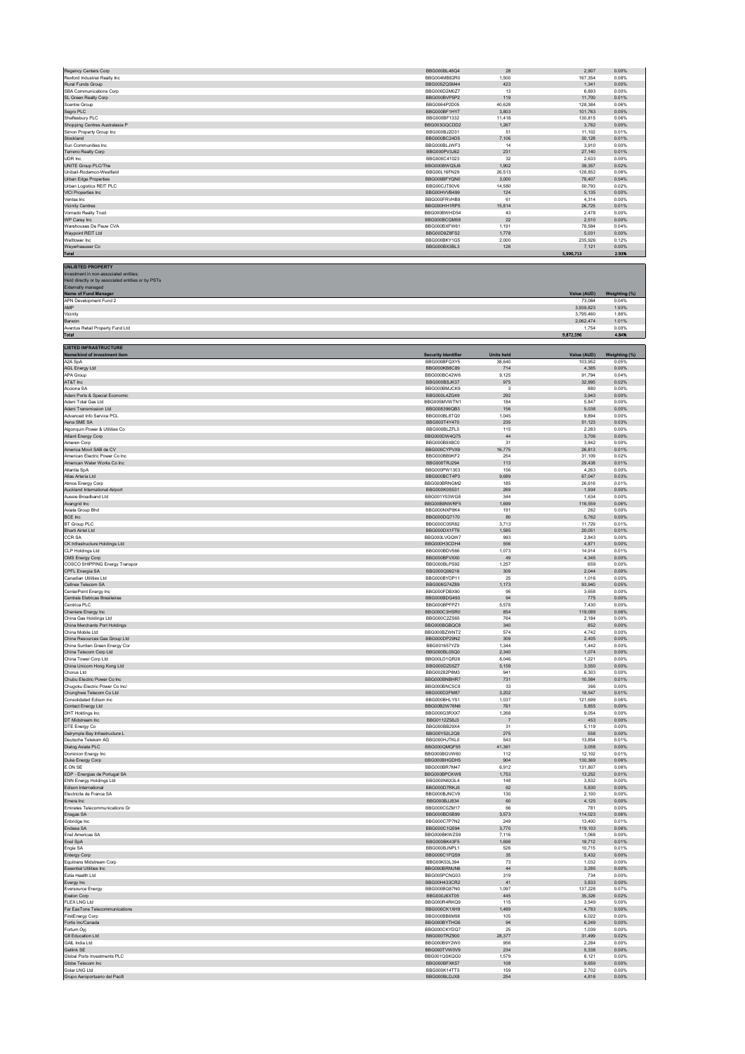| | | | | |
|---|---|---|---|---|
| Regency Centers Corp | BBG000BL46Q4 | 28 | 2,907 | 0.00% |
| Rexford Industrial Realty Inc | BBG004MB82R0 | 1,500 | 167,354 | 0.08% |
| Rural Funds Group | BBG005ZQ5M44 | 423 | 1,341 | 0.00% |
| SBA Communications Corp | BBG000D2M0Z7 | 13 | 6,893 | 0.00% |
| SL Green Realty Corp | BBG000BVP5P2 | 119 | 11,700 | 0.01% |
| Scentre Group | BBG0064P2D05 | 40,628 | 128,384 | 0.06% |
| Segro PLC | BBG000BF1HY7 | 3,803 | 101,763 | 0.05% |
| Shaftesbury PLC | BBG000BF1332 | 11,418 | 130,815 | 0.06% |
| Shopping Centres Australasia P | BBG003GQCDD2 | 1,267 | 3,762 | 0.00% |
| Simon Property Group Inc | BBG000BJ2D31 | 51 | 11,102 | 0.01% |
| Stockland | BBG000BC24D5 | 7,106 | 30,128 | 0.01% |
| Sun Communities Inc | BBG000BLJWF3 | 14 | 3,910 | 0.00% |
| Terreno Realty Corp | BBG000PV3J62 | 231 | 27,140 | 0.01% |
| UDR Inc | BBG000C41023 | 32 | 2,633 | 0.00% |
| UNITE Group PLC/The | BBG000BWQ5J6 | 1,902 | 39,357 | 0.02% |
| Unibail-Rodamco-Westfield | BBG00L16FN29 | 26,513 | 128,852 | 0.06% |
| Urban Edge Properties | BBG006BFYQN0 | 3,000 | 78,407 | 0.04% |
| Urban Logistics REIT PLC | BBG00CJT80V6 | 14,580 | 50,793 | 0.02% |
| VICI Properties Inc | BBG00HVVB499 | 124 | 5,135 | 0.00% |
| Ventas Inc | BBG000FRVHB9 | 61 | 4,314 | 0.00% |
| Vicinity Centres | BBG000HH1RP5 | 15,814 | 26,725 | 0.01% |
| Vornado Realty Trust | BBG000BWHD54 | 43 | 2,478 | 0.00% |
| WP Carey Inc | BBG000BCQM58 | 22 | 2,510 | 0.00% |
| Warehouses De Pauw CVA | BBG000BXFW61 | 1,191 | 78,584 | 0.04% |
| Waypoint REIT Ltd | BBG00D9Z8FS2 | 1,778 | 5,031 | 0.00% |
| Welltower Inc | BBG000BKY1G5 | 2,000 | 235,926 | 0.12% |
| Weyerhaeuser Co | BBG000BX3BL3 | 126 | 7,121 | 0.00% |
| **Total** | | | **5,990,713** | **2.93%** |

**UNLISTED PROPERTY**

Investment in non-associated entities;
Held directly or by associated entities or by PSTs
Externally managed

| Name of Fund Manager | Value (AUD) | Weighting (%) |
|---|---|---|
| APN Development Fund 2 | 73,084 | 0.04% |
| AMP | 3,939,823 | 1.93% |
| Vicinity | 3,795,460 | 1.86% |
| Barwon | 2,062,474 | 1.01% |
| Aventus Retail Property Fund Ltd | 1,754 | 0.00% |
| **Total** | **9,872,596** | **4.84%** |

**LISTED INFRASTRUCTURE**

| Name/kind of investment item | Security Identifier | Units held | Value (AUD) | Weighting (%) |
|---|---|---|---|---|
| A2A SpA | BBG000BFQXY5 | 38,640 | 103,952 | 0.05% |
| AGL Energy Ltd | BBG000KB8C89 | 714 | 4,385 | 0.00% |
| APA Group | BBG000BC42W6 | 9,125 | 91,794 | 0.04% |
| AT&T Inc | BBG000BSJK37 | 975 | 32,995 | 0.02% |
| Acciona SA | BBG000BMJCK9 | 3 | 880 | 0.00% |
| Adani Ports & Special Economic | BBG000L4ZG49 | 292 | 3,943 | 0.00% |
| Adani Total Gas Ltd | BBG005MVWTN1 | 184 | 5,847 | 0.00% |
| Adani Transmission Ltd | BBG008396QB3 | 156 | 5,038 | 0.00% |
| Advanced Info Service PCL | BBG000BL8TQ0 | 1,045 | 9,894 | 0.00% |
| Aena SME SA | BBG003T4Y470 | 235 | 51,123 | 0.03% |
| Algonquin Power & Utilities Co | BBG000BLZFL5 | 115 | 2,283 | 0.00% |
| Alliant Energy Corp | BBG000DW4Q75 | 44 | 3,706 | 0.00% |
| Ameren Corp | BBG000B9X8C0 | 31 | 3,842 | 0.00% |
| America Movil SAB de CV | BBG000CYPVX9 | 16,775 | 26,813 | 0.01% |
| American Electric Power Co Inc | BBG000BB9KF2 | 254 | 31,109 | 0.02% |
| American Water Works Co Inc | BBG000TRJ294 | 113 | 29,438 | 0.01% |
| Atlantia SpA | BBG000PW1303 | 156 | 4,263 | 0.00% |
| Atlas Arteria Ltd | BBG000BCT4P3 | 9,689 | 67,047 | 0.03% |
| Atmos Energy Corp | BBG000BRNGM2 | 185 | 26,616 | 0.01% |
| Auckland International Airport | BBG000K0S531 | 269 | 1,934 | 0.00% |
| Aussie Broadband Ltd | BBG001Y03WG8 | 344 | 1,634 | 0.00% |
| Avangrid Inc | BBG00B8NWRF5 | 1,699 | 116,559 | 0.06% |
| Axiata Group Bhd | BBG000NXP8K4 | 191 | 262 | 0.00% |
| BCE Inc | BBG000DQ7170 | 80 | 5,762 | 0.00% |
| BT Group PLC | BBG000C05R82 | 3,713 | 11,729 | 0.01% |
| Bharti Airtel Ltd | BBG000DX1FT6 | 1,585 | 20,051 | 0.01% |
| CCR SA | BBG000LVGQW7 | 993 | 2,843 | 0.00% |
| CK Infrastructure Holdings Ltd | BBG000H3CDH4 | 556 | 4,871 | 0.00% |
| CLP Holdings Ltd | BBG000BDV566 | 1,073 | 14,914 | 0.01% |
| CMS Energy Corp | BBG000BFVXX0 | 49 | 4,345 | 0.00% |
| COSCO SHIPPING Energy Transpor | BBG000BLPS92 | 1,257 | 659 | 0.00% |
| CPFL Energia SA | BBG000Q99216 | 309 | 2,044 | 0.00% |
| Canadian Utilities Ltd | BBG000BYDP11 | 25 | 1,016 | 0.00% |
| Cellnex Telecom SA | BBG008G74Z89 | 1,173 | 93,940 | 0.05% |
| CenterPoint Energy Inc | BBG000FDBX90 | 95 | 3,658 | 0.00% |
| Centrais Eletricas Brasileiras | BBG000BDG493 | 94 | 775 | 0.00% |
| Centrica PLC | BBG000BPFPZ1 | 5,578 | 7,430 | 0.00% |
| Cheniere Energy Inc | BBG000C3HSR0 | 854 | 119,089 | 0.06% |
| China Gas Holdings Ltd | BBG000C2ZS65 | 764 | 2,184 | 0.00% |
| China Merchants Port Holdings | BBG000BGBQC8 | 340 | 852 | 0.00% |
| China Mobile Ltd | BBG000BZWNT2 | 574 | 4,742 | 0.00% |
| China Resources Gas Group Ltd | BBG000DP29N2 | 309 | 2,405 | 0.00% |
| China Suntien Green Energy Cor | BBG001657YZ9 | 1,344 | 1,442 | 0.00% |
| China Telecom Corp Ltd | BBG000BL05Q0 | 2,340 | 1,074 | 0.00% |
| China Tower Corp Ltd | BBG00LD1QR26 | 8,046 | 1,221 | 0.00% |
| China Unicom Hong Kong Ltd | BBG000DZ05Z7 | 5,159 | 3,550 | 0.00% |
| Chorus Ltd | BBG00282P8M3 | 941 | 6,303 | 0.00% |
| Chubu Electric Power Co Inc | BBG000BNBHR7 | 731 | 10,584 | 0.01% |
| Chugoku Electric Power Co Inc/ | BBG000BNC5C8 | 33 | 366 | 0.00% |
| Chunghwa Telecom Co Ltd | BBG000D2FM87 | 3,202 | 18,547 | 0.01% |
| Consolidated Edison Inc | BBG000BHLYS1 | 1,037 | 121,699 | 0.06% |
| Contact Energy Ltd | BBG00B2W76N6 | 761 | 5,855 | 0.00% |
| DHT Holdings Inc | BBG000G3RXX7 | 1,268 | 9,054 | 0.00% |
| DT Midstream Inc | BBG0112Z58J3 | 7 | 453 | 0.00% |
| DTE Energy Co | BBG000BB29X4 | 31 | 5,119 | 0.00% |
| Dalrymple Bay Infrastructure L | BBG00Y52L2Q9 | 275 | 558 | 0.00% |
| Deutsche Telekom AG | BBG000HJTKL0 | 543 | 13,854 | 0.01% |
| Dialog Axiata PLC | BBG000QMQF55 | 41,361 | 3,058 | 0.00% |
| Dominion Energy Inc | BBG000BGVW60 | 112 | 12,102 | 0.01% |
| Duke Energy Corp | BBG000BHGDH5 | 904 | 130,369 | 0.06% |
| E.ON SE | BBG000BR7M47 | 6,912 | 131,807 | 0.06% |
| EDP - Energias de Portugal SA | BBG000BPCKW8 | 1,753 | 13,252 | 0.01% |
| ENN Energy Holdings Ltd | BBG000N6X3L4 | 148 | 3,832 | 0.00% |
| Edison International | BBG000D7RKJ5 | 62 | 5,830 | 0.00% |
| Electricite de France SA | BBG000BJNCV9 | 130 | 2,100 | 0.00% |
| Emera Inc | BBG000BJJ834 | 60 | 4,125 | 0.00% |
| Emirates Telecommunications Gr | BBG000C0ZM17 | 66 | 781 | 0.00% |
| Enagas SA | BBG000BD5B99 | 3,573 | 114,023 | 0.06% |
| Enbridge Inc | BBG000C7P7N2 | 249 | 13,400 | 0.01% |
| Endesa SA | BBG000C1Q594 | 3,770 | 119,103 | 0.06% |
| Enel Americas SA | BBG000BKWZS9 | 7,116 | 1,068 | 0.00% |
| Enel SpA | BBG000BK43F5 | 1,698 | 18,712 | 0.01% |
| Engie SA | BBG000BJNPL1 | 526 | 10,715 | 0.01% |
| Entergy Corp | BBG000C1FQS9 | 35 | 5,432 | 0.00% |
| Equitrans Midstream Corp | BBG00K53L394 | 73 | 1,032 | 0.00% |
| Essential Utilities Inc | BBG000BRMJN6 | 44 | 3,285 | 0.00% |
| Estia Health Ltd | BBG005PCNG03 | 319 | 734 | 0.00% |
| Evergy Inc | BBG00H433CR2 | 41 | 3,833 | 0.00% |
| Eversource Energy | BBG000BQ87N0 | 1,097 | 137,228 | 0.07% |
| Exelon Corp | BBG000J6XT05 | 445 | 35,326 | 0.02% |
| FLEX LNG Ltd | BBG000R4RKQ9 | 115 | 3,549 | 0.00% |
| Far EasTone Telecommunications | BBG000CK1XH9 | 1,489 | 4,783 | 0.00% |
| FirstEnergy Corp | BBG000BB6M98 | 105 | 6,022 | 0.00% |
| Fortis Inc/Canada | BBG000BYTHG6 | 94 | 6,249 | 0.00% |
| Fortum Oyj | BBG000CKYDQ7 | 25 | 1,039 | 0.00% |
| G8 Education Ltd | BBG000TRZ900 | 28,377 | 31,499 | 0.02% |
| GAIL India Ltd | BBG000B9Y2W0 | 956 | 2,284 | 0.00% |
| Getlink SE | BBG000TVW0V9 | 234 | 5,338 | 0.00% |
| Global Ports Investments PLC | BBG001QSKQG0 | 1,579 | 8,121 | 0.00% |
| Globe Telecom Inc | BBG000BFXK57 | 108 | 9,659 | 0.00% |
| Golar LNG Ltd | BBG000K14TT5 | 159 | 2,702 | 0.00% |
| Grupo Aeroportuario del Pacifi | BBG000BLDJX8 | 254 | 4,816 | 0.00% |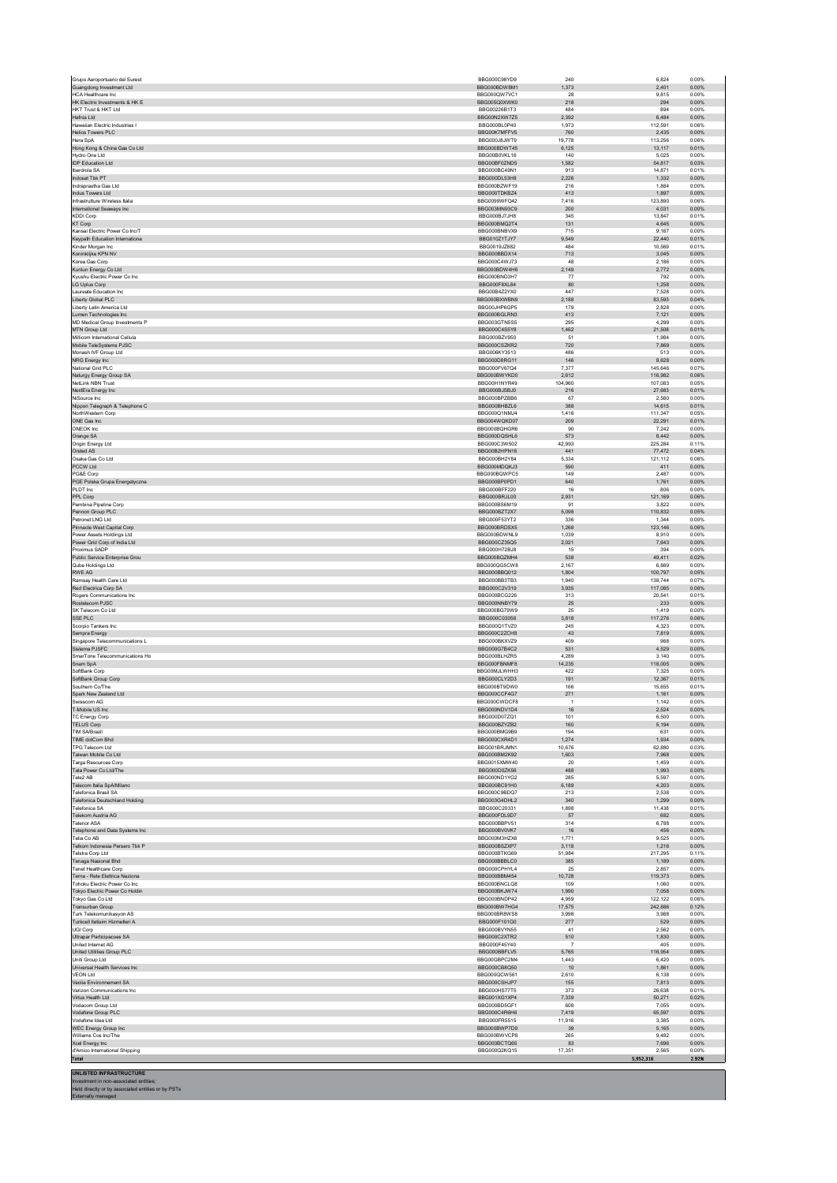| | | | | |
|---|---|---|---|---|
| Grupo Aeroportuario del Surest | BBG000C98YD9 | 240 | 6,824 | 0.00% |
| Guangdong Investment Ltd | BBG000BDW8M1 | 1,373 | 2,401 | 0.00% |
| HCA Healthcare Inc | BBG000QW7VC1 | 28 | 9,815 | 0.00% |
| HK Electric Investments & HK E | BBG005Q0XWK0 | 218 | 294 | 0.00% |
| HKT Trust & HKT Ltd | BBG00226B1T3 | 484 | 894 | 0.00% |
| Hafnia Ltd | BBG00N2XW7Z5 | 2,392 | 6,484 | 0.00% |
| Hawaiian Electric Industries I | BBG000BL0P40 | 1,973 | 112,591 | 0.06% |
| Helios Towers PLC | BBG00K7MFFV5 | 760 | 2,435 | 0.00% |
| Hera SpA | BBG000J8JWT9 | 19,778 | 113,256 | 0.06% |
| Hong Kong & China Gas Co Ltd | BBG000BDWT45 | 6,125 | 13,117 | 0.01% |
| Hydro One Ltd | BBG00B0VKL16 | 140 | 5,025 | 0.00% |
| IDP Education Ltd | BBG00BF0ZND5 | 1,582 | 54,817 | 0.03% |
| Iberdrola SA | BBG000BC49N1 | 913 | 14,871 | 0.01% |
| Indosat Tbk PT | BBG000DL53H8 | 2,226 | 1,332 | 0.00% |
| Indraprastha Gas Ltd | BBG000BZWF19 | 216 | 1,884 | 0.00% |
| Indus Towers Ltd | BBG000TDKBZ4 | 413 | 1,897 | 0.00% |
| Infrastrutture Wireless Italia | BBG0099WFQ42 | 7,416 | 123,890 | 0.06% |
| International Seaways Inc | BBG003MN93C9 | 200 | 4,031 | 0.00% |
| KDDI Corp | BBG000BJ7JH8 | 345 | 13,847 | 0.01% |
| KT Corp | BBG000BMQ2T4 | 131 | 4,645 | 0.00% |
| Kansai Electric Power Co Inc/T | BBG000BNBVX9 | 715 | 9,167 | 0.00% |
| Keypath Education Internationa | BBG010Z1TJY7 | 9,549 | 22,440 | 0.01% |
| Kinder Morgan Inc | BBG0019JZ882 | 484 | 10,569 | 0.01% |
| Koninklijke KPN NV | BBG000BBDX14 | 713 | 3,045 | 0.00% |
| Korea Gas Corp | BBG000C4WJ73 | 48 | 2,186 | 0.00% |
| Kunlun Energy Co Ltd | BBG000BDW4H6 | 2,149 | 2,772 | 0.00% |
| Kyushu Electric Power Co Inc | BBG000BND3H7 | 77 | 792 | 0.00% |
| LG Uplus Corp | BBG000F8XL84 | 80 | 1,258 | 0.00% |
| Laureate Education Inc | BBG00B4Z2YX0 | 447 | 7,528 | 0.00% |
| Liberty Global PLC | BBG000BXWBN9 | 2,188 | 83,593 | 0.04% |
| Liberty Latin America Ltd | BBG00JHP6GP5 | 179 | 2,828 | 0.00% |
| Lumen Technologies Inc | BBG000BGLRN3 | 413 | 7,121 | 0.00% |
| MD Medical Group Investments P | BBG003GTN5S5 | 295 | 4,299 | 0.00% |
| MTN Group Ltd | BBG000C4S5Y6 | 1,462 | 21,508 | 0.01% |
| Millicom International Cellula | BBG000BZV950 | 51 | 1,984 | 0.00% |
| Mobile TeleSystems PJSC | BBG000CSZKR2 | 720 | 7,869 | 0.00% |
| Monash IVF Group Ltd | BBG006KY3S13 | 486 | 513 | 0.00% |
| NRG Energy Inc | BBG000D8RG11 | 146 | 8,628 | 0.00% |
| National Grid PLC | BBG000FV67Q4 | 7,377 | 145,646 | 0.07% |
| Naturgy Energy Group SA | BBG000BWYKD0 | 2,612 | 116,962 | 0.06% |
| NetLink NBN Trust | BBG00H1NYR49 | 104,960 | 107,083 | 0.05% |
| NextEra Energy Inc | BBG000BJSBJ0 | 216 | 27,683 | 0.01% |
| NiSource Inc | BBG000BPZBB6 | 67 | 2,560 | 0.00% |
| Nippon Telegraph & Telephone C | BBG000BHBZL6 | 388 | 14,615 | 0.01% |
| NorthWestern Corp | BBG000Q1NMJ4 | 1,416 | 111,347 | 0.05% |
| ONE Gas Inc | BBG004WQKD07 | 209 | 22,291 | 0.01% |
| ONEOK Inc | BBG000BQHGR6 | 90 | 7,242 | 0.00% |
| Orange SA | BBG000DQSHL6 | 573 | 8,442 | 0.00% |
| Origin Energy Ltd | BBG000C3W502 | 42,993 | 225,284 | 0.11% |
| Orsted AS | BBG00B2HPN16 | 441 | 77,472 | 0.04% |
| Osaka Gas Co Ltd | BBG000BH2Y84 | 5,334 | 121,112 | 0.06% |
| PCCW Ltd | BBG000MDQKJ3 | 590 | 411 | 0.00% |
| PG&E Corp | BBG000BQWPC5 | 149 | 2,487 | 0.00% |
| PGE Polska Grupa Energetyczna | BBG000BP0PD1 | 640 | 1,761 | 0.00% |
| PLDT Inc | BBG000BFF220 | 16 | 806 | 0.00% |
| PPL Corp | BBG000BRJL00 | 2,931 | 121,169 | 0.06% |
| Pembina Pipeline Corp | BBG000BS6M19 | 91 | 3,822 | 0.00% |
| Pennon Group PLC | BBG000BZT2X7 | 5,098 | 110,832 | 0.05% |
| Petronet LNG Ltd | BBG000F53YT2 | 336 | 1,344 | 0.00% |
| Pinnacle West Capital Corp | BBG000BRD5X5 | 1,268 | 123,146 | 0.06% |
| Power Assets Holdings Ltd | BBG000BDWNL9 | 1,039 | 8,910 | 0.00% |
| Power Grid Corp of India Ltd | BBG000CZ35Q5 | 2,021 | 7,643 | 0.00% |
| Proximus SADP | BBG000H728J8 | 15 | 394 | 0.00% |
| Public Service Enterprise Grou | BBG000BQZMH4 | 538 | 49,411 | 0.02% |
| Qube Holdings Ltd | BBG000QG5CW8 | 2,167 | 6,869 | 0.00% |
| RWE AG | BBG000BBQ012 | 1,804 | 100,797 | 0.05% |
| Ramsay Health Care Ltd | BBG000BB3TB3 | 1,940 | 138,744 | 0.07% |
| Red Electrica Corp SA | BBG000C2V319 | 3,935 | 117,085 | 0.06% |
| Rogers Communications Inc | BBG000BCG226 | 313 | 20,541 | 0.01% |
| Rostelecom PJSC | BBG000NNBY79 | 25 | 233 | 0.00% |
| SK Telecom Co Ltd | BBG000BG79W9 | 25 | 1,419 | 0.00% |
| SSE PLC | BBG000C03056 | 3,818 | 117,276 | 0.06% |
| Scorpio Tankers Inc | BBG000Q1TVZ0 | 245 | 4,323 | 0.00% |
| Sempra Energy | BBG000C2ZCH8 | 43 | 7,819 | 0.00% |
| Singapore Telecommunications L | BBG000BKXVZ9 | 409 | 968 | 0.00% |
| Sistema PJSFC | BBG000G7B4C2 | 531 | 4,529 | 0.00% |
| SmarTone Telecommunications Ho | BBG000BLHZR5 | 4,289 | 3,140 | 0.00% |
| Snam SpA | BBG000FBNMF8 | 14,235 | 118,005 | 0.06% |
| SoftBank Corp | BBG00MJLWHH3 | 422 | 7,325 | 0.00% |
| SoftBank Group Corp | BBG000CLY2D3 | 191 | 12,367 | 0.01% |
| Southern Co/The | BBG000BT9DW0 | 166 | 15,655 | 0.01% |
| Spark New Zealand Ltd | BBG000CCF4G7 | 271 | 1,161 | 0.00% |
| Swisscom AG | BBG000CWDCF8 | 1 | 1,142 | 0.00% |
| T-Mobile US Inc | BBG000NDV1D4 | 16 | 2,524 | 0.00% |
| TC Energy Corp | BBG000D07ZQ1 | 101 | 6,500 | 0.00% |
| TELUS Corp | BBG000BZYZB2 | 160 | 5,194 | 0.00% |
| TIM SA/Brazil | BBG000BMG9B9 | 194 | 631 | 0.00% |
| TIME dotCom Bhd | BBG000CXR4D1 | 1,274 | 1,934 | 0.00% |
| TPG Telecom Ltd | BBG001BRJMN1 | 10,676 | 62,880 | 0.03% |
| Taiwan Mobile Co Ltd | BBG000BM2K92 | 1,603 | 7,968 | 0.00% |
| Targa Resources Corp | BBG0015XMW40 | 20 | 1,459 | 0.00% |
| Tata Power Co Ltd/The | BBG000D0ZK56 | 488 | 1,993 | 0.00% |
| Tele2 AB | BBG000ND1YG2 | 285 | 5,597 | 0.00% |
| Telecom Italia SpA/Milano | BBG000BC91H0 | 6,189 | 4,203 | 0.00% |
| Telefonica Brasil SA | BBG000C9BDQ7 | 213 | 2,538 | 0.00% |
| Telefonica Deutschland Holding | BBG003G4DHL2 | 340 | 1,299 | 0.00% |
| Telefonica SA | BBG000C20331 | 1,898 | 11,438 | 0.01% |
| Telekom Austria AG | BBG000FDL9D7 | 57 | 682 | 0.00% |
| Telenor ASA | BBG000BBPV51 | 314 | 6,788 | 0.00% |
| Telephone and Data Systems Inc | BBG000BV0VK7 | 16 | 458 | 0.00% |
| Telia Co AB | BBG000M3HZX6 | 1,771 | 9,525 | 0.00% |
| Telkom Indonesia Persero Tbk P | BBG000BSZXP7 | 3,118 | 1,216 | 0.00% |
| Telstra Corp Ltd | BBG000BTKG69 | 51,984 | 217,295 | 0.11% |
| Tenaga Nasional Bhd | BBG000BBBLC0 | 385 | 1,189 | 0.00% |
| Tenet Healthcare Corp | BBG000CPHYL4 | 25 | 2,857 | 0.00% |
| Terna - Rete Elettrica Naziona | BBG000BBM454 | 10,728 | 119,373 | 0.06% |
| Tohoku Electric Power Co Inc | BBG000BNCLQ8 | 109 | 1,060 | 0.00% |
| Tokyo Electric Power Co Holdin | BBG000BKJW74 | 1,990 | 7,058 | 0.00% |
| Tokyo Gas Co Ltd | BBG000BNDP42 | 4,959 | 122,122 | 0.06% |
| Transurban Group | BBG000BW7HG4 | 17,575 | 242,886 | 0.12% |
| Turk Telekomunikasyon AS | BBG000BR8WS8 | 3,998 | 3,968 | 0.00% |
| Turkcell Iletisim Hizmetleri A | BBG000F101G0 | 277 | 529 | 0.00% |
| UGI Corp | BBG000BVYN55 | 41 | 2,562 | 0.00% |
| Ultrapar Participacoes SA | BBG000C2XTR2 | 510 | 1,830 | 0.00% |
| United Internet AG | BBG000F45Y40 | 7 | 405 | 0.00% |
| United Utilities Group PLC | BBG000BBFLV5 | 5,765 | 116,954 | 0.06% |
| Uniti Group Ltd | BBG00GBPC2M4 | 1,443 | 6,420 | 0.00% |
| Universal Health Services Inc | BBG000CB8Q50 | 10 | 1,861 | 0.00% |
| VEON Ltd | BBG000QCW561 | 2,610 | 6,138 | 0.00% |
| Veolia Environnement SA | BBG000CSHJP7 | 155 | 7,813 | 0.00% |
| Verizon Communications Inc | BBG000HS77T5 | 373 | 26,638 | 0.01% |
| Virtus Health Ltd | BBG001XG1XP4 | 7,339 | 50,271 | 0.02% |
| Vodacom Group Ltd | BBG000BD5GF1 | 608 | 7,055 | 0.00% |
| Vodafone Group PLC | BBG000C4R6H6 | 7,419 | 65,597 | 0.03% |
| Vodafone Idea Ltd | BBG000FR5515 | 11,916 | 3,385 | 0.00% |
| WEC Energy Group Inc | BBG000BWP7D9 | 39 | 5,165 | 0.00% |
| Williams Cos Inc/The | BBG000BWVCP8 | 265 | 9,482 | 0.00% |
| Xcel Energy Inc | BBG000BCTQ65 | 83 | 7,696 | 0.00% |
| d'Amico International Shipping | BBG000Q2KQ15 | 17,351 | 2,565 | 0.00% |
| **Total** | | | **5,952,316** | **2.92%** |

**UNLISTED INFRASTRUCTURE**

Investment in non-associated entities;

Held directly or by associated entities or by PSTs

Externally managed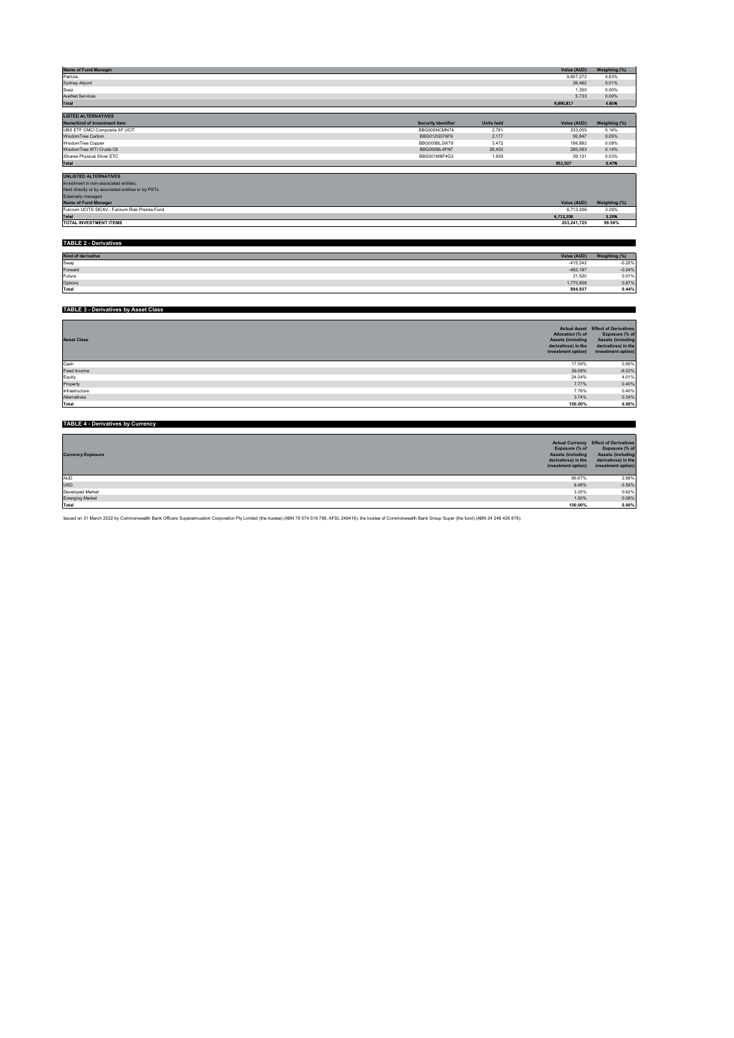| Name of Fund Manager | Value (AUD) | Weighting (%) |
| --- | --- | --- |
| Patrizia | 9,857,272 | 4.83% |
| Sydney Airport | 26,462 | 0.01% |
| Suez | 1,350 | 0.00% |
| AusNet Services | 5,733 | 0.00% |
| **Total** | **9,890,817** | **4.85%** |

| LISTED ALTERNATIVES | | | | |
| --- | --- | --- | --- | --- |
| **Name/kind of investment item** | **Security Identifier** | **Units held** | **Value (AUD)** | **Weighting (%)** |
| UBS ETF CMCI Composite SF UCIT | BBG005NCMN74 | 2,781 | 333,055 | 0.16% |
| WisdomTree Carbon | BBG012G076F9 | 2,177 | 92,847 | 0.05% |
| WisdomTree Copper | BBG000BL3W79 | 3,472 | 186,882 | 0.09% |
| WisdomTree WTI Crude Oil | BBG000BL4FN7 | 28,453 | 280,593 | 0.14% |
| iShares Physical Silver ETC | BBG001M8F4G3 | 1,939 | 59,131 | 0.03% |
| **Total** | | | **952,507** | **0.47%** |

| UNLISTED ALTERNATIVES | | |
| --- | --- | --- |
| Investment in non-associated entities: | | |
| Held directly or by associated entities or by PSTs | | |
| Externally managed | | |
| **Name of Fund Manager** | **Value (AUD)** | **Weighting (%)** |
| Fulcrum UCITS SICAV - Fulcrum Risk Premia Fund | 6,713,206 | 3.29% |
| **Total** | **6,713,206** | **3.29%** |
| **TOTAL INVESTMENT ITEMS** | **203,241,725** | **99.56%** |

## TABLE 2 - Derivatives

| Kind of derivative | Value (AUD) | Weighting (%) |
| --- | --- | --- |
| Swap | -415,242 | -0.20% |
| Forward | -482,197 | -0.24% |
| Future | 21,520 | 0.01% |
| Options | 1,770,856 | 0.87% |
| **Total** | **894,937** | **0.44%** |

## TABLE 3 - Derivatives by Asset Class

| Asset Class | Actual Asset Allocation (% of Assets (including derivatives) in the investment option) | Effect of Derivatives Exposure (% of Assets (including derivatives) in the investment option) |
| --- | --- | --- |
| Cash | 17.59% | 0.90% |
| Fixed Income | 39.09% | -6.03% |
| Equity | 24.04% | 4.01% |
| Property | 7.77% | 0.40% |
| Infrastructure | 7.76% | 0.40% |
| Alternatives | 3.74% | 0.34% |
| **Total** | **100.00%** | **0.00%** |

## TABLE 4 - Derivatives by Currency

| Currency Exposure | Actual Currency Exposure (% of Assets (including derivatives) in the investment option) | Effect of Derivatives Exposure (% of Assets (including derivatives) in the investment option) |
| --- | --- | --- |
| AUD | 86.67% | 2.88% |
| USD | 8.48% | -3.59% |
| Developed Market | 3.35% | 0.62% |
| Emerging Market | 1.50% | 0.09% |
| **Total** | **100.00%** | **0.00%** |

Issued on 31 March 2022 by Commonwealth Bank Officers Superannuation Corporation Pty Limited (the trustee) (ABN 76 074 519 798, AFSL 246418), the trustee of Commonwealth Bank Group Super (the fund) (ABN 24 248 426 878).